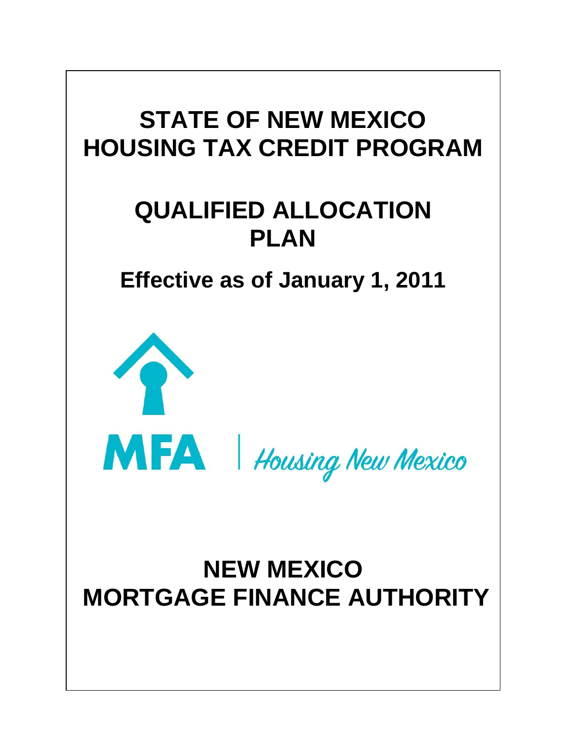# STATE OF NEW MEXICO HOUSING TAX CREDIT PROGRAM

# QUALIFIED ALLOCATION PLAN

## Effective as of January 1, 2011

MFA | Housing New Mexico

# NEW MEXICO MORTGAGE FINANCE AUTHORITY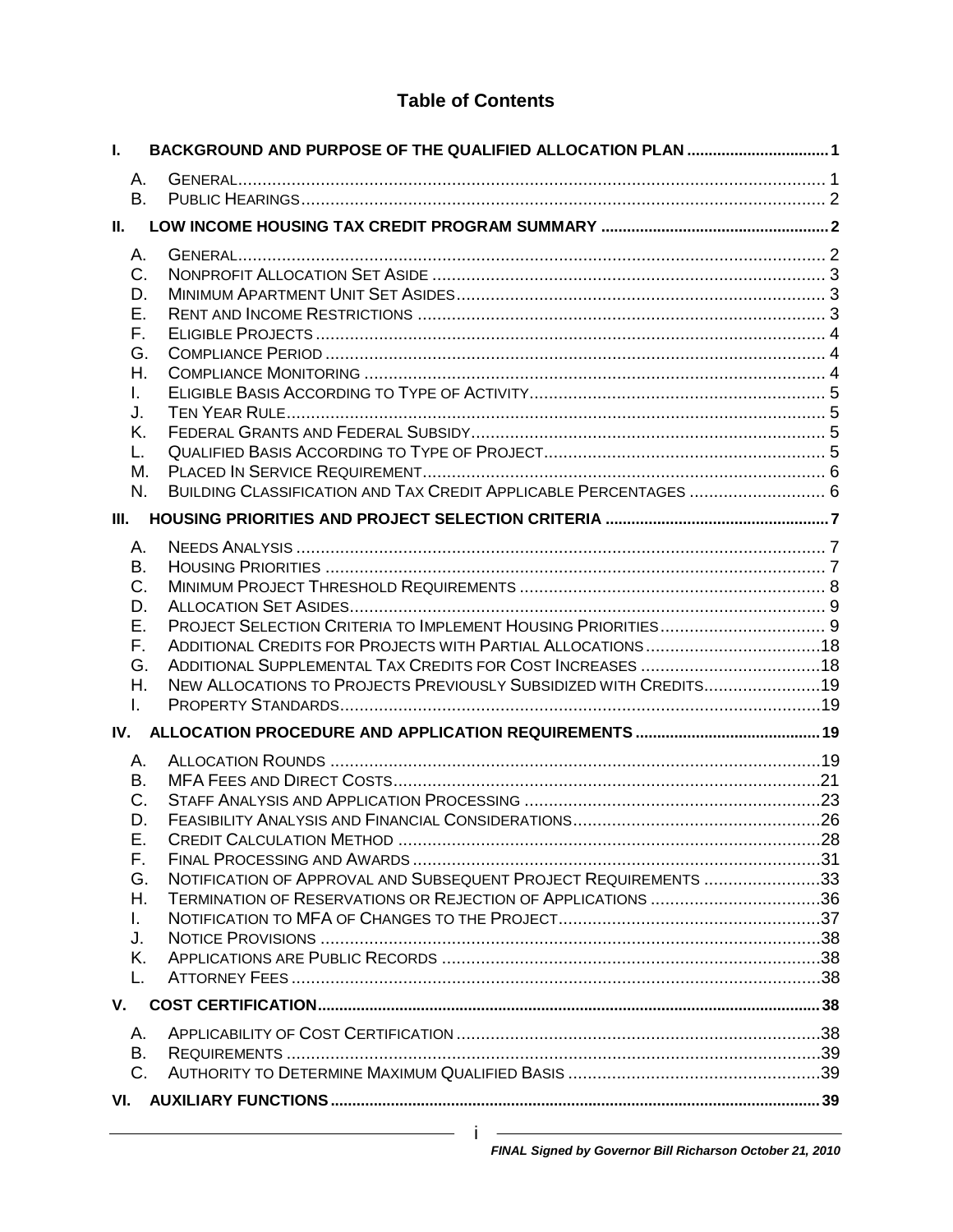# Table of Contents

**I. BACKGROUND AND PURPOSE OF THE QUALIFIED ALLOCATION PLAN ..... 1**

- A. GENERAL ..... 1
- B. PUBLIC HEARINGS ..... 2

**II. LOW INCOME HOUSING TAX CREDIT PROGRAM SUMMARY ..... 2**

- A. GENERAL ..... 2
- C. NONPROFIT ALLOCATION SET ASIDE ..... 3
- D. MINIMUM APARTMENT UNIT SET ASIDES ..... 3
- E. RENT AND INCOME RESTRICTIONS ..... 3
- F. ELIGIBLE PROJECTS ..... 4
- G. COMPLIANCE PERIOD ..... 4
- H. COMPLIANCE MONITORING ..... 4
- I. ELIGIBLE BASIS ACCORDING TO TYPE OF ACTIVITY ..... 5
- J. TEN YEAR RULE ..... 5
- K. FEDERAL GRANTS AND FEDERAL SUBSIDY ..... 5
- L. QUALIFIED BASIS ACCORDING TO TYPE OF PROJECT ..... 5
- M. PLACED IN SERVICE REQUIREMENT ..... 6
- N. BUILDING CLASSIFICATION AND TAX CREDIT APPLICABLE PERCENTAGES ..... 6

**III. HOUSING PRIORITIES AND PROJECT SELECTION CRITERIA ..... 7**

- A. NEEDS ANALYSIS ..... 7
- B. HOUSING PRIORITIES ..... 7
- C. MINIMUM PROJECT THRESHOLD REQUIREMENTS ..... 8
- D. ALLOCATION SET ASIDES ..... 9
- E. PROJECT SELECTION CRITERIA TO IMPLEMENT HOUSING PRIORITIES ..... 9
- F. ADDITIONAL CREDITS FOR PROJECTS WITH PARTIAL ALLOCATIONS ..... 18
- G. ADDITIONAL SUPPLEMENTAL TAX CREDITS FOR COST INCREASES ..... 18
- H. NEW ALLOCATIONS TO PROJECTS PREVIOUSLY SUBSIDIZED WITH CREDITS ..... 19
- I. PROPERTY STANDARDS ..... 19

**IV. ALLOCATION PROCEDURE AND APPLICATION REQUIREMENTS ..... 19**

- A. ALLOCATION ROUNDS ..... 19
- B. MFA FEES AND DIRECT COSTS ..... 21
- C. STAFF ANALYSIS AND APPLICATION PROCESSING ..... 23
- D. FEASIBILITY ANALYSIS AND FINANCIAL CONSIDERATIONS ..... 26
- E. CREDIT CALCULATION METHOD ..... 28
- F. FINAL PROCESSING AND AWARDS ..... 31
- G. NOTIFICATION OF APPROVAL AND SUBSEQUENT PROJECT REQUIREMENTS ..... 33
- H. TERMINATION OF RESERVATIONS OR REJECTION OF APPLICATIONS ..... 36
- I. NOTIFICATION TO MFA OF CHANGES TO THE PROJECT ..... 37
- J. NOTICE PROVISIONS ..... 38
- K. APPLICATIONS ARE PUBLIC RECORDS ..... 38
- L. ATTORNEY FEES ..... 38

**V. COST CERTIFICATION ..... 38**

- A. APPLICABILITY OF COST CERTIFICATION ..... 38
- B. REQUIREMENTS ..... 39
- C. AUTHORITY TO DETERMINE MAXIMUM QUALIFIED BASIS ..... 39

**VI. AUXILIARY FUNCTIONS ..... 39**

*FINAL Signed by Governor Bill Richardson October 21, 2010*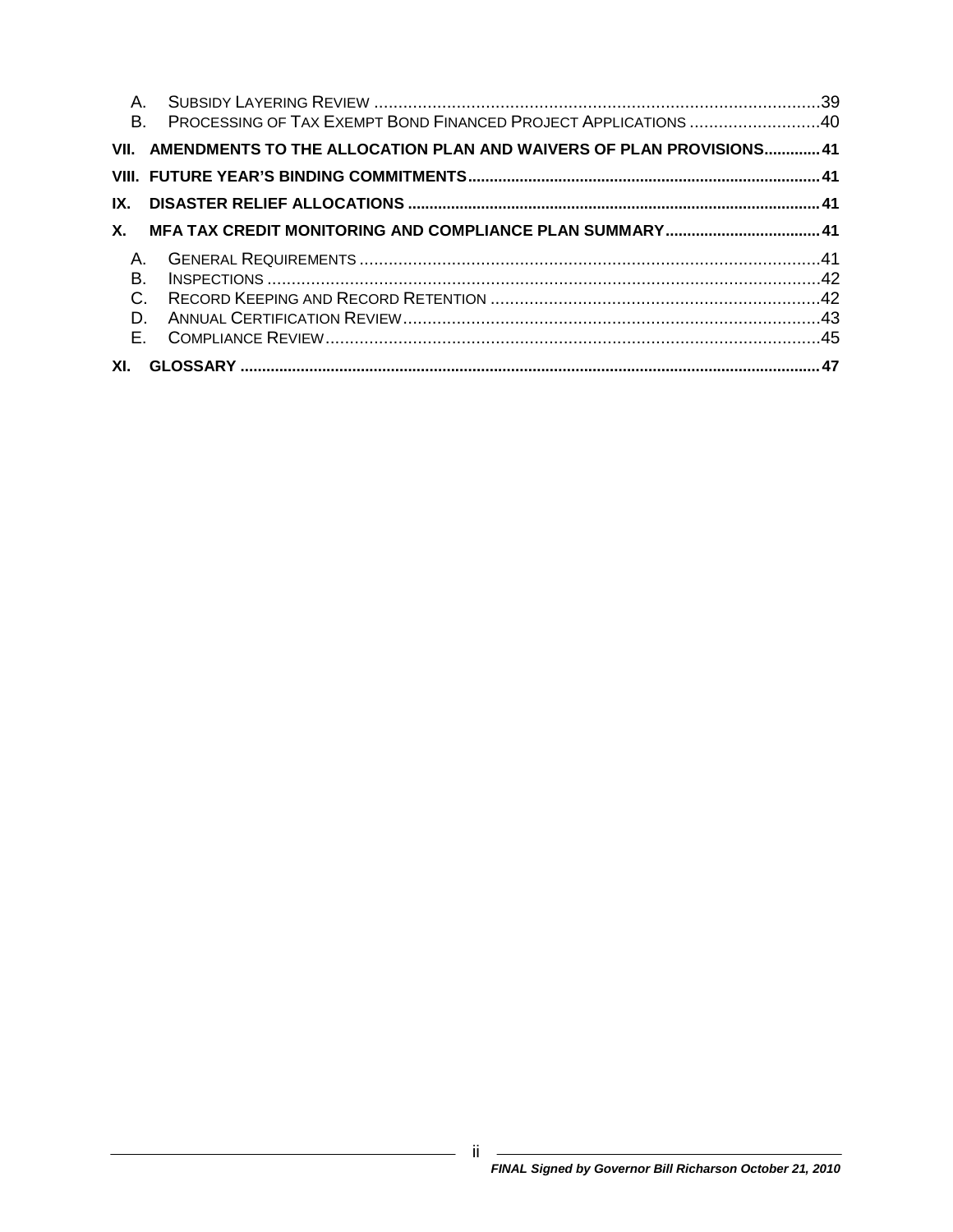A. SUBSIDY LAYERING REVIEW .......................................................................................39
B. PROCESSING OF TAX EXEMPT BOND FINANCED PROJECT APPLICATIONS ..........................40

**VII. AMENDMENTS TO THE ALLOCATION PLAN AND WAIVERS OF PLAN PROVISIONS............. 41**

**VIII. FUTURE YEAR'S BINDING COMMITMENTS................................................................................. 41**

**IX. DISASTER RELIEF ALLOCATIONS ............................................................................................... 41**

**X. MFA TAX CREDIT MONITORING AND COMPLIANCE PLAN SUMMARY.................................... 41**

A. GENERAL REQUIREMENTS ..............................................................................................41
B. INSPECTIONS ..................................................................................................................42
C. RECORD KEEPING AND RECORD RETENTION ..................................................................42
D. ANNUAL CERTIFICATION REVIEW.....................................................................................43
E. COMPLIANCE REVIEW.....................................................................................................45

**XI. GLOSSARY ..................................................................................................................................... 47**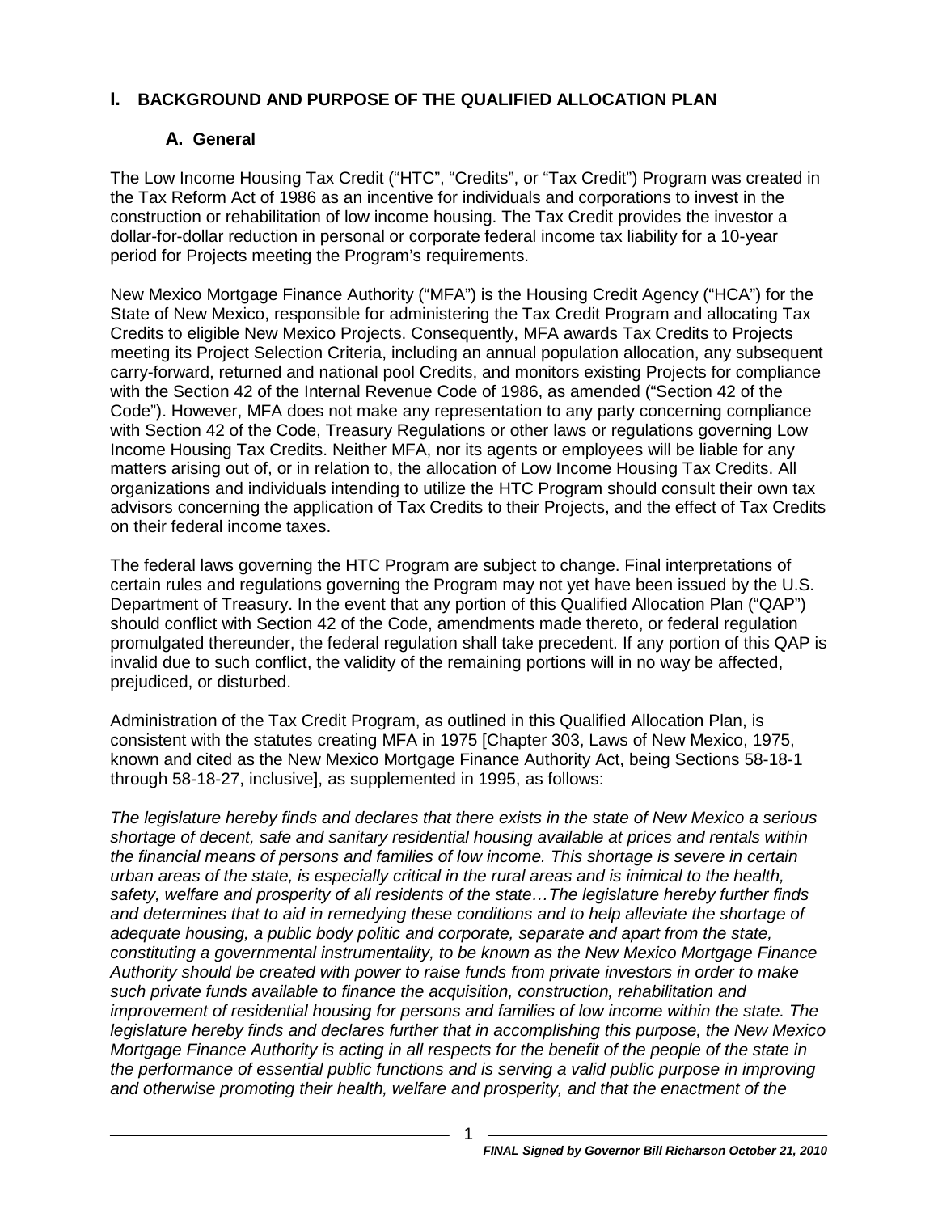## I. BACKGROUND AND PURPOSE OF THE QUALIFIED ALLOCATION PLAN

### A. General

The Low Income Housing Tax Credit ("HTC", "Credits", or "Tax Credit") Program was created in the Tax Reform Act of 1986 as an incentive for individuals and corporations to invest in the construction or rehabilitation of low income housing. The Tax Credit provides the investor a dollar-for-dollar reduction in personal or corporate federal income tax liability for a 10-year period for Projects meeting the Program's requirements.

New Mexico Mortgage Finance Authority ("MFA") is the Housing Credit Agency ("HCA") for the State of New Mexico, responsible for administering the Tax Credit Program and allocating Tax Credits to eligible New Mexico Projects. Consequently, MFA awards Tax Credits to Projects meeting its Project Selection Criteria, including an annual population allocation, any subsequent carry-forward, returned and national pool Credits, and monitors existing Projects for compliance with the Section 42 of the Internal Revenue Code of 1986, as amended ("Section 42 of the Code"). However, MFA does not make any representation to any party concerning compliance with Section 42 of the Code, Treasury Regulations or other laws or regulations governing Low Income Housing Tax Credits. Neither MFA, nor its agents or employees will be liable for any matters arising out of, or in relation to, the allocation of Low Income Housing Tax Credits. All organizations and individuals intending to utilize the HTC Program should consult their own tax advisors concerning the application of Tax Credits to their Projects, and the effect of Tax Credits on their federal income taxes.

The federal laws governing the HTC Program are subject to change. Final interpretations of certain rules and regulations governing the Program may not yet have been issued by the U.S. Department of Treasury. In the event that any portion of this Qualified Allocation Plan ("QAP") should conflict with Section 42 of the Code, amendments made thereto, or federal regulation promulgated thereunder, the federal regulation shall take precedent. If any portion of this QAP is invalid due to such conflict, the validity of the remaining portions will in no way be affected, prejudiced, or disturbed.

Administration of the Tax Credit Program, as outlined in this Qualified Allocation Plan, is consistent with the statutes creating MFA in 1975 [Chapter 303, Laws of New Mexico, 1975, known and cited as the New Mexico Mortgage Finance Authority Act, being Sections 58-18-1 through 58-18-27, inclusive], as supplemented in 1995, as follows:

*The legislature hereby finds and declares that there exists in the state of New Mexico a serious shortage of decent, safe and sanitary residential housing available at prices and rentals within the financial means of persons and families of low income. This shortage is severe in certain urban areas of the state, is especially critical in the rural areas and is inimical to the health, safety, welfare and prosperity of all residents of the state…The legislature hereby further finds and determines that to aid in remedying these conditions and to help alleviate the shortage of adequate housing, a public body politic and corporate, separate and apart from the state, constituting a governmental instrumentality, to be known as the New Mexico Mortgage Finance Authority should be created with power to raise funds from private investors in order to make such private funds available to finance the acquisition, construction, rehabilitation and improvement of residential housing for persons and families of low income within the state. The legislature hereby finds and declares further that in accomplishing this purpose, the New Mexico Mortgage Finance Authority is acting in all respects for the benefit of the people of the state in the performance of essential public functions and is serving a valid public purpose in improving and otherwise promoting their health, welfare and prosperity, and that the enactment of the*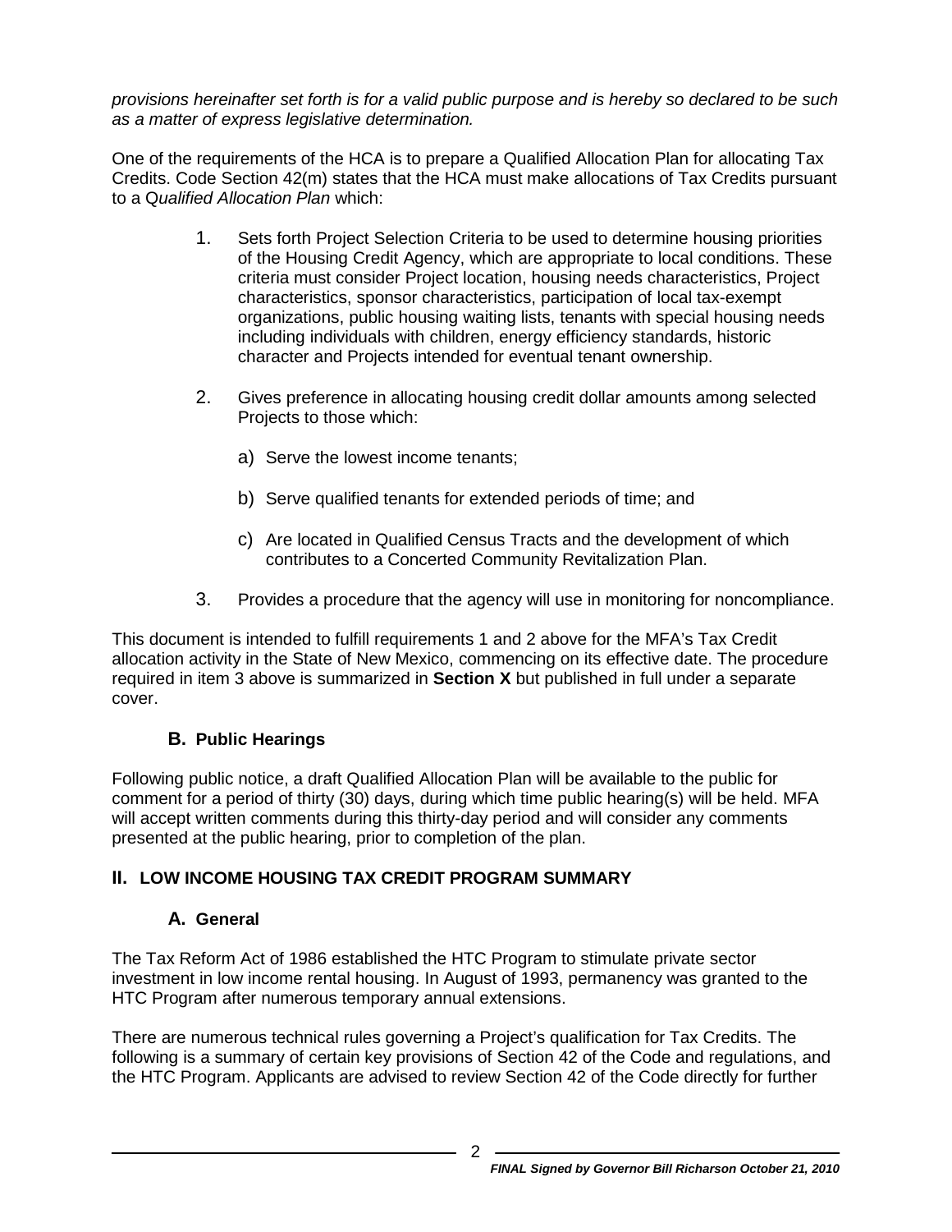*provisions hereinafter set forth is for a valid public purpose and is hereby so declared to be such as a matter of express legislative determination.*

One of the requirements of the HCA is to prepare a Qualified Allocation Plan for allocating Tax Credits. Code Section 42(m) states that the HCA must make allocations of Tax Credits pursuant to a Q*ualified Allocation Plan* which:

1. Sets forth Project Selection Criteria to be used to determine housing priorities of the Housing Credit Agency, which are appropriate to local conditions. These criteria must consider Project location, housing needs characteristics, Project characteristics, sponsor characteristics, participation of local tax-exempt organizations, public housing waiting lists, tenants with special housing needs including individuals with children, energy efficiency standards, historic character and Projects intended for eventual tenant ownership.

2. Gives preference in allocating housing credit dollar amounts among selected Projects to those which:

   a) Serve the lowest income tenants;

   b) Serve qualified tenants for extended periods of time; and

   c) Are located in Qualified Census Tracts and the development of which contributes to a Concerted Community Revitalization Plan.

3. Provides a procedure that the agency will use in monitoring for noncompliance.

This document is intended to fulfill requirements 1 and 2 above for the MFA's Tax Credit allocation activity in the State of New Mexico, commencing on its effective date. The procedure required in item 3 above is summarized in **Section X** but published in full under a separate cover.

### B. Public Hearings

Following public notice, a draft Qualified Allocation Plan will be available to the public for comment for a period of thirty (30) days, during which time public hearing(s) will be held. MFA will accept written comments during this thirty-day period and will consider any comments presented at the public hearing, prior to completion of the plan.

## II. LOW INCOME HOUSING TAX CREDIT PROGRAM SUMMARY

### A. General

The Tax Reform Act of 1986 established the HTC Program to stimulate private sector investment in low income rental housing. In August of 1993, permanency was granted to the HTC Program after numerous temporary annual extensions.

There are numerous technical rules governing a Project's qualification for Tax Credits. The following is a summary of certain key provisions of Section 42 of the Code and regulations, and the HTC Program. Applicants are advised to review Section 42 of the Code directly for further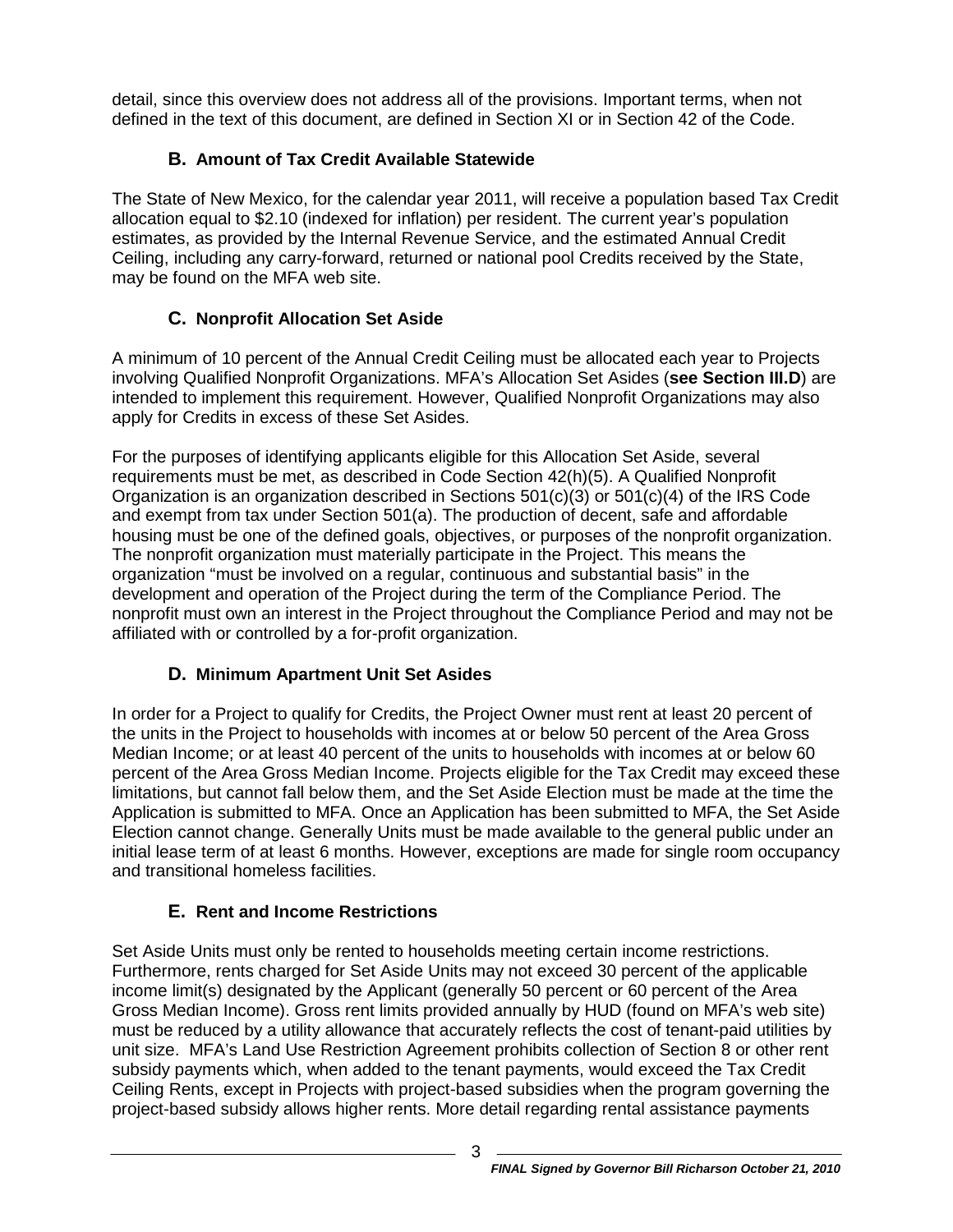detail, since this overview does not address all of the provisions. Important terms, when not defined in the text of this document, are defined in Section XI or in Section 42 of the Code.

### B. Amount of Tax Credit Available Statewide

The State of New Mexico, for the calendar year 2011, will receive a population based Tax Credit allocation equal to $2.10 (indexed for inflation) per resident. The current year's population estimates, as provided by the Internal Revenue Service, and the estimated Annual Credit Ceiling, including any carry-forward, returned or national pool Credits received by the State, may be found on the MFA web site.

### C. Nonprofit Allocation Set Aside

A minimum of 10 percent of the Annual Credit Ceiling must be allocated each year to Projects involving Qualified Nonprofit Organizations. MFA's Allocation Set Asides (**see Section III.D**) are intended to implement this requirement. However, Qualified Nonprofit Organizations may also apply for Credits in excess of these Set Asides.

For the purposes of identifying applicants eligible for this Allocation Set Aside, several requirements must be met, as described in Code Section 42(h)(5). A Qualified Nonprofit Organization is an organization described in Sections 501(c)(3) or 501(c)(4) of the IRS Code and exempt from tax under Section 501(a). The production of decent, safe and affordable housing must be one of the defined goals, objectives, or purposes of the nonprofit organization. The nonprofit organization must materially participate in the Project. This means the organization "must be involved on a regular, continuous and substantial basis" in the development and operation of the Project during the term of the Compliance Period. The nonprofit must own an interest in the Project throughout the Compliance Period and may not be affiliated with or controlled by a for-profit organization.

### D. Minimum Apartment Unit Set Asides

In order for a Project to qualify for Credits, the Project Owner must rent at least 20 percent of the units in the Project to households with incomes at or below 50 percent of the Area Gross Median Income; or at least 40 percent of the units to households with incomes at or below 60 percent of the Area Gross Median Income. Projects eligible for the Tax Credit may exceed these limitations, but cannot fall below them, and the Set Aside Election must be made at the time the Application is submitted to MFA. Once an Application has been submitted to MFA, the Set Aside Election cannot change. Generally Units must be made available to the general public under an initial lease term of at least 6 months. However, exceptions are made for single room occupancy and transitional homeless facilities.

### E. Rent and Income Restrictions

Set Aside Units must only be rented to households meeting certain income restrictions. Furthermore, rents charged for Set Aside Units may not exceed 30 percent of the applicable income limit(s) designated by the Applicant (generally 50 percent or 60 percent of the Area Gross Median Income). Gross rent limits provided annually by HUD (found on MFA's web site) must be reduced by a utility allowance that accurately reflects the cost of tenant-paid utilities by unit size. MFA's Land Use Restriction Agreement prohibits collection of Section 8 or other rent subsidy payments which, when added to the tenant payments, would exceed the Tax Credit Ceiling Rents, except in Projects with project-based subsidies when the program governing the project-based subsidy allows higher rents. More detail regarding rental assistance payments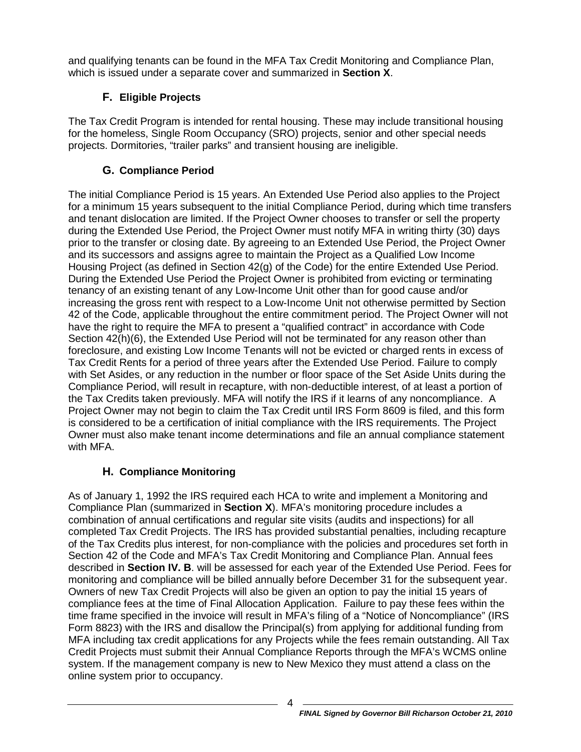and qualifying tenants can be found in the MFA Tax Credit Monitoring and Compliance Plan, which is issued under a separate cover and summarized in **Section X**.

### F. Eligible Projects

The Tax Credit Program is intended for rental housing. These may include transitional housing for the homeless, Single Room Occupancy (SRO) projects, senior and other special needs projects. Dormitories, "trailer parks" and transient housing are ineligible.

### G. Compliance Period

The initial Compliance Period is 15 years. An Extended Use Period also applies to the Project for a minimum 15 years subsequent to the initial Compliance Period, during which time transfers and tenant dislocation are limited. If the Project Owner chooses to transfer or sell the property during the Extended Use Period, the Project Owner must notify MFA in writing thirty (30) days prior to the transfer or closing date. By agreeing to an Extended Use Period, the Project Owner and its successors and assigns agree to maintain the Project as a Qualified Low Income Housing Project (as defined in Section 42(g) of the Code) for the entire Extended Use Period. During the Extended Use Period the Project Owner is prohibited from evicting or terminating tenancy of an existing tenant of any Low-Income Unit other than for good cause and/or increasing the gross rent with respect to a Low-Income Unit not otherwise permitted by Section 42 of the Code, applicable throughout the entire commitment period. The Project Owner will not have the right to require the MFA to present a "qualified contract" in accordance with Code Section 42(h)(6), the Extended Use Period will not be terminated for any reason other than foreclosure, and existing Low Income Tenants will not be evicted or charged rents in excess of Tax Credit Rents for a period of three years after the Extended Use Period. Failure to comply with Set Asides, or any reduction in the number or floor space of the Set Aside Units during the Compliance Period, will result in recapture, with non-deductible interest, of at least a portion of the Tax Credits taken previously. MFA will notify the IRS if it learns of any noncompliance. A Project Owner may not begin to claim the Tax Credit until IRS Form 8609 is filed, and this form is considered to be a certification of initial compliance with the IRS requirements. The Project Owner must also make tenant income determinations and file an annual compliance statement with MFA.

### H. Compliance Monitoring

As of January 1, 1992 the IRS required each HCA to write and implement a Monitoring and Compliance Plan (summarized in **Section X**). MFA's monitoring procedure includes a combination of annual certifications and regular site visits (audits and inspections) for all completed Tax Credit Projects. The IRS has provided substantial penalties, including recapture of the Tax Credits plus interest, for non-compliance with the policies and procedures set forth in Section 42 of the Code and MFA's Tax Credit Monitoring and Compliance Plan. Annual fees described in **Section IV. B**. will be assessed for each year of the Extended Use Period. Fees for monitoring and compliance will be billed annually before December 31 for the subsequent year. Owners of new Tax Credit Projects will also be given an option to pay the initial 15 years of compliance fees at the time of Final Allocation Application. Failure to pay these fees within the time frame specified in the invoice will result in MFA's filing of a "Notice of Noncompliance" (IRS Form 8823) with the IRS and disallow the Principal(s) from applying for additional funding from MFA including tax credit applications for any Projects while the fees remain outstanding. All Tax Credit Projects must submit their Annual Compliance Reports through the MFA's WCMS online system. If the management company is new to New Mexico they must attend a class on the online system prior to occupancy.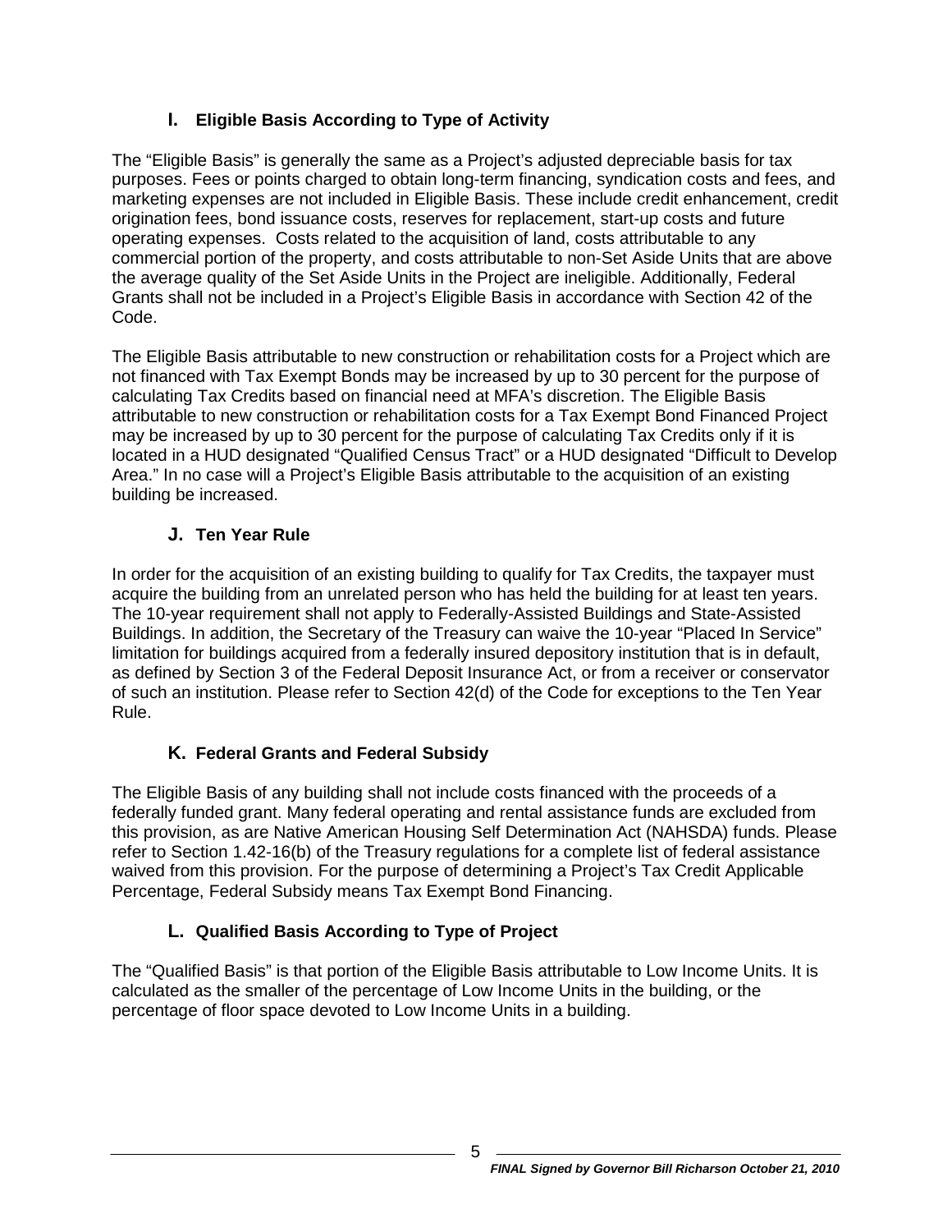### I. Eligible Basis According to Type of Activity

The "Eligible Basis" is generally the same as a Project's adjusted depreciable basis for tax purposes. Fees or points charged to obtain long-term financing, syndication costs and fees, and marketing expenses are not included in Eligible Basis. These include credit enhancement, credit origination fees, bond issuance costs, reserves for replacement, start-up costs and future operating expenses. Costs related to the acquisition of land, costs attributable to any commercial portion of the property, and costs attributable to non-Set Aside Units that are above the average quality of the Set Aside Units in the Project are ineligible. Additionally, Federal Grants shall not be included in a Project's Eligible Basis in accordance with Section 42 of the Code.

The Eligible Basis attributable to new construction or rehabilitation costs for a Project which are not financed with Tax Exempt Bonds may be increased by up to 30 percent for the purpose of calculating Tax Credits based on financial need at MFA's discretion. The Eligible Basis attributable to new construction or rehabilitation costs for a Tax Exempt Bond Financed Project may be increased by up to 30 percent for the purpose of calculating Tax Credits only if it is located in a HUD designated "Qualified Census Tract" or a HUD designated "Difficult to Develop Area." In no case will a Project's Eligible Basis attributable to the acquisition of an existing building be increased.

### J. Ten Year Rule

In order for the acquisition of an existing building to qualify for Tax Credits, the taxpayer must acquire the building from an unrelated person who has held the building for at least ten years. The 10-year requirement shall not apply to Federally-Assisted Buildings and State-Assisted Buildings. In addition, the Secretary of the Treasury can waive the 10-year "Placed In Service" limitation for buildings acquired from a federally insured depository institution that is in default, as defined by Section 3 of the Federal Deposit Insurance Act, or from a receiver or conservator of such an institution. Please refer to Section 42(d) of the Code for exceptions to the Ten Year Rule.

### K. Federal Grants and Federal Subsidy

The Eligible Basis of any building shall not include costs financed with the proceeds of a federally funded grant. Many federal operating and rental assistance funds are excluded from this provision, as are Native American Housing Self Determination Act (NAHSDA) funds. Please refer to Section 1.42-16(b) of the Treasury regulations for a complete list of federal assistance waived from this provision. For the purpose of determining a Project's Tax Credit Applicable Percentage, Federal Subsidy means Tax Exempt Bond Financing.

### L. Qualified Basis According to Type of Project

The "Qualified Basis" is that portion of the Eligible Basis attributable to Low Income Units. It is calculated as the smaller of the percentage of Low Income Units in the building, or the percentage of floor space devoted to Low Income Units in a building.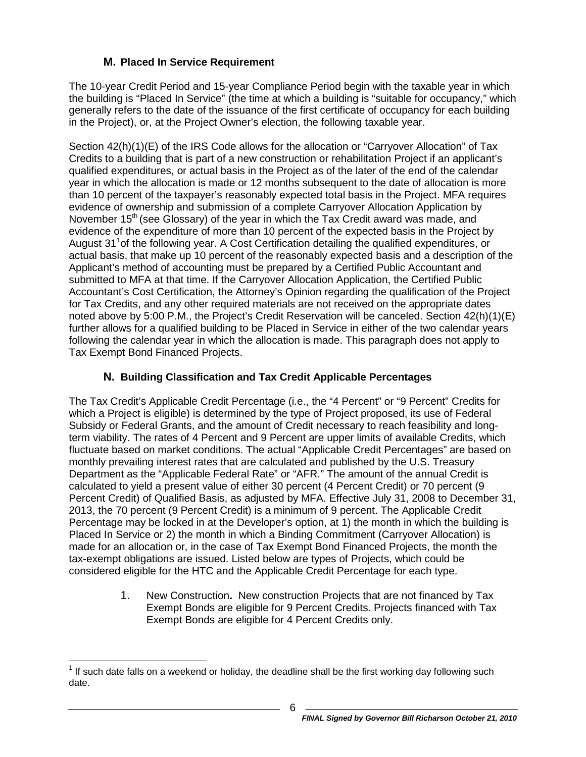## M. Placed In Service Requirement

The 10-year Credit Period and 15-year Compliance Period begin with the taxable year in which the building is "Placed In Service" (the time at which a building is "suitable for occupancy," which generally refers to the date of the issuance of the first certificate of occupancy for each building in the Project), or, at the Project Owner's election, the following taxable year.

Section 42(h)(1)(E) of the IRS Code allows for the allocation or "Carryover Allocation" of Tax Credits to a building that is part of a new construction or rehabilitation Project if an applicant's qualified expenditures, or actual basis in the Project as of the later of the end of the calendar year in which the allocation is made or 12 months subsequent to the date of allocation is more than 10 percent of the taxpayer's reasonably expected total basis in the Project. MFA requires evidence of ownership and submission of a complete Carryover Allocation Application by November 15th (see Glossary) of the year in which the Tax Credit award was made, and evidence of the expenditure of more than 10 percent of the expected basis in the Project by August 31[1] of the following year. A Cost Certification detailing the qualified expenditures, or actual basis, that make up 10 percent of the reasonably expected basis and a description of the Applicant's method of accounting must be prepared by a Certified Public Accountant and submitted to MFA at that time. If the Carryover Allocation Application, the Certified Public Accountant's Cost Certification, the Attorney's Opinion regarding the qualification of the Project for Tax Credits, and any other required materials are not received on the appropriate dates noted above by 5:00 P.M., the Project's Credit Reservation will be canceled. Section 42(h)(1)(E) further allows for a qualified building to be Placed in Service in either of the two calendar years following the calendar year in which the allocation is made. This paragraph does not apply to Tax Exempt Bond Financed Projects.

## N. Building Classification and Tax Credit Applicable Percentages

The Tax Credit's Applicable Credit Percentage (i.e., the "4 Percent" or "9 Percent" Credits for which a Project is eligible) is determined by the type of Project proposed, its use of Federal Subsidy or Federal Grants, and the amount of Credit necessary to reach feasibility and long-term viability. The rates of 4 Percent and 9 Percent are upper limits of available Credits, which fluctuate based on market conditions. The actual "Applicable Credit Percentages" are based on monthly prevailing interest rates that are calculated and published by the U.S. Treasury Department as the "Applicable Federal Rate" or "AFR." The amount of the annual Credit is calculated to yield a present value of either 30 percent (4 Percent Credit) or 70 percent (9 Percent Credit) of Qualified Basis, as adjusted by MFA. Effective July 31, 2008 to December 31, 2013, the 70 percent (9 Percent Credit) is a minimum of 9 percent. The Applicable Credit Percentage may be locked in at the Developer's option, at 1) the month in which the building is Placed In Service or 2) the month in which a Binding Commitment (Carryover Allocation) is made for an allocation or, in the case of Tax Exempt Bond Financed Projects, the month the tax-exempt obligations are issued. Listed below are types of Projects, which could be considered eligible for the HTC and the Applicable Credit Percentage for each type.

1. New Construction**.** New construction Projects that are not financed by Tax Exempt Bonds are eligible for 9 Percent Credits. Projects financed with Tax Exempt Bonds are eligible for 4 Percent Credits only.

---

[1] If such date falls on a weekend or holiday, the deadline shall be the first working day following such date.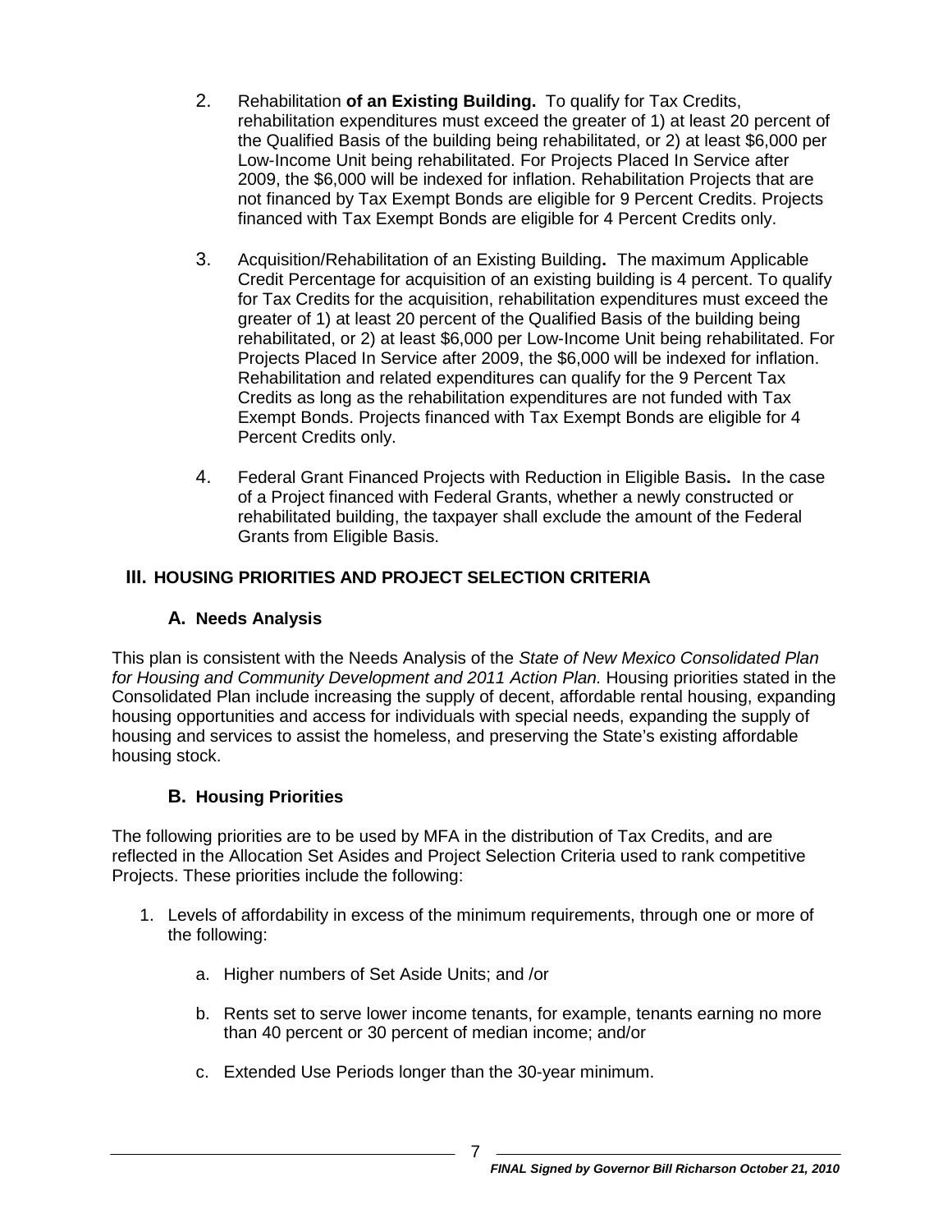2. Rehabilitation **of an Existing Building.** To qualify for Tax Credits, rehabilitation expenditures must exceed the greater of 1) at least 20 percent of the Qualified Basis of the building being rehabilitated, or 2) at least $6,000 per Low-Income Unit being rehabilitated. For Projects Placed In Service after 2009, the $6,000 will be indexed for inflation. Rehabilitation Projects that are not financed by Tax Exempt Bonds are eligible for 9 Percent Credits. Projects financed with Tax Exempt Bonds are eligible for 4 Percent Credits only.

3. Acquisition/Rehabilitation of an Existing Building**.** The maximum Applicable Credit Percentage for acquisition of an existing building is 4 percent. To qualify for Tax Credits for the acquisition, rehabilitation expenditures must exceed the greater of 1) at least 20 percent of the Qualified Basis of the building being rehabilitated, or 2) at least $6,000 per Low-Income Unit being rehabilitated. For Projects Placed In Service after 2009, the $6,000 will be indexed for inflation. Rehabilitation and related expenditures can qualify for the 9 Percent Tax Credits as long as the rehabilitation expenditures are not funded with Tax Exempt Bonds. Projects financed with Tax Exempt Bonds are eligible for 4 Percent Credits only.

4. Federal Grant Financed Projects with Reduction in Eligible Basis**.** In the case of a Project financed with Federal Grants, whether a newly constructed or rehabilitated building, the taxpayer shall exclude the amount of the Federal Grants from Eligible Basis.

## III. HOUSING PRIORITIES AND PROJECT SELECTION CRITERIA

### A. Needs Analysis

This plan is consistent with the Needs Analysis of the *State of New Mexico Consolidated Plan for Housing and Community Development and 2011 Action Plan.* Housing priorities stated in the Consolidated Plan include increasing the supply of decent, affordable rental housing, expanding housing opportunities and access for individuals with special needs, expanding the supply of housing and services to assist the homeless, and preserving the State's existing affordable housing stock.

### B. Housing Priorities

The following priorities are to be used by MFA in the distribution of Tax Credits, and are reflected in the Allocation Set Asides and Project Selection Criteria used to rank competitive Projects. These priorities include the following:

1. Levels of affordability in excess of the minimum requirements, through one or more of the following:

   a. Higher numbers of Set Aside Units; and /or

   b. Rents set to serve lower income tenants, for example, tenants earning no more than 40 percent or 30 percent of median income; and/or

   c. Extended Use Periods longer than the 30-year minimum.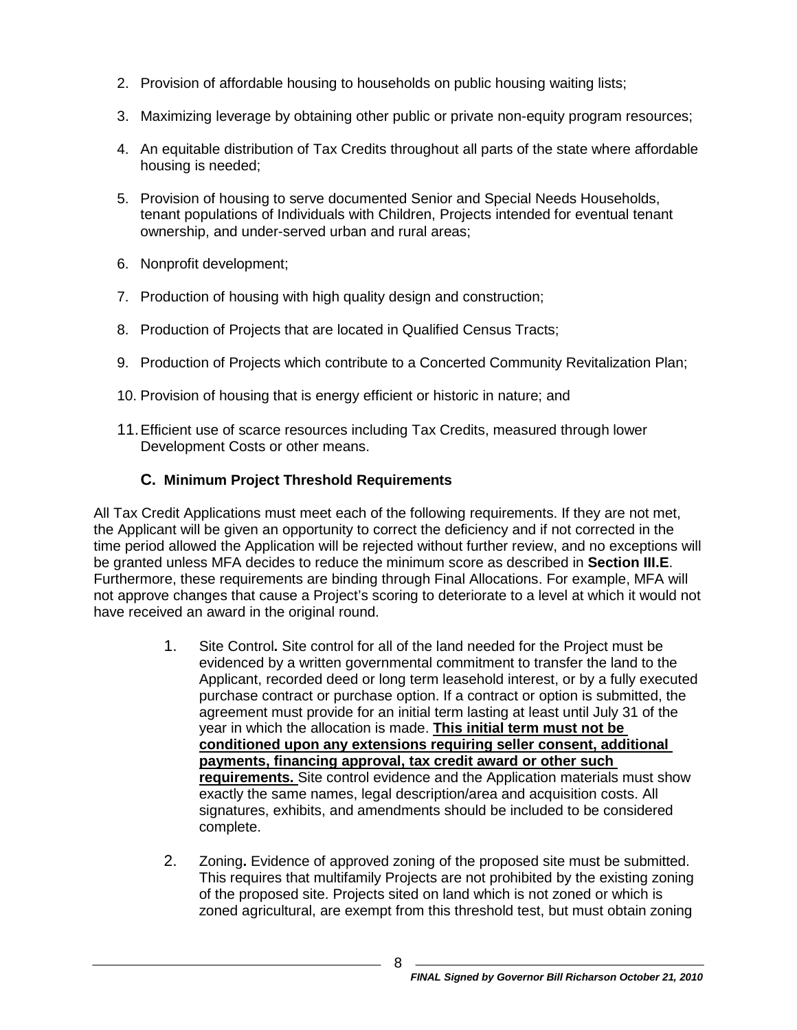2. Provision of affordable housing to households on public housing waiting lists;
3. Maximizing leverage by obtaining other public or private non-equity program resources;
4. An equitable distribution of Tax Credits throughout all parts of the state where affordable housing is needed;
5. Provision of housing to serve documented Senior and Special Needs Households, tenant populations of Individuals with Children, Projects intended for eventual tenant ownership, and under-served urban and rural areas;
6. Nonprofit development;
7. Production of housing with high quality design and construction;
8. Production of Projects that are located in Qualified Census Tracts;
9. Production of Projects which contribute to a Concerted Community Revitalization Plan;
10. Provision of housing that is energy efficient or historic in nature; and
11. Efficient use of scarce resources including Tax Credits, measured through lower Development Costs or other means.

### C. Minimum Project Threshold Requirements

All Tax Credit Applications must meet each of the following requirements. If they are not met, the Applicant will be given an opportunity to correct the deficiency and if not corrected in the time period allowed the Application will be rejected without further review, and no exceptions will be granted unless MFA decides to reduce the minimum score as described in **Section III.E**. Furthermore, these requirements are binding through Final Allocations. For example, MFA will not approve changes that cause a Project's scoring to deteriorate to a level at which it would not have received an award in the original round.

1. Site Control**.** Site control for all of the land needed for the Project must be evidenced by a written governmental commitment to transfer the land to the Applicant, recorded deed or long term leasehold interest, or by a fully executed purchase contract or purchase option. If a contract or option is submitted, the agreement must provide for an initial term lasting at least until July 31 of the year in which the allocation is made. **<u>This initial term must not be conditioned upon any extensions requiring seller consent, additional payments, financing approval, tax credit award or other such requirements.</u>** Site control evidence and the Application materials must show exactly the same names, legal description/area and acquisition costs. All signatures, exhibits, and amendments should be included to be considered complete.

2. Zoning**.** Evidence of approved zoning of the proposed site must be submitted. This requires that multifamily Projects are not prohibited by the existing zoning of the proposed site. Projects sited on land which is not zoned or which is zoned agricultural, are exempt from this threshold test, but must obtain zoning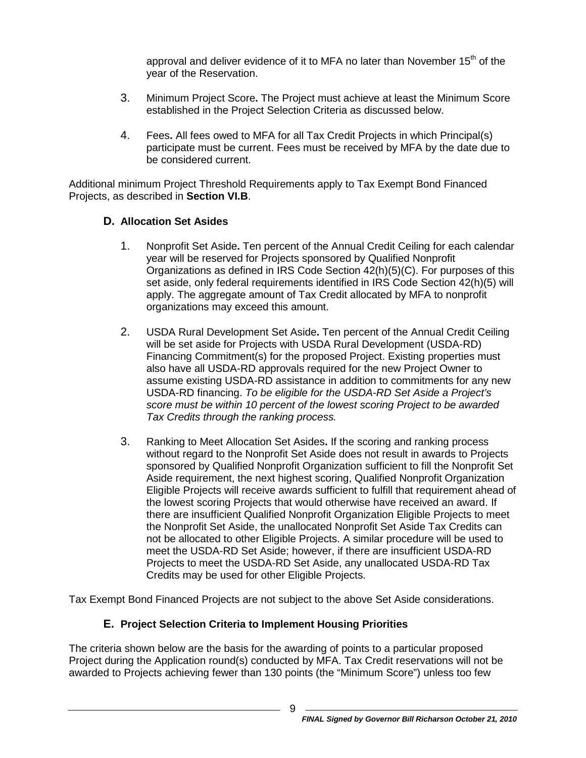approval and deliver evidence of it to MFA no later than November 15th of the year of the Reservation.

3. Minimum Project Score**.** The Project must achieve at least the Minimum Score established in the Project Selection Criteria as discussed below.

4. Fees**.** All fees owed to MFA for all Tax Credit Projects in which Principal(s) participate must be current. Fees must be received by MFA by the date due to be considered current.

Additional minimum Project Threshold Requirements apply to Tax Exempt Bond Financed Projects, as described in **Section VI.B**.

### D. Allocation Set Asides

1. Nonprofit Set Aside**.** Ten percent of the Annual Credit Ceiling for each calendar year will be reserved for Projects sponsored by Qualified Nonprofit Organizations as defined in IRS Code Section 42(h)(5)(C). For purposes of this set aside, only federal requirements identified in IRS Code Section 42(h)(5) will apply. The aggregate amount of Tax Credit allocated by MFA to nonprofit organizations may exceed this amount.

2. USDA Rural Development Set Aside**.** Ten percent of the Annual Credit Ceiling will be set aside for Projects with USDA Rural Development (USDA-RD) Financing Commitment(s) for the proposed Project. Existing properties must also have all USDA-RD approvals required for the new Project Owner to assume existing USDA-RD assistance in addition to commitments for any new USDA-RD financing. *To be eligible for the USDA-RD Set Aside a Project's score must be within 10 percent of the lowest scoring Project to be awarded Tax Credits through the ranking process.*

3. Ranking to Meet Allocation Set Asides**.** If the scoring and ranking process without regard to the Nonprofit Set Aside does not result in awards to Projects sponsored by Qualified Nonprofit Organization sufficient to fill the Nonprofit Set Aside requirement, the next highest scoring, Qualified Nonprofit Organization Eligible Projects will receive awards sufficient to fulfill that requirement ahead of the lowest scoring Projects that would otherwise have received an award. If there are insufficient Qualified Nonprofit Organization Eligible Projects to meet the Nonprofit Set Aside, the unallocated Nonprofit Set Aside Tax Credits can not be allocated to other Eligible Projects. A similar procedure will be used to meet the USDA-RD Set Aside; however, if there are insufficient USDA-RD Projects to meet the USDA-RD Set Aside, any unallocated USDA-RD Tax Credits may be used for other Eligible Projects.

Tax Exempt Bond Financed Projects are not subject to the above Set Aside considerations.

### E. Project Selection Criteria to Implement Housing Priorities

The criteria shown below are the basis for the awarding of points to a particular proposed Project during the Application round(s) conducted by MFA. Tax Credit reservations will not be awarded to Projects achieving fewer than 130 points (the "Minimum Score") unless too few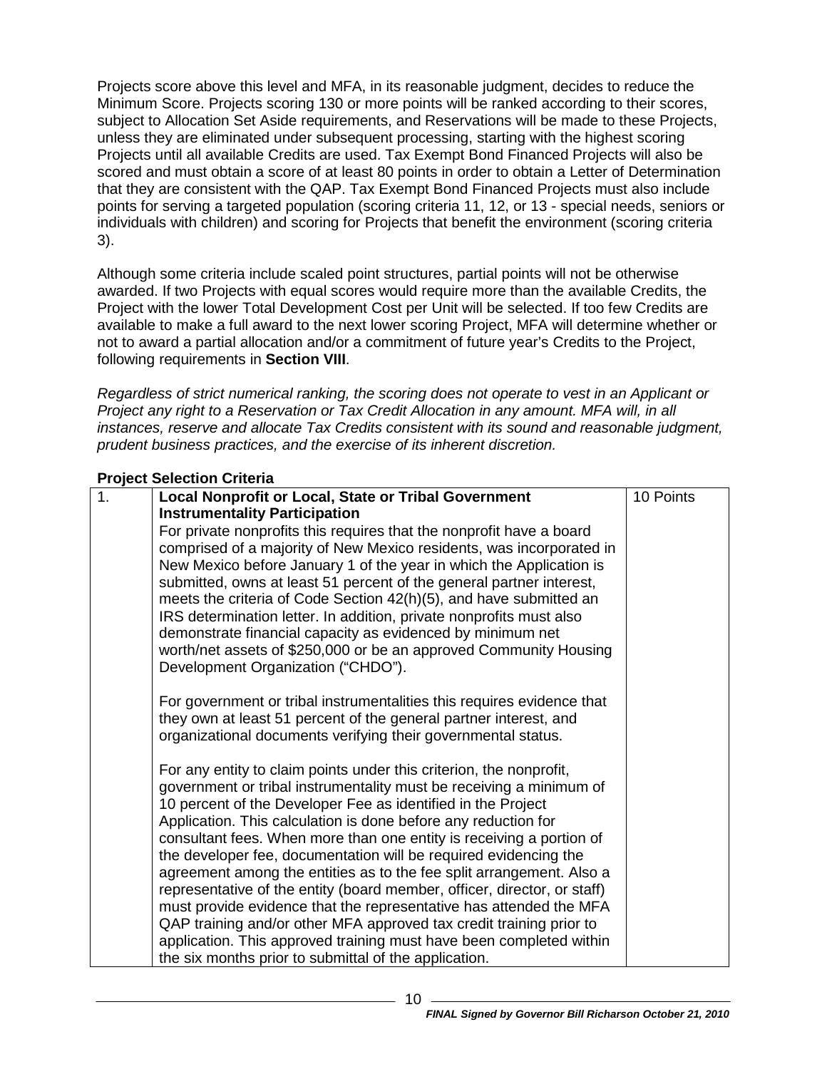Projects score above this level and MFA, in its reasonable judgment, decides to reduce the Minimum Score. Projects scoring 130 or more points will be ranked according to their scores, subject to Allocation Set Aside requirements, and Reservations will be made to these Projects, unless they are eliminated under subsequent processing, starting with the highest scoring Projects until all available Credits are used. Tax Exempt Bond Financed Projects will also be scored and must obtain a score of at least 80 points in order to obtain a Letter of Determination that they are consistent with the QAP. Tax Exempt Bond Financed Projects must also include points for serving a targeted population (scoring criteria 11, 12, or 13 - special needs, seniors or individuals with children) and scoring for Projects that benefit the environment (scoring criteria 3).

Although some criteria include scaled point structures, partial points will not be otherwise awarded. If two Projects with equal scores would require more than the available Credits, the Project with the lower Total Development Cost per Unit will be selected. If too few Credits are available to make a full award to the next lower scoring Project, MFA will determine whether or not to award a partial allocation and/or a commitment of future year's Credits to the Project, following requirements in **Section VIII**.

*Regardless of strict numerical ranking, the scoring does not operate to vest in an Applicant or Project any right to a Reservation or Tax Credit Allocation in any amount. MFA will, in all instances, reserve and allocate Tax Credits consistent with its sound and reasonable judgment, prudent business practices, and the exercise of its inherent discretion.*

**Project Selection Criteria**

| | | |
|---|---|---|
| 1. | **Local Nonprofit or Local, State or Tribal Government Instrumentality Participation**<br>For private nonprofits this requires that the nonprofit have a board comprised of a majority of New Mexico residents, was incorporated in New Mexico before January 1 of the year in which the Application is submitted, owns at least 51 percent of the general partner interest, meets the criteria of Code Section 42(h)(5), and have submitted an IRS determination letter. In addition, private nonprofits must also demonstrate financial capacity as evidenced by minimum net worth/net assets of $250,000 or be an approved Community Housing Development Organization ("CHDO").<br><br>For government or tribal instrumentalities this requires evidence that they own at least 51 percent of the general partner interest, and organizational documents verifying their governmental status.<br><br>For any entity to claim points under this criterion, the nonprofit, government or tribal instrumentality must be receiving a minimum of 10 percent of the Developer Fee as identified in the Project Application. This calculation is done before any reduction for consultant fees. When more than one entity is receiving a portion of the developer fee, documentation will be required evidencing the agreement among the entities as to the fee split arrangement. Also a representative of the entity (board member, officer, director, or staff) must provide evidence that the representative has attended the MFA QAP training and/or other MFA approved tax credit training prior to application. This approved training must have been completed within the six months prior to submittal of the application. | 10 Points |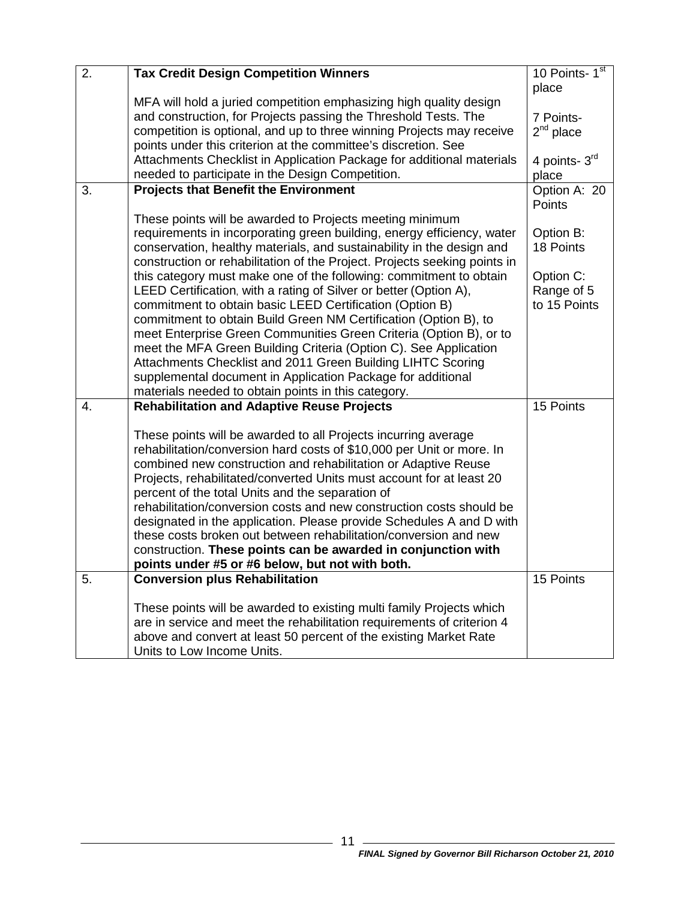| | | |
|---|---|---|
| 2. | **Tax Credit Design Competition Winners**<br><br>MFA will hold a juried competition emphasizing high quality design and construction, for Projects passing the Threshold Tests. The competition is optional, and up to three winning Projects may receive points under this criterion at the committee's discretion. See Attachments Checklist in Application Package for additional materials needed to participate in the Design Competition. | 10 Points- 1st place<br><br>7 Points- 2nd place<br><br>4 points- 3rd place |
| 3. | **Projects that Benefit the Environment**<br><br>These points will be awarded to Projects meeting minimum requirements in incorporating green building, energy efficiency, water conservation, healthy materials, and sustainability in the design and construction or rehabilitation of the Project. Projects seeking points in this category must make one of the following: commitment to obtain LEED Certification, with a rating of Silver or better (Option A), commitment to obtain basic LEED Certification (Option B) commitment to obtain Build Green NM Certification (Option B), to meet Enterprise Green Communities Green Criteria (Option B), or to meet the MFA Green Building Criteria (Option C). See Application Attachments Checklist and 2011 Green Building LIHTC Scoring supplemental document in Application Package for additional materials needed to obtain points in this category. | Option A: 20 Points<br><br>Option B: 18 Points<br><br>Option C: Range of 5 to 15 Points |
| 4. | **Rehabilitation and Adaptive Reuse Projects**<br><br>These points will be awarded to all Projects incurring average rehabilitation/conversion hard costs of $10,000 per Unit or more. In combined new construction and rehabilitation or Adaptive Reuse Projects, rehabilitated/converted Units must account for at least 20 percent of the total Units and the separation of rehabilitation/conversion costs and new construction costs should be designated in the application. Please provide Schedules A and D with these costs broken out between rehabilitation/conversion and new construction. **These points can be awarded in conjunction with points under #5 or #6 below, but not with both.** | 15 Points |
| 5. | **Conversion plus Rehabilitation**<br><br>These points will be awarded to existing multi family Projects which are in service and meet the rehabilitation requirements of criterion 4 above and convert at least 50 percent of the existing Market Rate Units to Low Income Units. | 15 Points |

***FINAL Signed by Governor Bill Richardson October 21, 2010***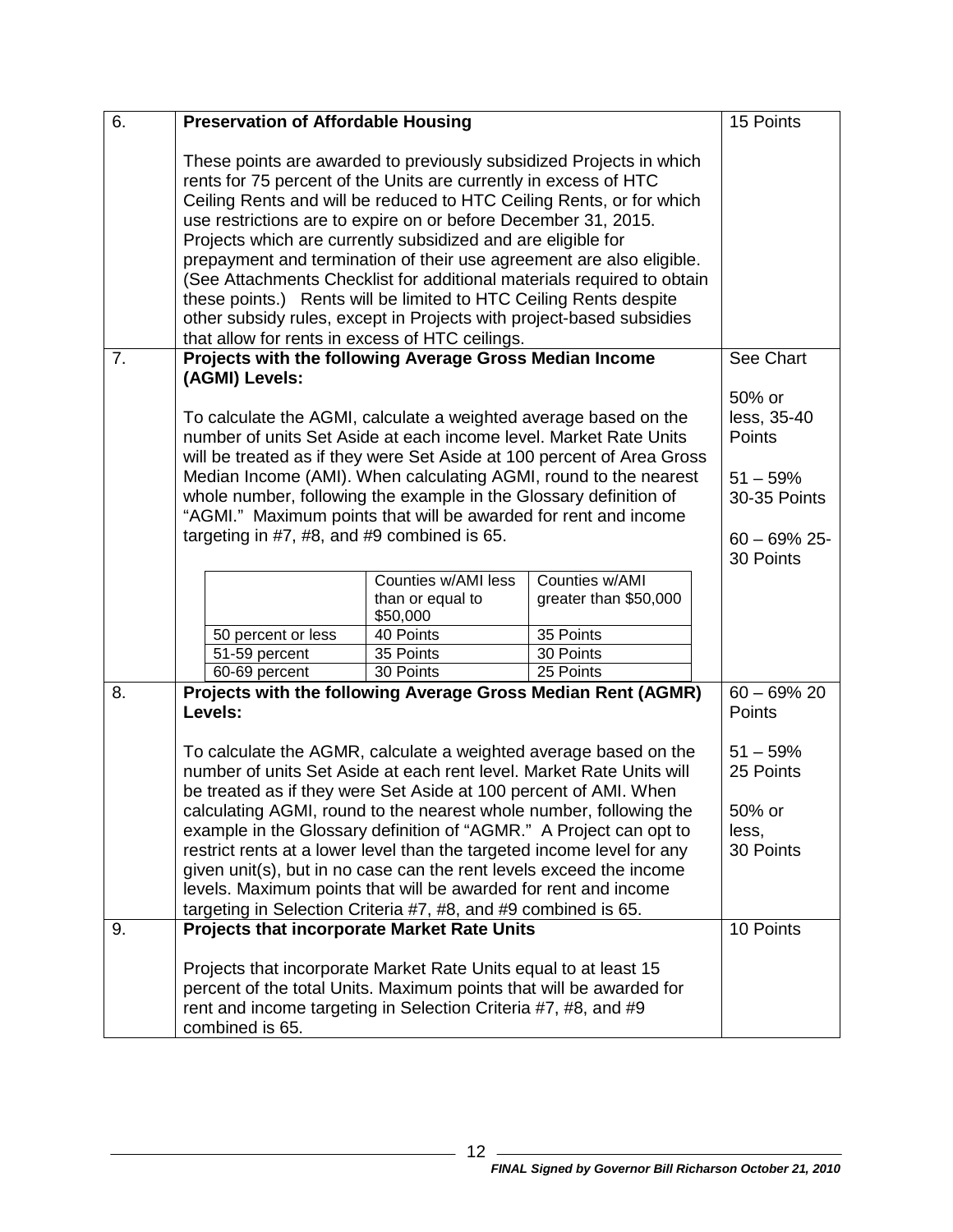| | | |
|---|---|---|
| 6. | **Preservation of Affordable Housing**<br><br>These points are awarded to previously subsidized Projects in which rents for 75 percent of the Units are currently in excess of HTC Ceiling Rents and will be reduced to HTC Ceiling Rents, or for which use restrictions are to expire on or before December 31, 2015. Projects which are currently subsidized and are eligible for prepayment and termination of their use agreement are also eligible. (See Attachments Checklist for additional materials required to obtain these points.) Rents will be limited to HTC Ceiling Rents despite other subsidy rules, except in Projects with project-based subsidies that allow for rents in excess of HTC ceilings. | 15 Points |
| 7. | **Projects with the following Average Gross Median Income (AGMI) Levels:**<br><br>To calculate the AGMI, calculate a weighted average based on the number of units Set Aside at each income level. Market Rate Units will be treated as if they were Set Aside at 100 percent of Area Gross Median Income (AMI). When calculating AGMI, round to the nearest whole number, following the example in the Glossary definition of "AGMI." Maximum points that will be awarded for rent and income targeting in #7, #8, and #9 combined is 65. | See Chart<br><br>50% or less, 35-40 Points<br><br>51 – 59% 30-35 Points<br><br>60 – 69% 25-30 Points |
| 8. | **Projects with the following Average Gross Median Rent (AGMR) Levels:**<br><br>To calculate the AGMR, calculate a weighted average based on the number of units Set Aside at each rent level. Market Rate Units will be treated as if they were Set Aside at 100 percent of AMI. When calculating AGMI, round to the nearest whole number, following the example in the Glossary definition of "AGMR." A Project can opt to restrict rents at a lower level than the targeted income level for any given unit(s), but in no case can the rent levels exceed the income levels. Maximum points that will be awarded for rent and income targeting in Selection Criteria #7, #8, and #9 combined is 65. | 60 – 69% 20 Points<br><br>51 – 59% 25 Points<br><br>50% or less, 30 Points |
| 9. | **Projects that incorporate Market Rate Units**<br><br>Projects that incorporate Market Rate Units equal to at least 15 percent of the total Units. Maximum points that will be awarded for rent and income targeting in Selection Criteria #7, #8, and #9 combined is 65. | 10 Points |

Chart for #7:

| | Counties w/AMI less than or equal to $50,000 | Counties w/AMI greater than $50,000 |
|---|---|---|
| 50 percent or less | 40 Points | 35 Points |
| 51-59 percent | 35 Points | 30 Points |
| 60-69 percent | 30 Points | 25 Points |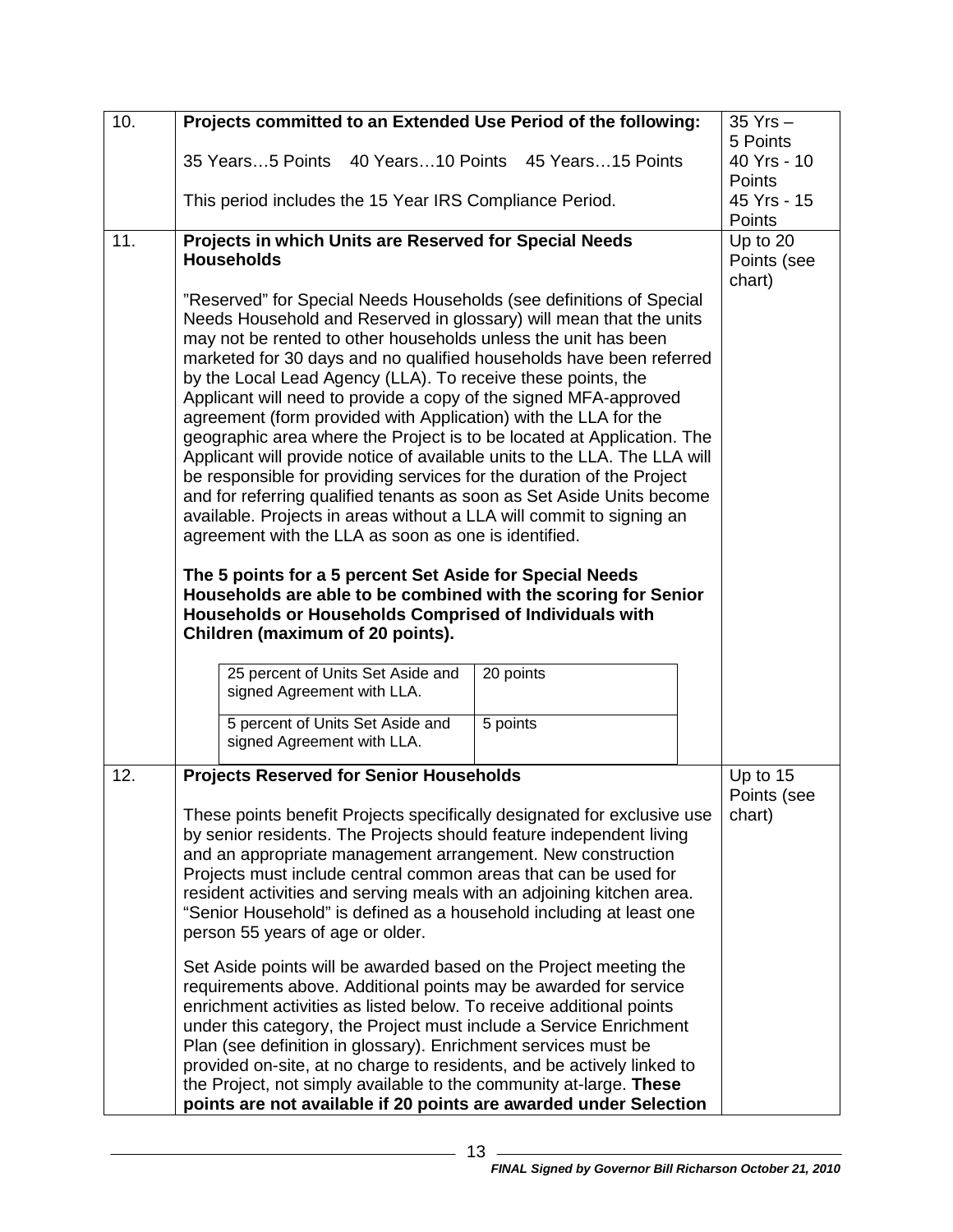| | | |
|---|---|---|
| 10. | **Projects committed to an Extended Use Period of the following:**<br><br>35 Years…5 Points 40 Years…10 Points 45 Years…15 Points<br><br>This period includes the 15 Year IRS Compliance Period. | 35 Yrs – 5 Points<br>40 Yrs - 10 Points<br>45 Yrs - 15 Points |
| 11. | **Projects in which Units are Reserved for Special Needs Households**<br><br>"Reserved" for Special Needs Households (see definitions of Special Needs Household and Reserved in glossary) will mean that the units may not be rented to other households unless the unit has been marketed for 30 days and no qualified households have been referred by the Local Lead Agency (LLA). To receive these points, the Applicant will need to provide a copy of the signed MFA-approved agreement (form provided with Application) with the LLA for the geographic area where the Project is to be located at Application. The Applicant will provide notice of available units to the LLA. The LLA will be responsible for providing services for the duration of the Project and for referring qualified tenants as soon as Set Aside Units become available. Projects in areas without a LLA will commit to signing an agreement with the LLA as soon as one is identified.<br><br>**The 5 points for a 5 percent Set Aside for Special Needs Households are able to be combined with the scoring for Senior Households or Households Comprised of Individuals with Children (maximum of 20 points).**<br><br>25 percent of Units Set Aside and signed Agreement with LLA. — 20 points<br>5 percent of Units Set Aside and signed Agreement with LLA. — 5 points | Up to 20 Points (see chart) |
| 12. | **Projects Reserved for Senior Households**<br><br>These points benefit Projects specifically designated for exclusive use by senior residents. The Projects should feature independent living and an appropriate management arrangement. New construction Projects must include central common areas that can be used for resident activities and serving meals with an adjoining kitchen area. "Senior Household" is defined as a household including at least one person 55 years of age or older.<br><br>Set Aside points will be awarded based on the Project meeting the requirements above. Additional points may be awarded for service enrichment activities as listed below. To receive additional points under this category, the Project must include a Service Enrichment Plan (see definition in glossary). Enrichment services must be provided on-site, at no charge to residents, and be actively linked to the Project, not simply available to the community at-large. **These points are not available if 20 points are awarded under Selection** | Up to 15 Points (see chart) |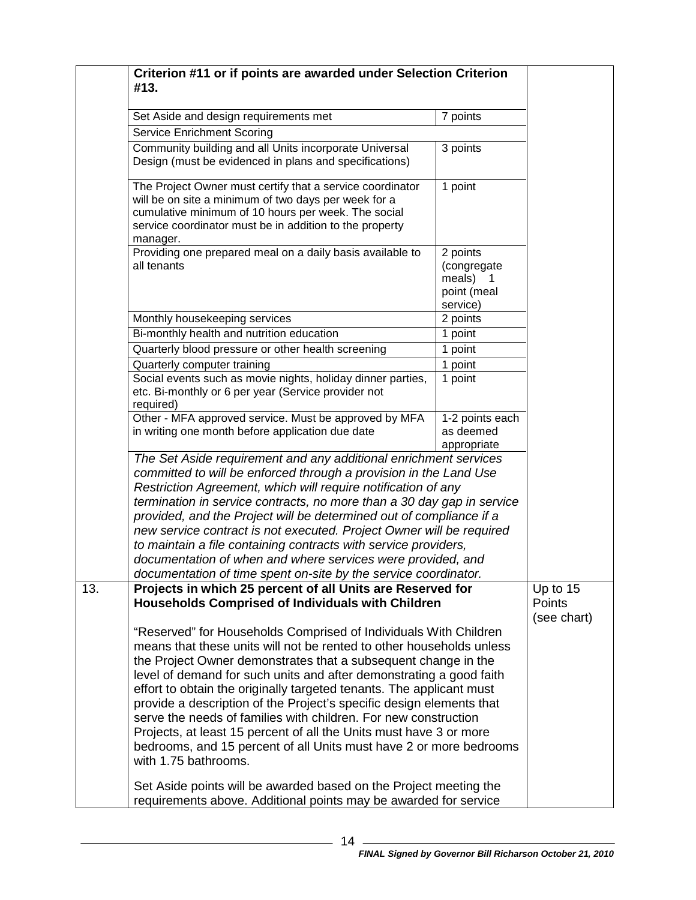| | | |
|---|---|---|
| | **Criterion #11 or if points are awarded under Selection Criterion #13.** | |
| | Set Aside and design requirements met — 7 points<br>Service Enrichment Scoring<br>Community building and all Units incorporate Universal Design (must be evidenced in plans and specifications) — 3 points<br>The Project Owner must certify that a service coordinator will be on site a minimum of two days per week for a cumulative minimum of 10 hours per week. The social service coordinator must be in addition to the property manager. — 1 point<br>Providing one prepared meal on a daily basis available to all tenants — 2 points (congregate meals) 1 point (meal service)<br>Monthly housekeeping services — 2 points<br>Bi-monthly health and nutrition education — 1 point<br>Quarterly blood pressure or other health screening — 1 point<br>Quarterly computer training — 1 point<br>Social events such as movie nights, holiday dinner parties, etc. Bi-monthly or 6 per year (Service provider not required) — 1 point<br>Other - MFA approved service. Must be approved by MFA in writing one month before application due date — 1-2 points each as deemed appropriate | |
| | *The Set Aside requirement and any additional enrichment services committed to will be enforced through a provision in the Land Use Restriction Agreement, which will require notification of any termination in service contracts, no more than a 30 day gap in service provided, and the Project will be determined out of compliance if a new service contract is not executed. Project Owner will be required to maintain a file containing contracts with service providers, documentation of when and where services were provided, and documentation of time spent on-site by the service coordinator.* | |
| 13. | **Projects in which 25 percent of all Units are Reserved for Households Comprised of Individuals with Children**<br><br>"Reserved" for Households Comprised of Individuals With Children means that these units will not be rented to other households unless the Project Owner demonstrates that a subsequent change in the level of demand for such units and after demonstrating a good faith effort to obtain the originally targeted tenants. The applicant must provide a description of the Project's specific design elements that serve the needs of families with children. For new construction Projects, at least 15 percent of all the Units must have 3 or more bedrooms, and 15 percent of all Units must have 2 or more bedrooms with 1.75 bathrooms.<br><br>Set Aside points will be awarded based on the Project meeting the requirements above. Additional points may be awarded for service | Up to 15 Points (see chart) |

Inner chart:

| Requirement | Points |
|---|---|
| Set Aside and design requirements met | 7 points |
| Service Enrichment Scoring | |
| Community building and all Units incorporate Universal Design (must be evidenced in plans and specifications) | 3 points |
| The Project Owner must certify that a service coordinator will be on site a minimum of two days per week for a cumulative minimum of 10 hours per week. The social service coordinator must be in addition to the property manager. | 1 point |
| Providing one prepared meal on a daily basis available to all tenants | 2 points (congregate meals) 1 point (meal service) |
| Monthly housekeeping services | 2 points |
| Bi-monthly health and nutrition education | 1 point |
| Quarterly blood pressure or other health screening | 1 point |
| Quarterly computer training | 1 point |
| Social events such as movie nights, holiday dinner parties, etc. Bi-monthly or 6 per year (Service provider not required) | 1 point |
| Other - MFA approved service. Must be approved by MFA in writing one month before application due date | 1-2 points each as deemed appropriate |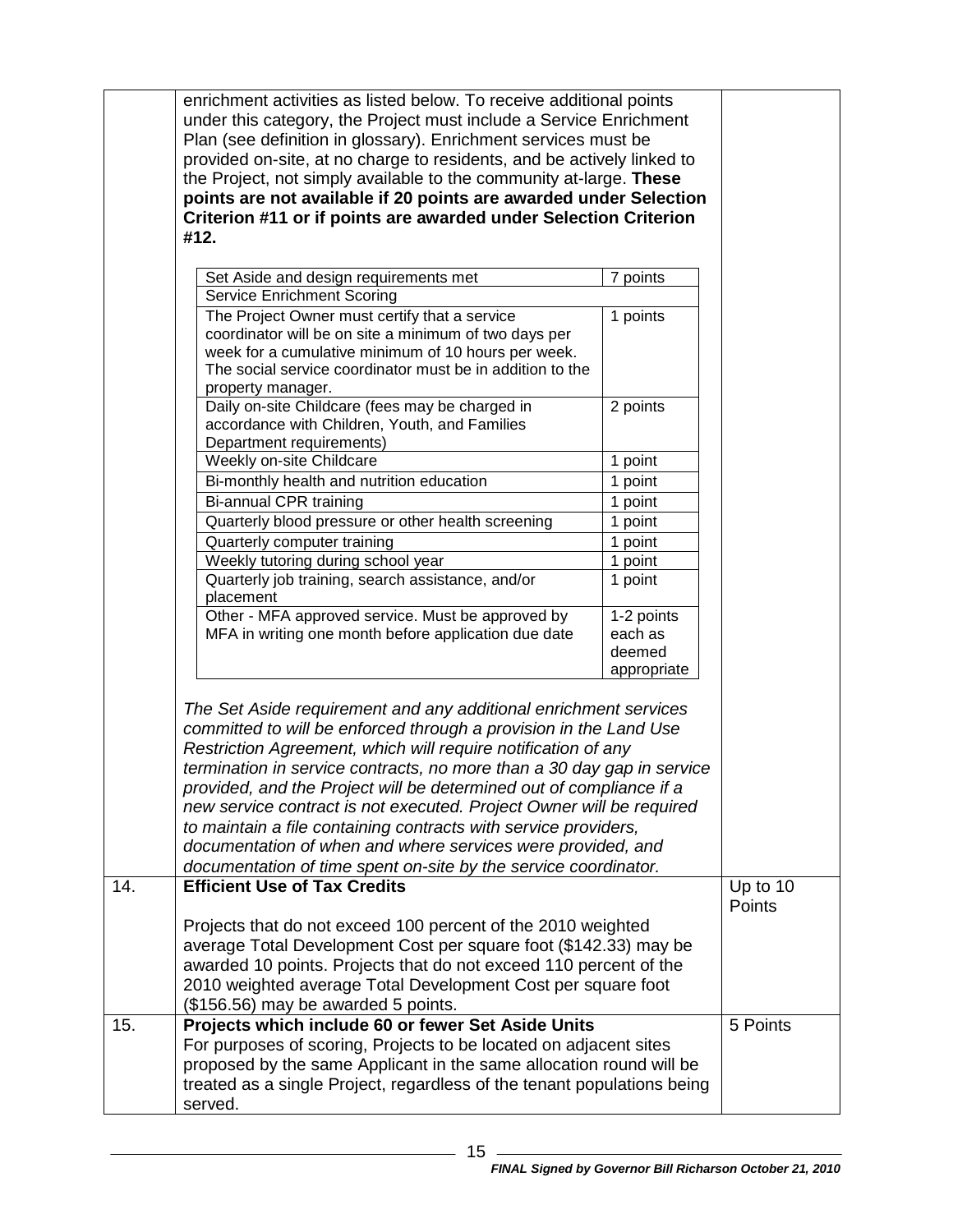| | | |
|---|---|---|
| | enrichment activities as listed below. To receive additional points under this category, the Project must include a Service Enrichment Plan (see definition in glossary). Enrichment services must be provided on-site, at no charge to residents, and be actively linked to the Project, not simply available to the community at-large. **These points are not available if 20 points are awarded under Selection Criterion #11 or if points are awarded under Selection Criterion #12.** | |

| | |
|---|---|
| Set Aside and design requirements met | 7 points |
| Service Enrichment Scoring | |
| The Project Owner must certify that a service coordinator will be on site a minimum of two days per week for a cumulative minimum of 10 hours per week. The social service coordinator must be in addition to the property manager. | 1 points |
| Daily on-site Childcare (fees may be charged in accordance with Children, Youth, and Families Department requirements) | 2 points |
| Weekly on-site Childcare | 1 point |
| Bi-monthly health and nutrition education | 1 point |
| Bi-annual CPR training | 1 point |
| Quarterly blood pressure or other health screening | 1 point |
| Quarterly computer training | 1 point |
| Weekly tutoring during school year | 1 point |
| Quarterly job training, search assistance, and/or placement | 1 point |
| Other - MFA approved service. Must be approved by MFA in writing one month before application due date | 1-2 points each as deemed appropriate |

*The Set Aside requirement and any additional enrichment services committed to will be enforced through a provision in the Land Use Restriction Agreement, which will require notification of any termination in service contracts, no more than a 30 day gap in service provided, and the Project will be determined out of compliance if a new service contract is not executed. Project Owner will be required to maintain a file containing contracts with service providers, documentation of when and where services were provided, and documentation of time spent on-site by the service coordinator.*

| | | |
|---|---|---|
| 14. | **Efficient Use of Tax Credits**<br><br>Projects that do not exceed 100 percent of the 2010 weighted average Total Development Cost per square foot ($142.33) may be awarded 10 points. Projects that do not exceed 110 percent of the 2010 weighted average Total Development Cost per square foot ($156.56) may be awarded 5 points. | Up to 10 Points |
| 15. | **Projects which include 60 or fewer Set Aside Units**<br>For purposes of scoring, Projects to be located on adjacent sites proposed by the same Applicant in the same allocation round will be treated as a single Project, regardless of the tenant populations being served. | 5 Points |

*FINAL Signed by Governor Bill Richardson October 21, 2010*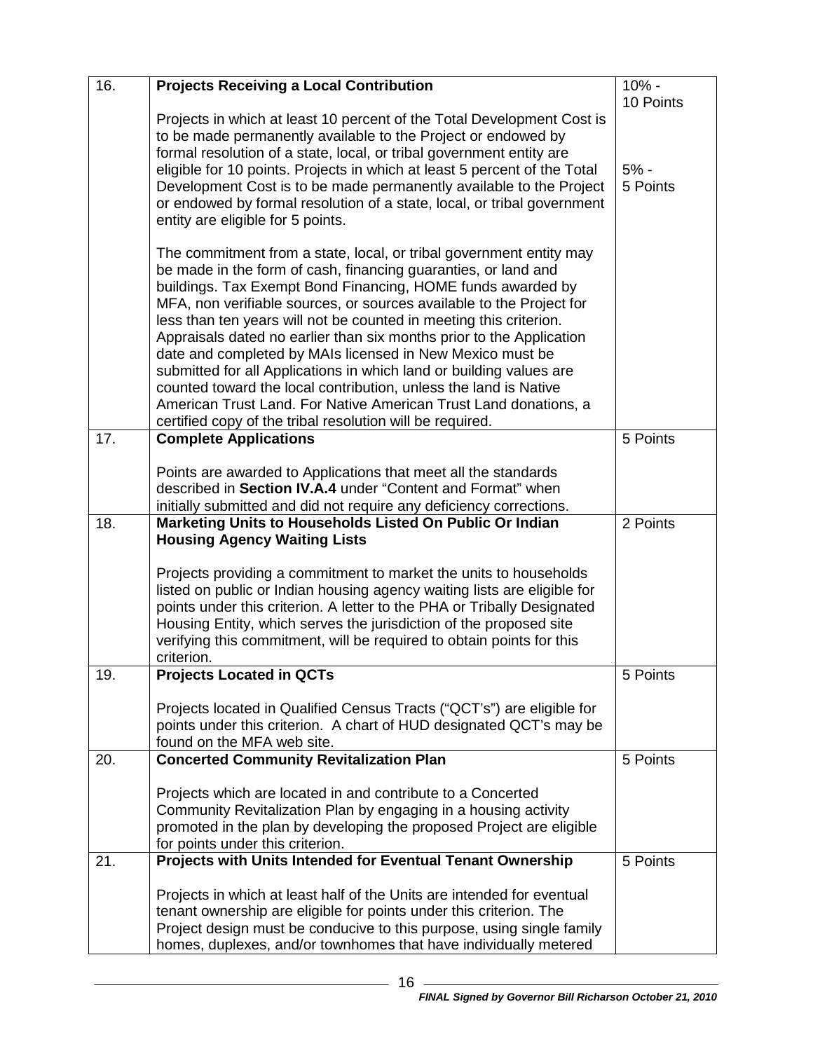| | | |
|---|---|---|
| 16. | **Projects Receiving a Local Contribution**<br><br>Projects in which at least 10 percent of the Total Development Cost is to be made permanently available to the Project or endowed by formal resolution of a state, local, or tribal government entity are eligible for 10 points. Projects in which at least 5 percent of the Total Development Cost is to be made permanently available to the Project or endowed by formal resolution of a state, local, or tribal government entity are eligible for 5 points.<br><br>The commitment from a state, local, or tribal government entity may be made in the form of cash, financing guaranties, or land and buildings. Tax Exempt Bond Financing, HOME funds awarded by MFA, non verifiable sources, or sources available to the Project for less than ten years will not be counted in meeting this criterion. Appraisals dated no earlier than six months prior to the Application date and completed by MAIs licensed in New Mexico must be submitted for all Applications in which land or building values are counted toward the local contribution, unless the land is Native American Trust Land. For Native American Trust Land donations, a certified copy of the tribal resolution will be required. | 10% - 10 Points<br><br>5% - 5 Points |
| 17. | **Complete Applications**<br><br>Points are awarded to Applications that meet all the standards described in **Section IV.A.4** under "Content and Format" when initially submitted and did not require any deficiency corrections. | 5 Points |
| 18. | **Marketing Units to Households Listed On Public Or Indian Housing Agency Waiting Lists**<br><br>Projects providing a commitment to market the units to households listed on public or Indian housing agency waiting lists are eligible for points under this criterion. A letter to the PHA or Tribally Designated Housing Entity, which serves the jurisdiction of the proposed site verifying this commitment, will be required to obtain points for this criterion. | 2 Points |
| 19. | **Projects Located in QCTs**<br><br>Projects located in Qualified Census Tracts ("QCT's") are eligible for points under this criterion. A chart of HUD designated QCT's may be found on the MFA web site. | 5 Points |
| 20. | **Concerted Community Revitalization Plan**<br><br>Projects which are located in and contribute to a Concerted Community Revitalization Plan by engaging in a housing activity promoted in the plan by developing the proposed Project are eligible for points under this criterion. | 5 Points |
| 21. | **Projects with Units Intended for Eventual Tenant Ownership**<br><br>Projects in which at least half of the Units are intended for eventual tenant ownership are eligible for points under this criterion. The Project design must be conducive to this purpose, using single family homes, duplexes, and/or townhomes that have individually metered | 5 Points |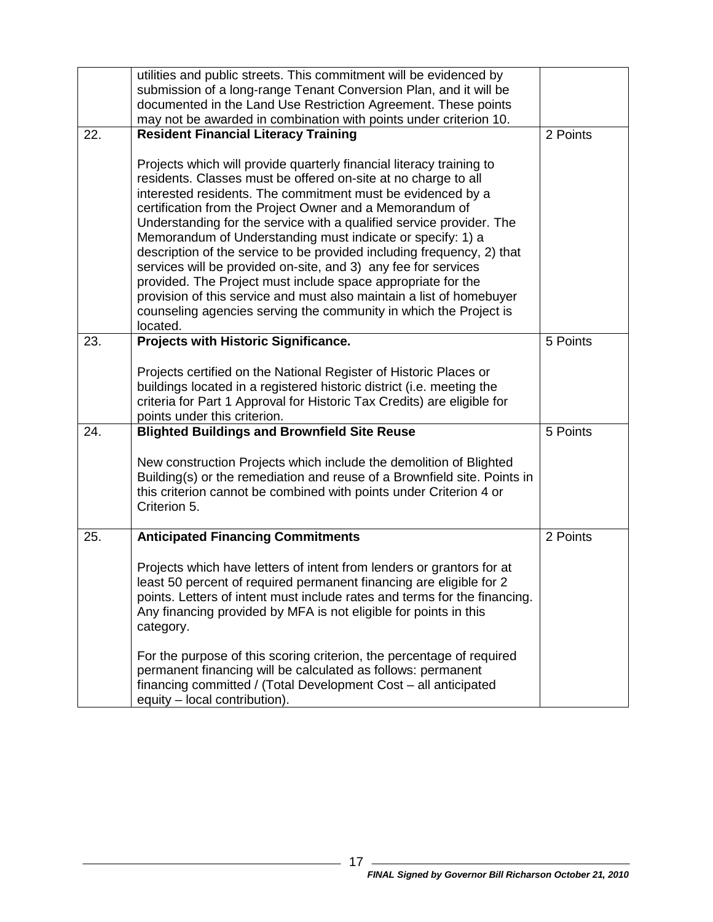| | | |
|---|---|---|
| | utilities and public streets. This commitment will be evidenced by submission of a long-range Tenant Conversion Plan, and it will be documented in the Land Use Restriction Agreement. These points may not be awarded in combination with points under criterion 10. | |
| 22. | **Resident Financial Literacy Training**<br><br>Projects which will provide quarterly financial literacy training to residents. Classes must be offered on-site at no charge to all interested residents. The commitment must be evidenced by a certification from the Project Owner and a Memorandum of Understanding for the service with a qualified service provider. The Memorandum of Understanding must indicate or specify: 1) a description of the service to be provided including frequency, 2) that services will be provided on-site, and 3) any fee for services provided. The Project must include space appropriate for the provision of this service and must also maintain a list of homebuyer counseling agencies serving the community in which the Project is located. | 2 Points |
| 23. | **Projects with Historic Significance.**<br><br>Projects certified on the National Register of Historic Places or buildings located in a registered historic district (i.e. meeting the criteria for Part 1 Approval for Historic Tax Credits) are eligible for points under this criterion. | 5 Points |
| 24. | **Blighted Buildings and Brownfield Site Reuse**<br><br>New construction Projects which include the demolition of Blighted Building(s) or the remediation and reuse of a Brownfield site. Points in this criterion cannot be combined with points under Criterion 4 or Criterion 5. | 5 Points |
| 25. | **Anticipated Financing Commitments**<br><br>Projects which have letters of intent from lenders or grantors for at least 50 percent of required permanent financing are eligible for 2 points. Letters of intent must include rates and terms for the financing. Any financing provided by MFA is not eligible for points in this category.<br><br>For the purpose of this scoring criterion, the percentage of required permanent financing will be calculated as follows: permanent financing committed / (Total Development Cost – all anticipated equity – local contribution). | 2 Points |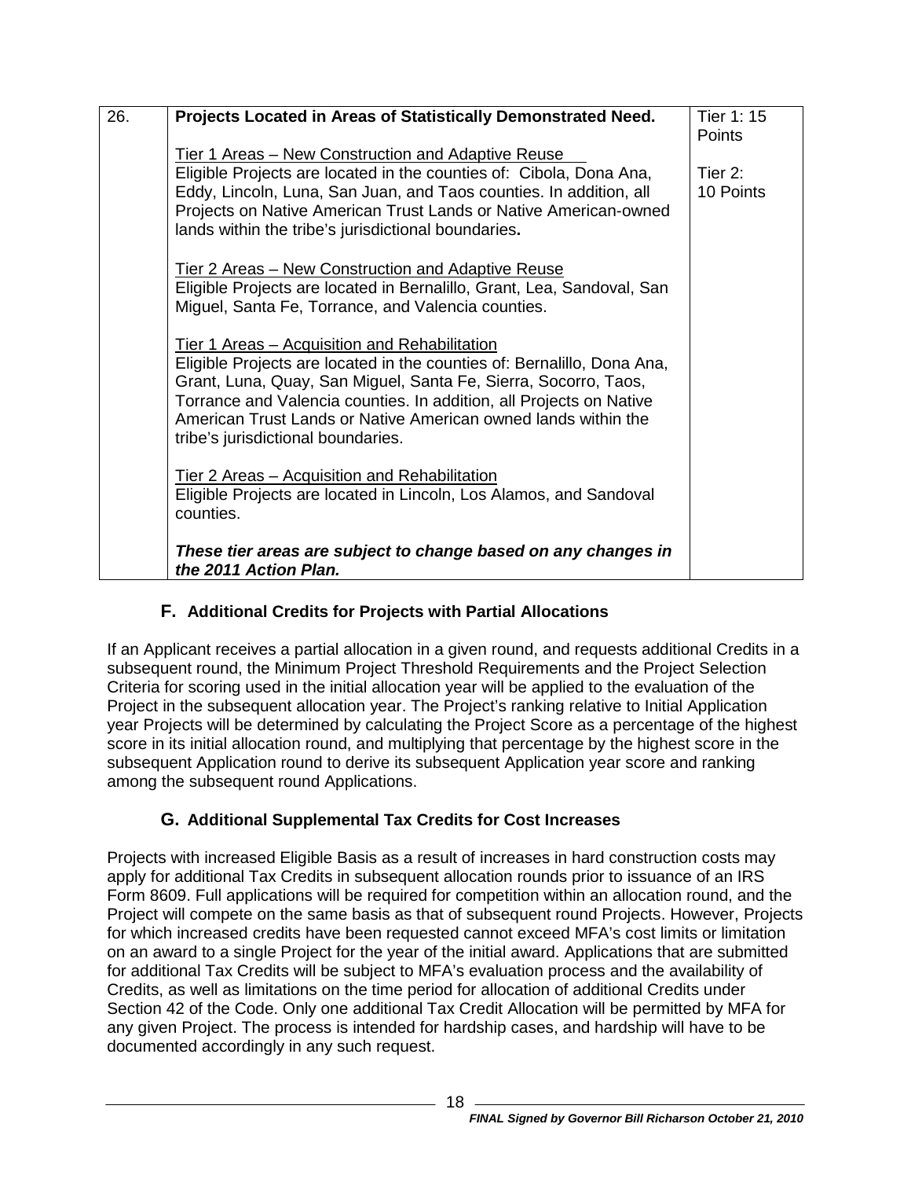| 26. | **Projects Located in Areas of Statistically Demonstrated Need.**<br><br><u>Tier 1 Areas – New Construction and Adaptive Reuse</u><br>Eligible Projects are located in the counties of: Cibola, Dona Ana, Eddy, Lincoln, Luna, San Juan, and Taos counties. In addition, all Projects on Native American Trust Lands or Native American-owned lands within the tribe's jurisdictional boundaries**.**<br><br><u>Tier 2 Areas – New Construction and Adaptive Reuse</u><br>Eligible Projects are located in Bernalillo, Grant, Lea, Sandoval, San Miguel, Santa Fe, Torrance, and Valencia counties.<br><br><u>Tier 1 Areas – Acquisition and Rehabilitation</u><br>Eligible Projects are located in the counties of: Bernalillo, Dona Ana, Grant, Luna, Quay, San Miguel, Santa Fe, Sierra, Socorro, Taos, Torrance and Valencia counties. In addition, all Projects on Native American Trust Lands or Native American owned lands within the tribe's jurisdictional boundaries.<br><br><u>Tier 2 Areas – Acquisition and Rehabilitation</u><br>Eligible Projects are located in Lincoln, Los Alamos, and Sandoval counties.<br><br>***These tier areas are subject to change based on any changes in the 2011 Action Plan.*** | Tier 1: 15 Points<br><br>Tier 2: 10 Points |
|---|---|---|

### F. Additional Credits for Projects with Partial Allocations

If an Applicant receives a partial allocation in a given round, and requests additional Credits in a subsequent round, the Minimum Project Threshold Requirements and the Project Selection Criteria for scoring used in the initial allocation year will be applied to the evaluation of the Project in the subsequent allocation year. The Project's ranking relative to Initial Application year Projects will be determined by calculating the Project Score as a percentage of the highest score in its initial allocation round, and multiplying that percentage by the highest score in the subsequent Application round to derive its subsequent Application year score and ranking among the subsequent round Applications.

### G. Additional Supplemental Tax Credits for Cost Increases

Projects with increased Eligible Basis as a result of increases in hard construction costs may apply for additional Tax Credits in subsequent allocation rounds prior to issuance of an IRS Form 8609. Full applications will be required for competition within an allocation round, and the Project will compete on the same basis as that of subsequent round Projects. However, Projects for which increased credits have been requested cannot exceed MFA's cost limits or limitation on an award to a single Project for the year of the initial award. Applications that are submitted for additional Tax Credits will be subject to MFA's evaluation process and the availability of Credits, as well as limitations on the time period for allocation of additional Credits under Section 42 of the Code. Only one additional Tax Credit Allocation will be permitted by MFA for any given Project. The process is intended for hardship cases, and hardship will have to be documented accordingly in any such request.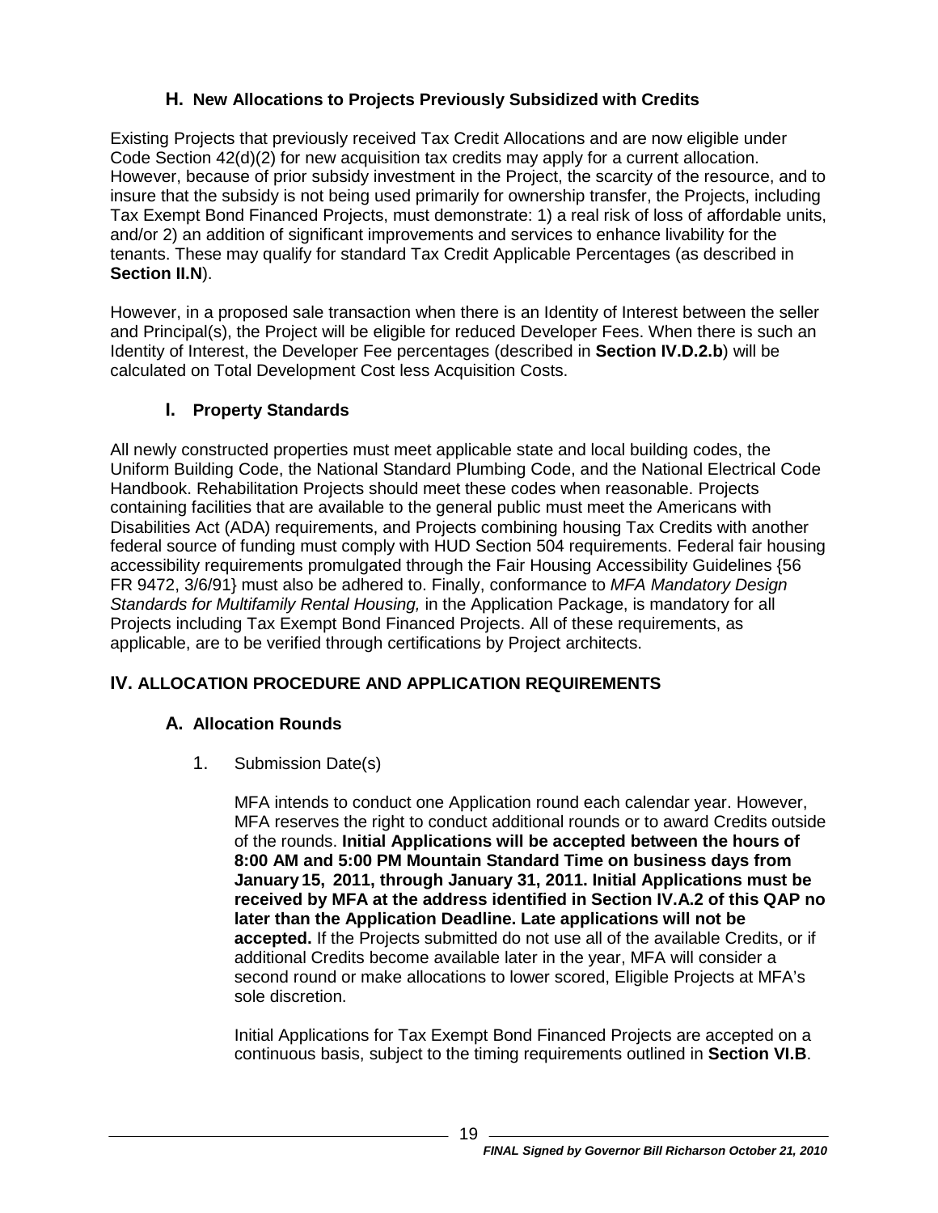### H. New Allocations to Projects Previously Subsidized with Credits

Existing Projects that previously received Tax Credit Allocations and are now eligible under Code Section 42(d)(2) for new acquisition tax credits may apply for a current allocation. However, because of prior subsidy investment in the Project, the scarcity of the resource, and to insure that the subsidy is not being used primarily for ownership transfer, the Projects, including Tax Exempt Bond Financed Projects, must demonstrate: 1) a real risk of loss of affordable units, and/or 2) an addition of significant improvements and services to enhance livability for the tenants. These may qualify for standard Tax Credit Applicable Percentages (as described in **Section II.N**).

However, in a proposed sale transaction when there is an Identity of Interest between the seller and Principal(s), the Project will be eligible for reduced Developer Fees. When there is such an Identity of Interest, the Developer Fee percentages (described in **Section IV.D.2.b**) will be calculated on Total Development Cost less Acquisition Costs.

### I. Property Standards

All newly constructed properties must meet applicable state and local building codes, the Uniform Building Code, the National Standard Plumbing Code, and the National Electrical Code Handbook. Rehabilitation Projects should meet these codes when reasonable. Projects containing facilities that are available to the general public must meet the Americans with Disabilities Act (ADA) requirements, and Projects combining housing Tax Credits with another federal source of funding must comply with HUD Section 504 requirements. Federal fair housing accessibility requirements promulgated through the Fair Housing Accessibility Guidelines {56 FR 9472, 3/6/91} must also be adhered to. Finally, conformance to *MFA Mandatory Design Standards for Multifamily Rental Housing,* in the Application Package, is mandatory for all Projects including Tax Exempt Bond Financed Projects. All of these requirements, as applicable, are to be verified through certifications by Project architects.

## IV. ALLOCATION PROCEDURE AND APPLICATION REQUIREMENTS

### A. Allocation Rounds

1. Submission Date(s)

   MFA intends to conduct one Application round each calendar year. However, MFA reserves the right to conduct additional rounds or to award Credits outside of the rounds. **Initial Applications will be accepted between the hours of 8:00 AM and 5:00 PM Mountain Standard Time on business days from January 15, 2011, through January 31, 2011. Initial Applications must be received by MFA at the address identified in Section IV.A.2 of this QAP no later than the Application Deadline. Late applications will not be accepted.** If the Projects submitted do not use all of the available Credits, or if additional Credits become available later in the year, MFA will consider a second round or make allocations to lower scored, Eligible Projects at MFA's sole discretion.

   Initial Applications for Tax Exempt Bond Financed Projects are accepted on a continuous basis, subject to the timing requirements outlined in **Section VI.B**.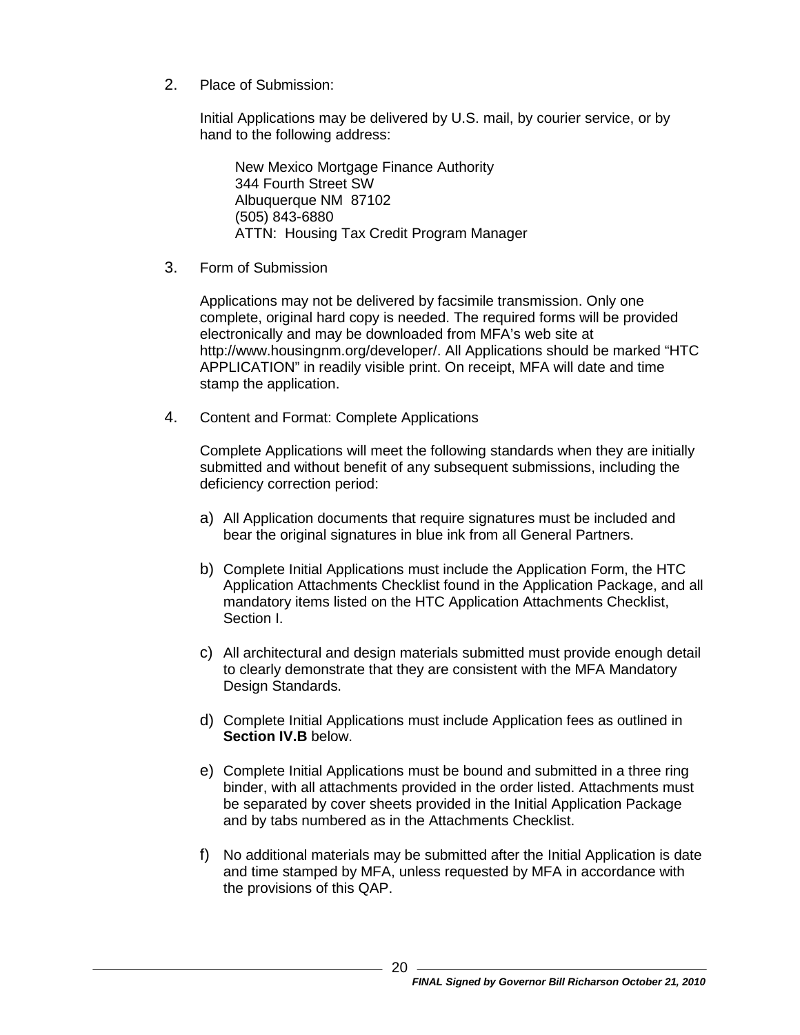2. Place of Submission:

   Initial Applications may be delivered by U.S. mail, by courier service, or by hand to the following address:

   New Mexico Mortgage Finance Authority
   344 Fourth Street SW
   Albuquerque NM 87102
   (505) 843-6880
   ATTN: Housing Tax Credit Program Manager

3. Form of Submission

   Applications may not be delivered by facsimile transmission. Only one complete, original hard copy is needed. The required forms will be provided electronically and may be downloaded from MFA's web site at http://www.housingnm.org/developer/. All Applications should be marked "HTC APPLICATION" in readily visible print. On receipt, MFA will date and time stamp the application.

4. Content and Format: Complete Applications

   Complete Applications will meet the following standards when they are initially submitted and without benefit of any subsequent submissions, including the deficiency correction period:

   a) All Application documents that require signatures must be included and bear the original signatures in blue ink from all General Partners.

   b) Complete Initial Applications must include the Application Form, the HTC Application Attachments Checklist found in the Application Package, and all mandatory items listed on the HTC Application Attachments Checklist, Section I.

   c) All architectural and design materials submitted must provide enough detail to clearly demonstrate that they are consistent with the MFA Mandatory Design Standards.

   d) Complete Initial Applications must include Application fees as outlined in **Section IV.B** below.

   e) Complete Initial Applications must be bound and submitted in a three ring binder, with all attachments provided in the order listed. Attachments must be separated by cover sheets provided in the Initial Application Package and by tabs numbered as in the Attachments Checklist.

   f) No additional materials may be submitted after the Initial Application is date and time stamped by MFA, unless requested by MFA in accordance with the provisions of this QAP.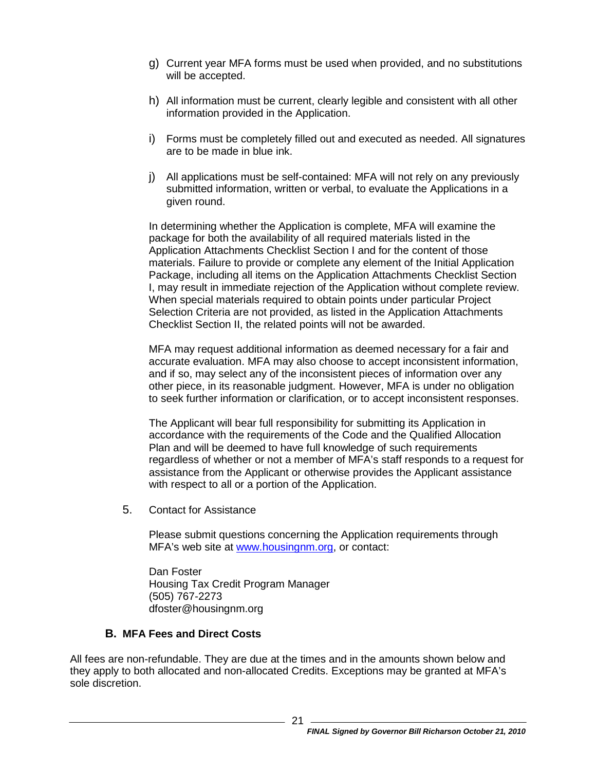g) Current year MFA forms must be used when provided, and no substitutions will be accepted.

h) All information must be current, clearly legible and consistent with all other information provided in the Application.

i) Forms must be completely filled out and executed as needed. All signatures are to be made in blue ink.

j) All applications must be self-contained: MFA will not rely on any previously submitted information, written or verbal, to evaluate the Applications in a given round.

In determining whether the Application is complete, MFA will examine the package for both the availability of all required materials listed in the Application Attachments Checklist Section I and for the content of those materials. Failure to provide or complete any element of the Initial Application Package, including all items on the Application Attachments Checklist Section I, may result in immediate rejection of the Application without complete review. When special materials required to obtain points under particular Project Selection Criteria are not provided, as listed in the Application Attachments Checklist Section II, the related points will not be awarded.

MFA may request additional information as deemed necessary for a fair and accurate evaluation. MFA may also choose to accept inconsistent information, and if so, may select any of the inconsistent pieces of information over any other piece, in its reasonable judgment. However, MFA is under no obligation to seek further information or clarification, or to accept inconsistent responses.

The Applicant will bear full responsibility for submitting its Application in accordance with the requirements of the Code and the Qualified Allocation Plan and will be deemed to have full knowledge of such requirements regardless of whether or not a member of MFA's staff responds to a request for assistance from the Applicant or otherwise provides the Applicant assistance with respect to all or a portion of the Application.

5. Contact for Assistance

Please submit questions concerning the Application requirements through MFA's web site at www.housingnm.org, or contact:

Dan Foster
Housing Tax Credit Program Manager
(505) 767-2273
dfoster@housingnm.org

## B. MFA Fees and Direct Costs

All fees are non-refundable. They are due at the times and in the amounts shown below and they apply to both allocated and non-allocated Credits. Exceptions may be granted at MFA's sole discretion.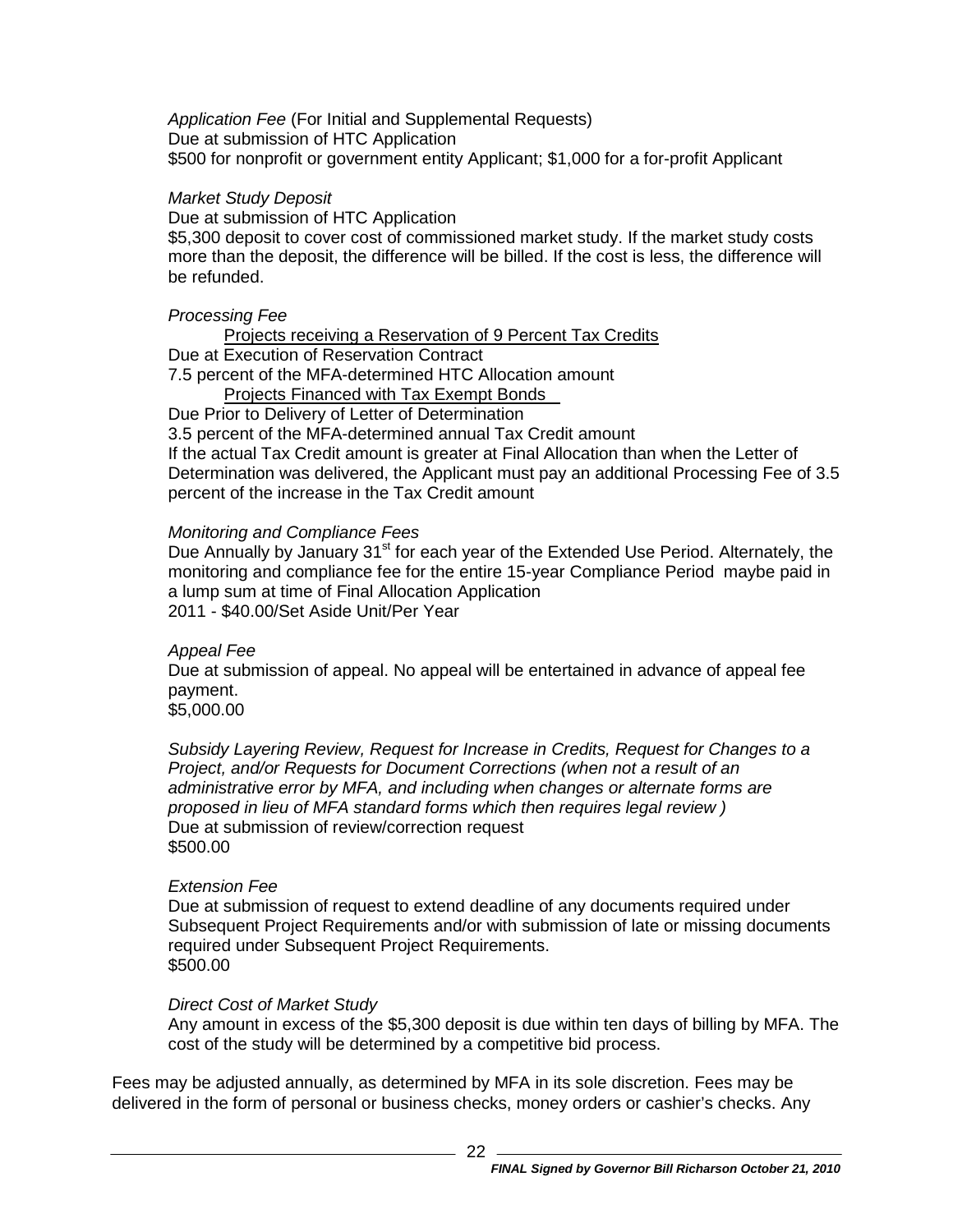*Application Fee* (For Initial and Supplemental Requests)
Due at submission of HTC Application
$500 for nonprofit or government entity Applicant; $1,000 for a for-profit Applicant

*Market Study Deposit*
Due at submission of HTC Application
$5,300 deposit to cover cost of commissioned market study. If the market study costs more than the deposit, the difference will be billed. If the cost is less, the difference will be refunded.

*Processing Fee*

Projects receiving a Reservation of 9 Percent Tax Credits

Due at Execution of Reservation Contract
7.5 percent of the MFA-determined HTC Allocation amount

Projects Financed with Tax Exempt Bonds

Due Prior to Delivery of Letter of Determination
3.5 percent of the MFA-determined annual Tax Credit amount
If the actual Tax Credit amount is greater at Final Allocation than when the Letter of Determination was delivered, the Applicant must pay an additional Processing Fee of 3.5 percent of the increase in the Tax Credit amount

*Monitoring and Compliance Fees*
Due Annually by January 31st for each year of the Extended Use Period. Alternately, the monitoring and compliance fee for the entire 15-year Compliance Period maybe paid in a lump sum at time of Final Allocation Application
2011 - $40.00/Set Aside Unit/Per Year

*Appeal Fee*
Due at submission of appeal. No appeal will be entertained in advance of appeal fee payment.
$5,000.00

*Subsidy Layering Review, Request for Increase in Credits, Request for Changes to a Project, and/or Requests for Document Corrections (when not a result of an administrative error by MFA, and including when changes or alternate forms are proposed in lieu of MFA standard forms which then requires legal review )*
Due at submission of review/correction request
$500.00

*Extension Fee*
Due at submission of request to extend deadline of any documents required under Subsequent Project Requirements and/or with submission of late or missing documents required under Subsequent Project Requirements.
$500.00

*Direct Cost of Market Study*
Any amount in excess of the $5,300 deposit is due within ten days of billing by MFA. The cost of the study will be determined by a competitive bid process.

Fees may be adjusted annually, as determined by MFA in its sole discretion. Fees may be delivered in the form of personal or business checks, money orders or cashier's checks. Any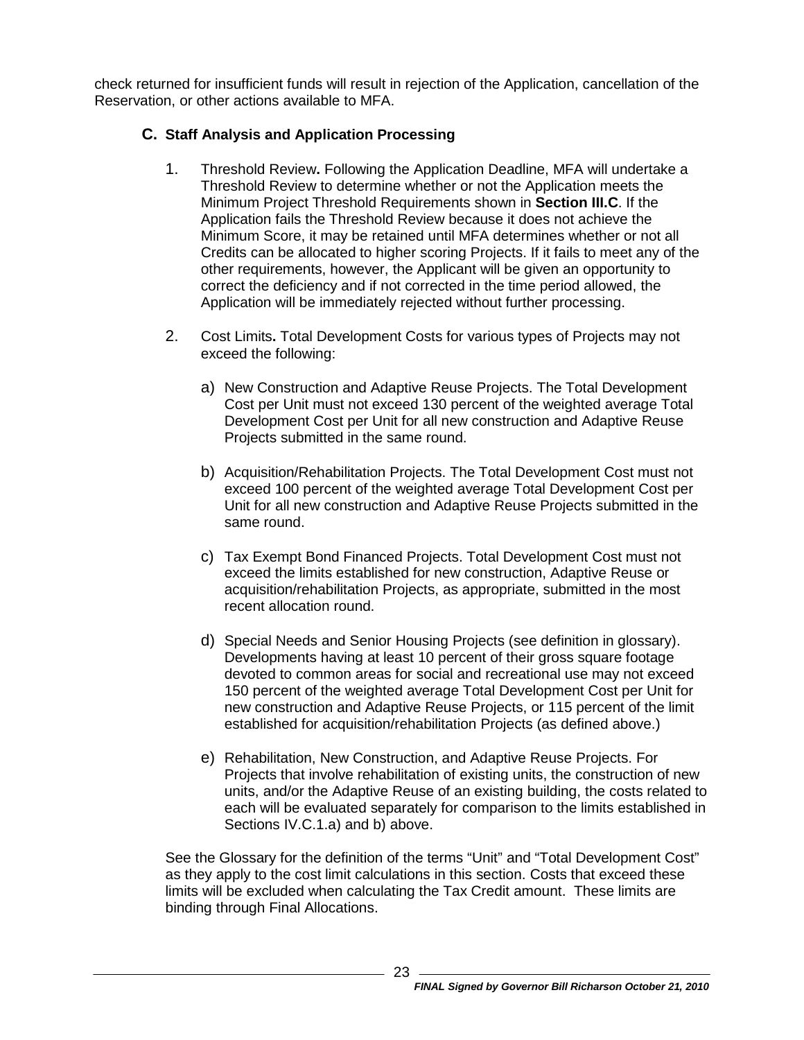check returned for insufficient funds will result in rejection of the Application, cancellation of the Reservation, or other actions available to MFA.

### C. Staff Analysis and Application Processing

1. Threshold Review**.** Following the Application Deadline, MFA will undertake a Threshold Review to determine whether or not the Application meets the Minimum Project Threshold Requirements shown in **Section III.C**. If the Application fails the Threshold Review because it does not achieve the Minimum Score, it may be retained until MFA determines whether or not all Credits can be allocated to higher scoring Projects. If it fails to meet any of the other requirements, however, the Applicant will be given an opportunity to correct the deficiency and if not corrected in the time period allowed, the Application will be immediately rejected without further processing.

2. Cost Limits**.** Total Development Costs for various types of Projects may not exceed the following:

   a) New Construction and Adaptive Reuse Projects. The Total Development Cost per Unit must not exceed 130 percent of the weighted average Total Development Cost per Unit for all new construction and Adaptive Reuse Projects submitted in the same round.

   b) Acquisition/Rehabilitation Projects. The Total Development Cost must not exceed 100 percent of the weighted average Total Development Cost per Unit for all new construction and Adaptive Reuse Projects submitted in the same round.

   c) Tax Exempt Bond Financed Projects. Total Development Cost must not exceed the limits established for new construction, Adaptive Reuse or acquisition/rehabilitation Projects, as appropriate, submitted in the most recent allocation round.

   d) Special Needs and Senior Housing Projects (see definition in glossary). Developments having at least 10 percent of their gross square footage devoted to common areas for social and recreational use may not exceed 150 percent of the weighted average Total Development Cost per Unit for new construction and Adaptive Reuse Projects, or 115 percent of the limit established for acquisition/rehabilitation Projects (as defined above.)

   e) Rehabilitation, New Construction, and Adaptive Reuse Projects. For Projects that involve rehabilitation of existing units, the construction of new units, and/or the Adaptive Reuse of an existing building, the costs related to each will be evaluated separately for comparison to the limits established in Sections IV.C.1.a) and b) above.

   See the Glossary for the definition of the terms “Unit” and “Total Development Cost” as they apply to the cost limit calculations in this section. Costs that exceed these limits will be excluded when calculating the Tax Credit amount. These limits are binding through Final Allocations.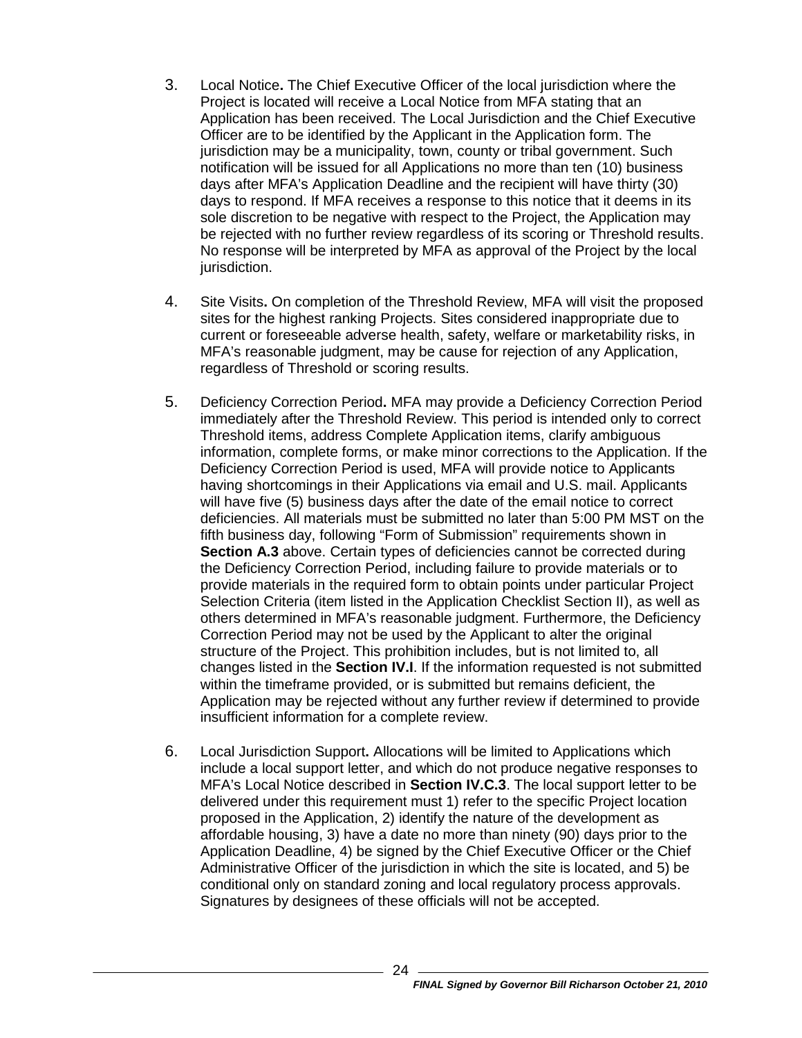3. Local Notice**.** The Chief Executive Officer of the local jurisdiction where the Project is located will receive a Local Notice from MFA stating that an Application has been received. The Local Jurisdiction and the Chief Executive Officer are to be identified by the Applicant in the Application form. The jurisdiction may be a municipality, town, county or tribal government. Such notification will be issued for all Applications no more than ten (10) business days after MFA's Application Deadline and the recipient will have thirty (30) days to respond. If MFA receives a response to this notice that it deems in its sole discretion to be negative with respect to the Project, the Application may be rejected with no further review regardless of its scoring or Threshold results. No response will be interpreted by MFA as approval of the Project by the local jurisdiction.

4. Site Visits**.** On completion of the Threshold Review, MFA will visit the proposed sites for the highest ranking Projects. Sites considered inappropriate due to current or foreseeable adverse health, safety, welfare or marketability risks, in MFA's reasonable judgment, may be cause for rejection of any Application, regardless of Threshold or scoring results.

5. Deficiency Correction Period**.** MFA may provide a Deficiency Correction Period immediately after the Threshold Review. This period is intended only to correct Threshold items, address Complete Application items, clarify ambiguous information, complete forms, or make minor corrections to the Application. If the Deficiency Correction Period is used, MFA will provide notice to Applicants having shortcomings in their Applications via email and U.S. mail. Applicants will have five (5) business days after the date of the email notice to correct deficiencies. All materials must be submitted no later than 5:00 PM MST on the fifth business day, following "Form of Submission" requirements shown in **Section A.3** above. Certain types of deficiencies cannot be corrected during the Deficiency Correction Period, including failure to provide materials or to provide materials in the required form to obtain points under particular Project Selection Criteria (item listed in the Application Checklist Section II), as well as others determined in MFA's reasonable judgment. Furthermore, the Deficiency Correction Period may not be used by the Applicant to alter the original structure of the Project. This prohibition includes, but is not limited to, all changes listed in the **Section IV.I**. If the information requested is not submitted within the timeframe provided, or is submitted but remains deficient, the Application may be rejected without any further review if determined to provide insufficient information for a complete review.

6. Local Jurisdiction Support**.** Allocations will be limited to Applications which include a local support letter, and which do not produce negative responses to MFA's Local Notice described in **Section IV.C.3**. The local support letter to be delivered under this requirement must 1) refer to the specific Project location proposed in the Application, 2) identify the nature of the development as affordable housing, 3) have a date no more than ninety (90) days prior to the Application Deadline, 4) be signed by the Chief Executive Officer or the Chief Administrative Officer of the jurisdiction in which the site is located, and 5) be conditional only on standard zoning and local regulatory process approvals. Signatures by designees of these officials will not be accepted.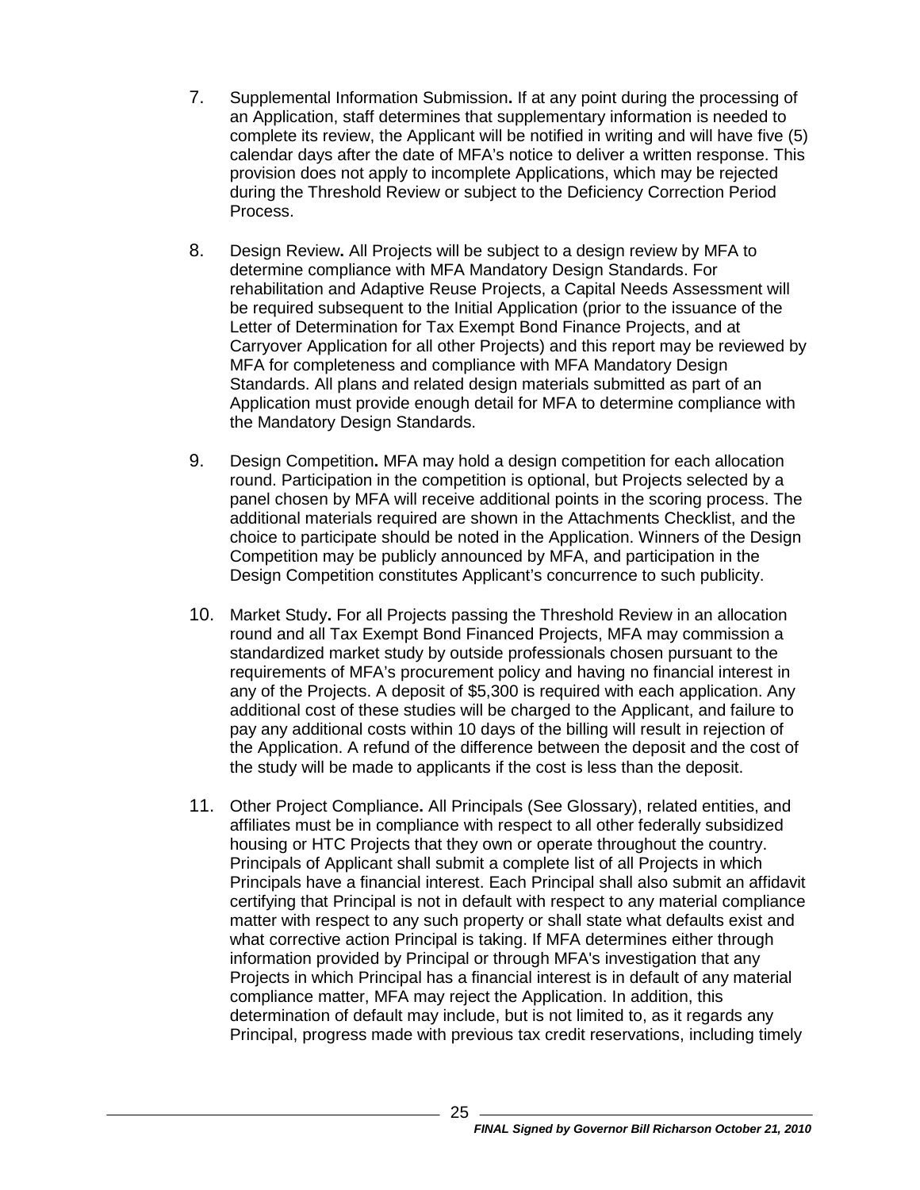7. Supplemental Information Submission**.** If at any point during the processing of an Application, staff determines that supplementary information is needed to complete its review, the Applicant will be notified in writing and will have five (5) calendar days after the date of MFA's notice to deliver a written response. This provision does not apply to incomplete Applications, which may be rejected during the Threshold Review or subject to the Deficiency Correction Period Process.

8. Design Review**.** All Projects will be subject to a design review by MFA to determine compliance with MFA Mandatory Design Standards. For rehabilitation and Adaptive Reuse Projects, a Capital Needs Assessment will be required subsequent to the Initial Application (prior to the issuance of the Letter of Determination for Tax Exempt Bond Finance Projects, and at Carryover Application for all other Projects) and this report may be reviewed by MFA for completeness and compliance with MFA Mandatory Design Standards. All plans and related design materials submitted as part of an Application must provide enough detail for MFA to determine compliance with the Mandatory Design Standards.

9. Design Competition**.** MFA may hold a design competition for each allocation round. Participation in the competition is optional, but Projects selected by a panel chosen by MFA will receive additional points in the scoring process. The additional materials required are shown in the Attachments Checklist, and the choice to participate should be noted in the Application. Winners of the Design Competition may be publicly announced by MFA, and participation in the Design Competition constitutes Applicant's concurrence to such publicity.

10. Market Study**.** For all Projects passing the Threshold Review in an allocation round and all Tax Exempt Bond Financed Projects, MFA may commission a standardized market study by outside professionals chosen pursuant to the requirements of MFA's procurement policy and having no financial interest in any of the Projects. A deposit of $5,300 is required with each application. Any additional cost of these studies will be charged to the Applicant, and failure to pay any additional costs within 10 days of the billing will result in rejection of the Application. A refund of the difference between the deposit and the cost of the study will be made to applicants if the cost is less than the deposit.

11. Other Project Compliance**.** All Principals (See Glossary), related entities, and affiliates must be in compliance with respect to all other federally subsidized housing or HTC Projects that they own or operate throughout the country. Principals of Applicant shall submit a complete list of all Projects in which Principals have a financial interest. Each Principal shall also submit an affidavit certifying that Principal is not in default with respect to any material compliance matter with respect to any such property or shall state what defaults exist and what corrective action Principal is taking. If MFA determines either through information provided by Principal or through MFA's investigation that any Projects in which Principal has a financial interest is in default of any material compliance matter, MFA may reject the Application. In addition, this determination of default may include, but is not limited to, as it regards any Principal, progress made with previous tax credit reservations, including timely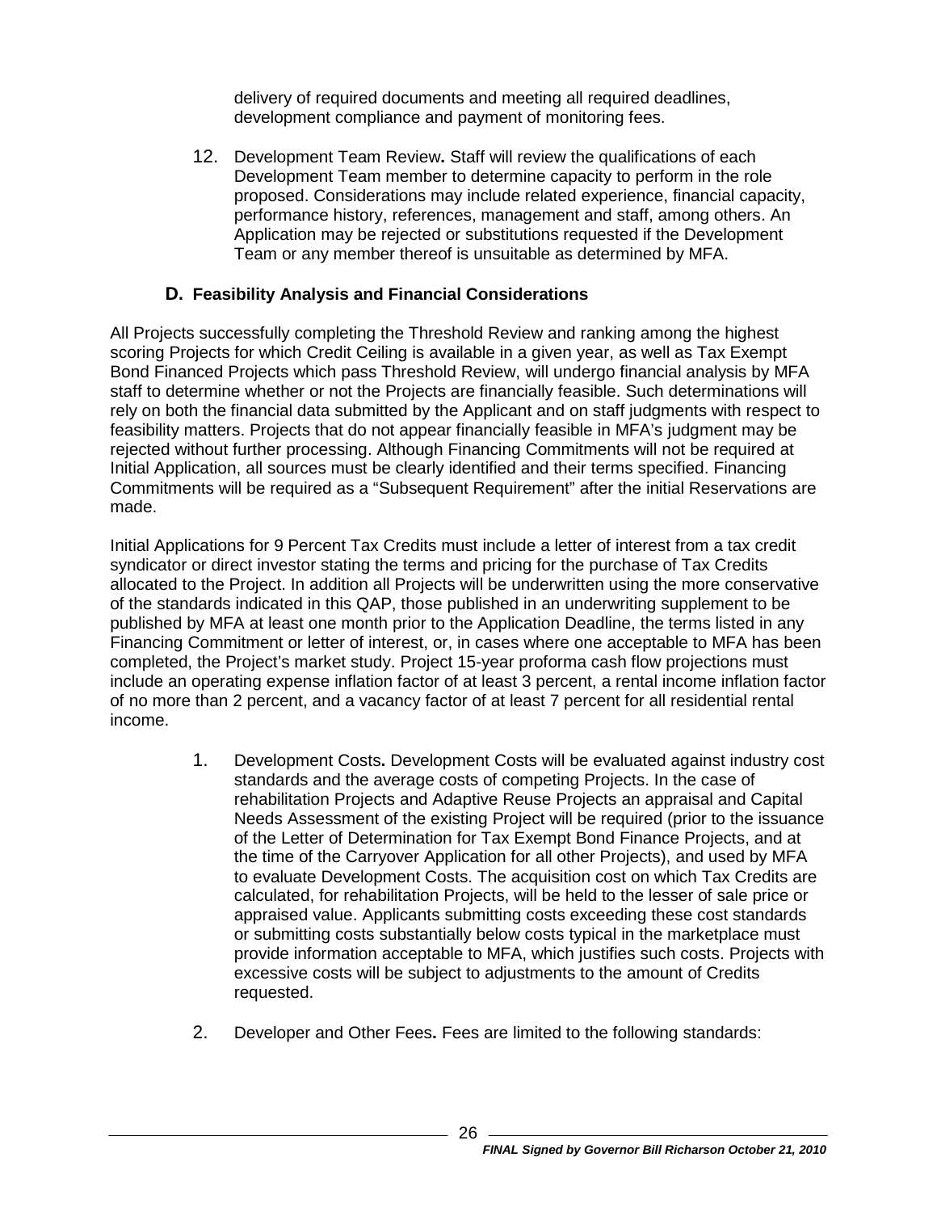delivery of required documents and meeting all required deadlines, development compliance and payment of monitoring fees.

12. Development Team Review**.** Staff will review the qualifications of each Development Team member to determine capacity to perform in the role proposed. Considerations may include related experience, financial capacity, performance history, references, management and staff, among others. An Application may be rejected or substitutions requested if the Development Team or any member thereof is unsuitable as determined by MFA.

### D. Feasibility Analysis and Financial Considerations

All Projects successfully completing the Threshold Review and ranking among the highest scoring Projects for which Credit Ceiling is available in a given year, as well as Tax Exempt Bond Financed Projects which pass Threshold Review, will undergo financial analysis by MFA staff to determine whether or not the Projects are financially feasible. Such determinations will rely on both the financial data submitted by the Applicant and on staff judgments with respect to feasibility matters. Projects that do not appear financially feasible in MFA's judgment may be rejected without further processing. Although Financing Commitments will not be required at Initial Application, all sources must be clearly identified and their terms specified. Financing Commitments will be required as a "Subsequent Requirement" after the initial Reservations are made.

Initial Applications for 9 Percent Tax Credits must include a letter of interest from a tax credit syndicator or direct investor stating the terms and pricing for the purchase of Tax Credits allocated to the Project. In addition all Projects will be underwritten using the more conservative of the standards indicated in this QAP, those published in an underwriting supplement to be published by MFA at least one month prior to the Application Deadline, the terms listed in any Financing Commitment or letter of interest, or, in cases where one acceptable to MFA has been completed, the Project's market study. Project 15-year proforma cash flow projections must include an operating expense inflation factor of at least 3 percent, a rental income inflation factor of no more than 2 percent, and a vacancy factor of at least 7 percent for all residential rental income.

1. Development Costs**.** Development Costs will be evaluated against industry cost standards and the average costs of competing Projects. In the case of rehabilitation Projects and Adaptive Reuse Projects an appraisal and Capital Needs Assessment of the existing Project will be required (prior to the issuance of the Letter of Determination for Tax Exempt Bond Finance Projects, and at the time of the Carryover Application for all other Projects), and used by MFA to evaluate Development Costs. The acquisition cost on which Tax Credits are calculated, for rehabilitation Projects, will be held to the lesser of sale price or appraised value. Applicants submitting costs exceeding these cost standards or submitting costs substantially below costs typical in the marketplace must provide information acceptable to MFA, which justifies such costs. Projects with excessive costs will be subject to adjustments to the amount of Credits requested.

2. Developer and Other Fees**.** Fees are limited to the following standards: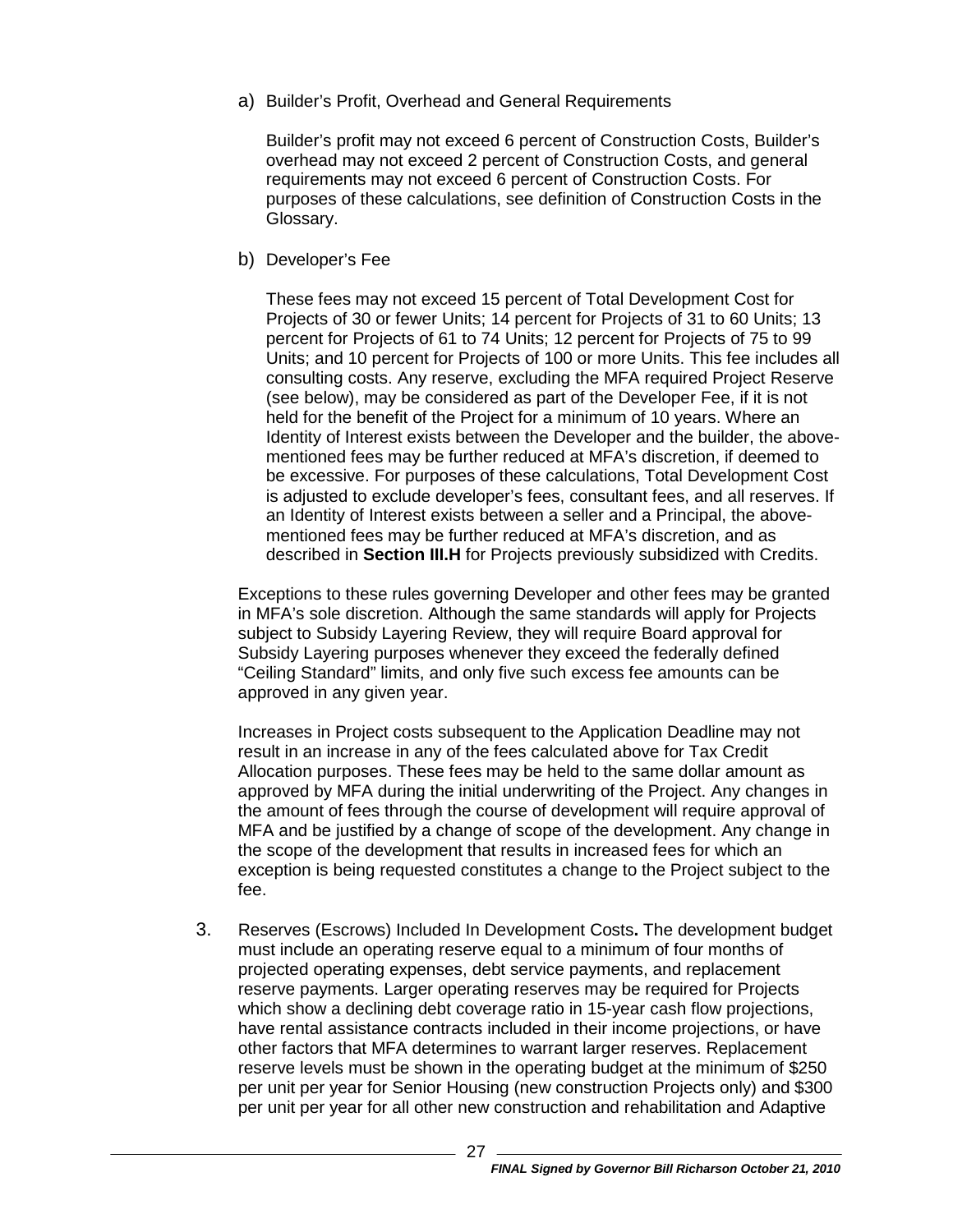a) Builder's Profit, Overhead and General Requirements

   Builder's profit may not exceed 6 percent of Construction Costs, Builder's overhead may not exceed 2 percent of Construction Costs, and general requirements may not exceed 6 percent of Construction Costs. For purposes of these calculations, see definition of Construction Costs in the Glossary.

b) Developer's Fee

   These fees may not exceed 15 percent of Total Development Cost for Projects of 30 or fewer Units; 14 percent for Projects of 31 to 60 Units; 13 percent for Projects of 61 to 74 Units; 12 percent for Projects of 75 to 99 Units; and 10 percent for Projects of 100 or more Units. This fee includes all consulting costs. Any reserve, excluding the MFA required Project Reserve (see below), may be considered as part of the Developer Fee, if it is not held for the benefit of the Project for a minimum of 10 years. Where an Identity of Interest exists between the Developer and the builder, the above-mentioned fees may be further reduced at MFA's discretion, if deemed to be excessive. For purposes of these calculations, Total Development Cost is adjusted to exclude developer's fees, consultant fees, and all reserves. If an Identity of Interest exists between a seller and a Principal, the above-mentioned fees may be further reduced at MFA's discretion, and as described in **Section III.H** for Projects previously subsidized with Credits.

Exceptions to these rules governing Developer and other fees may be granted in MFA's sole discretion. Although the same standards will apply for Projects subject to Subsidy Layering Review, they will require Board approval for Subsidy Layering purposes whenever they exceed the federally defined "Ceiling Standard" limits, and only five such excess fee amounts can be approved in any given year.

Increases in Project costs subsequent to the Application Deadline may not result in an increase in any of the fees calculated above for Tax Credit Allocation purposes. These fees may be held to the same dollar amount as approved by MFA during the initial underwriting of the Project. Any changes in the amount of fees through the course of development will require approval of MFA and be justified by a change of scope of the development. Any change in the scope of the development that results in increased fees for which an exception is being requested constitutes a change to the Project subject to the fee.

3. Reserves (Escrows) Included In Development Costs**.** The development budget must include an operating reserve equal to a minimum of four months of projected operating expenses, debt service payments, and replacement reserve payments. Larger operating reserves may be required for Projects which show a declining debt coverage ratio in 15-year cash flow projections, have rental assistance contracts included in their income projections, or have other factors that MFA determines to warrant larger reserves. Replacement reserve levels must be shown in the operating budget at the minimum of $250 per unit per year for Senior Housing (new construction Projects only) and $300 per unit per year for all other new construction and rehabilitation and Adaptive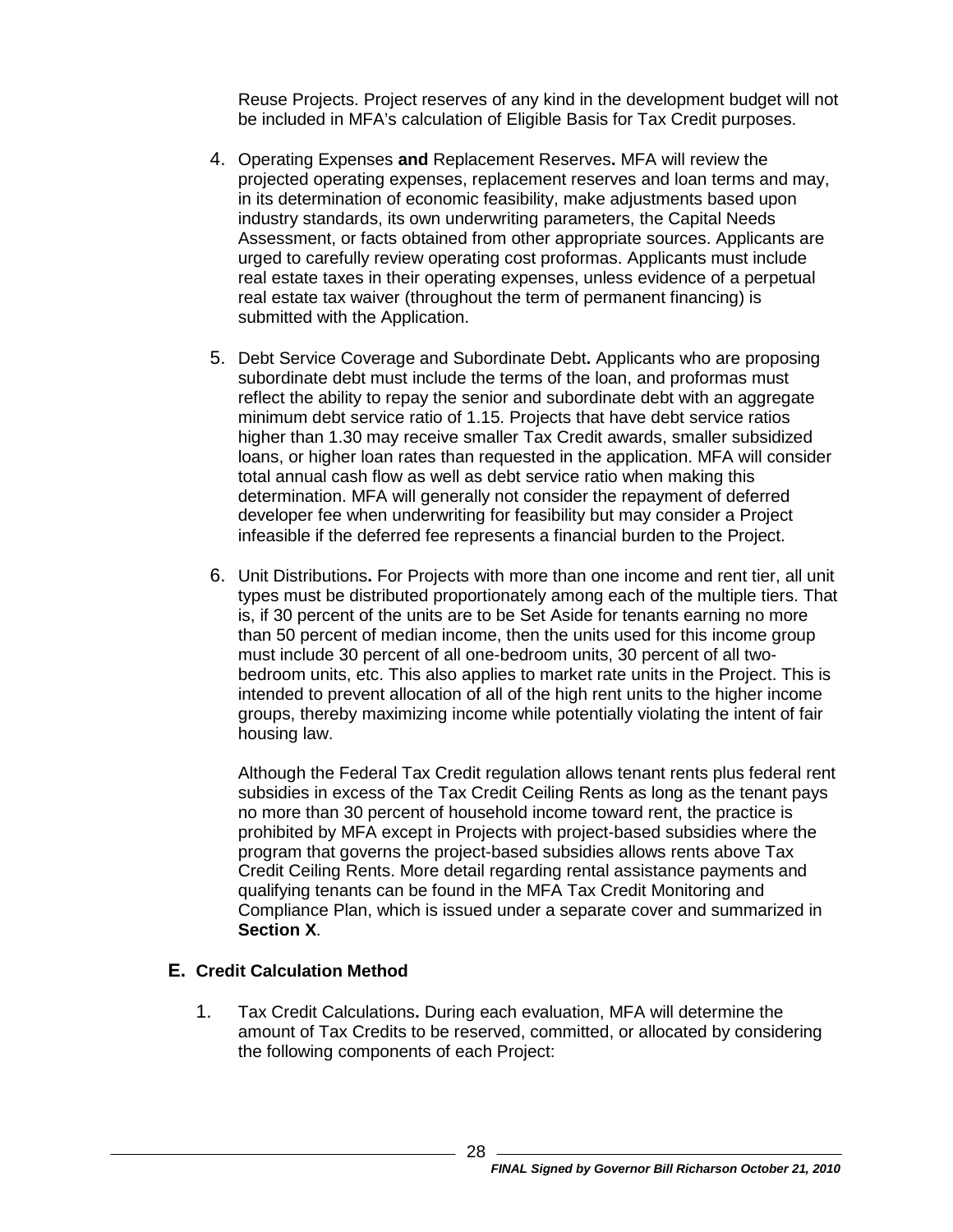Reuse Projects. Project reserves of any kind in the development budget will not be included in MFA's calculation of Eligible Basis for Tax Credit purposes.

4. Operating Expenses **and** Replacement Reserves**.** MFA will review the projected operating expenses, replacement reserves and loan terms and may, in its determination of economic feasibility, make adjustments based upon industry standards, its own underwriting parameters, the Capital Needs Assessment, or facts obtained from other appropriate sources. Applicants are urged to carefully review operating cost proformas. Applicants must include real estate taxes in their operating expenses, unless evidence of a perpetual real estate tax waiver (throughout the term of permanent financing) is submitted with the Application.

5. Debt Service Coverage and Subordinate Debt**.** Applicants who are proposing subordinate debt must include the terms of the loan, and proformas must reflect the ability to repay the senior and subordinate debt with an aggregate minimum debt service ratio of 1.15. Projects that have debt service ratios higher than 1.30 may receive smaller Tax Credit awards, smaller subsidized loans, or higher loan rates than requested in the application. MFA will consider total annual cash flow as well as debt service ratio when making this determination. MFA will generally not consider the repayment of deferred developer fee when underwriting for feasibility but may consider a Project infeasible if the deferred fee represents a financial burden to the Project.

6. Unit Distributions**.** For Projects with more than one income and rent tier, all unit types must be distributed proportionately among each of the multiple tiers. That is, if 30 percent of the units are to be Set Aside for tenants earning no more than 50 percent of median income, then the units used for this income group must include 30 percent of all one-bedroom units, 30 percent of all two-bedroom units, etc. This also applies to market rate units in the Project. This is intended to prevent allocation of all of the high rent units to the higher income groups, thereby maximizing income while potentially violating the intent of fair housing law.

   Although the Federal Tax Credit regulation allows tenant rents plus federal rent subsidies in excess of the Tax Credit Ceiling Rents as long as the tenant pays no more than 30 percent of household income toward rent, the practice is prohibited by MFA except in Projects with project-based subsidies where the program that governs the project-based subsidies allows rents above Tax Credit Ceiling Rents. More detail regarding rental assistance payments and qualifying tenants can be found in the MFA Tax Credit Monitoring and Compliance Plan, which is issued under a separate cover and summarized in **Section X**.

## E. Credit Calculation Method

1. Tax Credit Calculations**.** During each evaluation, MFA will determine the amount of Tax Credits to be reserved, committed, or allocated by considering the following components of each Project: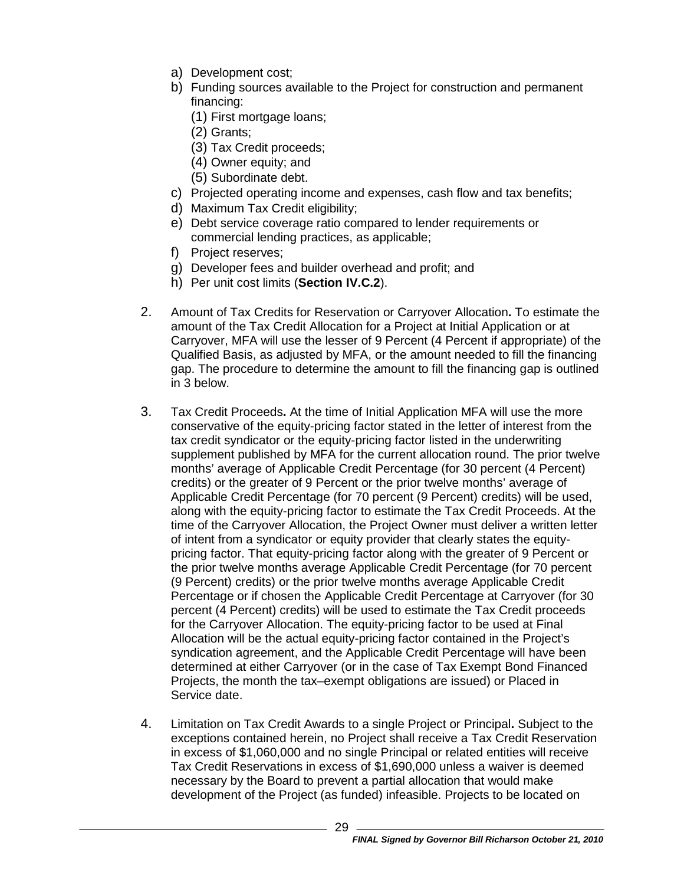a) Development cost;
b) Funding sources available to the Project for construction and permanent financing:
   (1) First mortgage loans;
   (2) Grants;
   (3) Tax Credit proceeds;
   (4) Owner equity; and
   (5) Subordinate debt.
c) Projected operating income and expenses, cash flow and tax benefits;
d) Maximum Tax Credit eligibility;
e) Debt service coverage ratio compared to lender requirements or commercial lending practices, as applicable;
f) Project reserves;
g) Developer fees and builder overhead and profit; and
h) Per unit cost limits (**Section IV.C.2**).

2. Amount of Tax Credits for Reservation or Carryover Allocation**.** To estimate the amount of the Tax Credit Allocation for a Project at Initial Application or at Carryover, MFA will use the lesser of 9 Percent (4 Percent if appropriate) of the Qualified Basis, as adjusted by MFA, or the amount needed to fill the financing gap. The procedure to determine the amount to fill the financing gap is outlined in 3 below.

3. Tax Credit Proceeds**.** At the time of Initial Application MFA will use the more conservative of the equity-pricing factor stated in the letter of interest from the tax credit syndicator or the equity-pricing factor listed in the underwriting supplement published by MFA for the current allocation round. The prior twelve months' average of Applicable Credit Percentage (for 30 percent (4 Percent) credits) or the greater of 9 Percent or the prior twelve months' average of Applicable Credit Percentage (for 70 percent (9 Percent) credits) will be used, along with the equity-pricing factor to estimate the Tax Credit Proceeds. At the time of the Carryover Allocation, the Project Owner must deliver a written letter of intent from a syndicator or equity provider that clearly states the equity-pricing factor. That equity-pricing factor along with the greater of 9 Percent or the prior twelve months average Applicable Credit Percentage (for 70 percent (9 Percent) credits) or the prior twelve months average Applicable Credit Percentage or if chosen the Applicable Credit Percentage at Carryover (for 30 percent (4 Percent) credits) will be used to estimate the Tax Credit proceeds for the Carryover Allocation. The equity-pricing factor to be used at Final Allocation will be the actual equity-pricing factor contained in the Project's syndication agreement, and the Applicable Credit Percentage will have been determined at either Carryover (or in the case of Tax Exempt Bond Financed Projects, the month the tax–exempt obligations are issued) or Placed in Service date.

4. Limitation on Tax Credit Awards to a single Project or Principal**.** Subject to the exceptions contained herein, no Project shall receive a Tax Credit Reservation in excess of $1,060,000 and no single Principal or related entities will receive Tax Credit Reservations in excess of $1,690,000 unless a waiver is deemed necessary by the Board to prevent a partial allocation that would make development of the Project (as funded) infeasible. Projects to be located on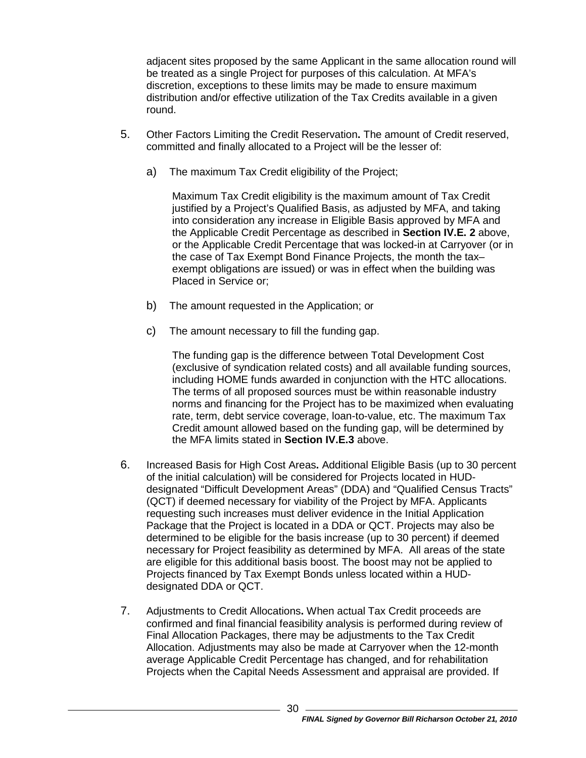adjacent sites proposed by the same Applicant in the same allocation round will be treated as a single Project for purposes of this calculation. At MFA's discretion, exceptions to these limits may be made to ensure maximum distribution and/or effective utilization of the Tax Credits available in a given round.

5. Other Factors Limiting the Credit Reservation**.** The amount of Credit reserved, committed and finally allocated to a Project will be the lesser of:

   a) The maximum Tax Credit eligibility of the Project;

      Maximum Tax Credit eligibility is the maximum amount of Tax Credit justified by a Project's Qualified Basis, as adjusted by MFA, and taking into consideration any increase in Eligible Basis approved by MFA and the Applicable Credit Percentage as described in **Section IV.E. 2** above, or the Applicable Credit Percentage that was locked-in at Carryover (or in the case of Tax Exempt Bond Finance Projects, the month the tax–exempt obligations are issued) or was in effect when the building was Placed in Service or;

   b) The amount requested in the Application; or

   c) The amount necessary to fill the funding gap.

      The funding gap is the difference between Total Development Cost (exclusive of syndication related costs) and all available funding sources, including HOME funds awarded in conjunction with the HTC allocations. The terms of all proposed sources must be within reasonable industry norms and financing for the Project has to be maximized when evaluating rate, term, debt service coverage, loan-to-value, etc. The maximum Tax Credit amount allowed based on the funding gap, will be determined by the MFA limits stated in **Section IV.E.3** above.

6. Increased Basis for High Cost Areas**.** Additional Eligible Basis (up to 30 percent of the initial calculation) will be considered for Projects located in HUD-designated "Difficult Development Areas" (DDA) and "Qualified Census Tracts" (QCT) if deemed necessary for viability of the Project by MFA. Applicants requesting such increases must deliver evidence in the Initial Application Package that the Project is located in a DDA or QCT. Projects may also be determined to be eligible for the basis increase (up to 30 percent) if deemed necessary for Project feasibility as determined by MFA. All areas of the state are eligible for this additional basis boost. The boost may not be applied to Projects financed by Tax Exempt Bonds unless located within a HUD-designated DDA or QCT.

7. Adjustments to Credit Allocations**.** When actual Tax Credit proceeds are confirmed and final financial feasibility analysis is performed during review of Final Allocation Packages, there may be adjustments to the Tax Credit Allocation. Adjustments may also be made at Carryover when the 12-month average Applicable Credit Percentage has changed, and for rehabilitation Projects when the Capital Needs Assessment and appraisal are provided. If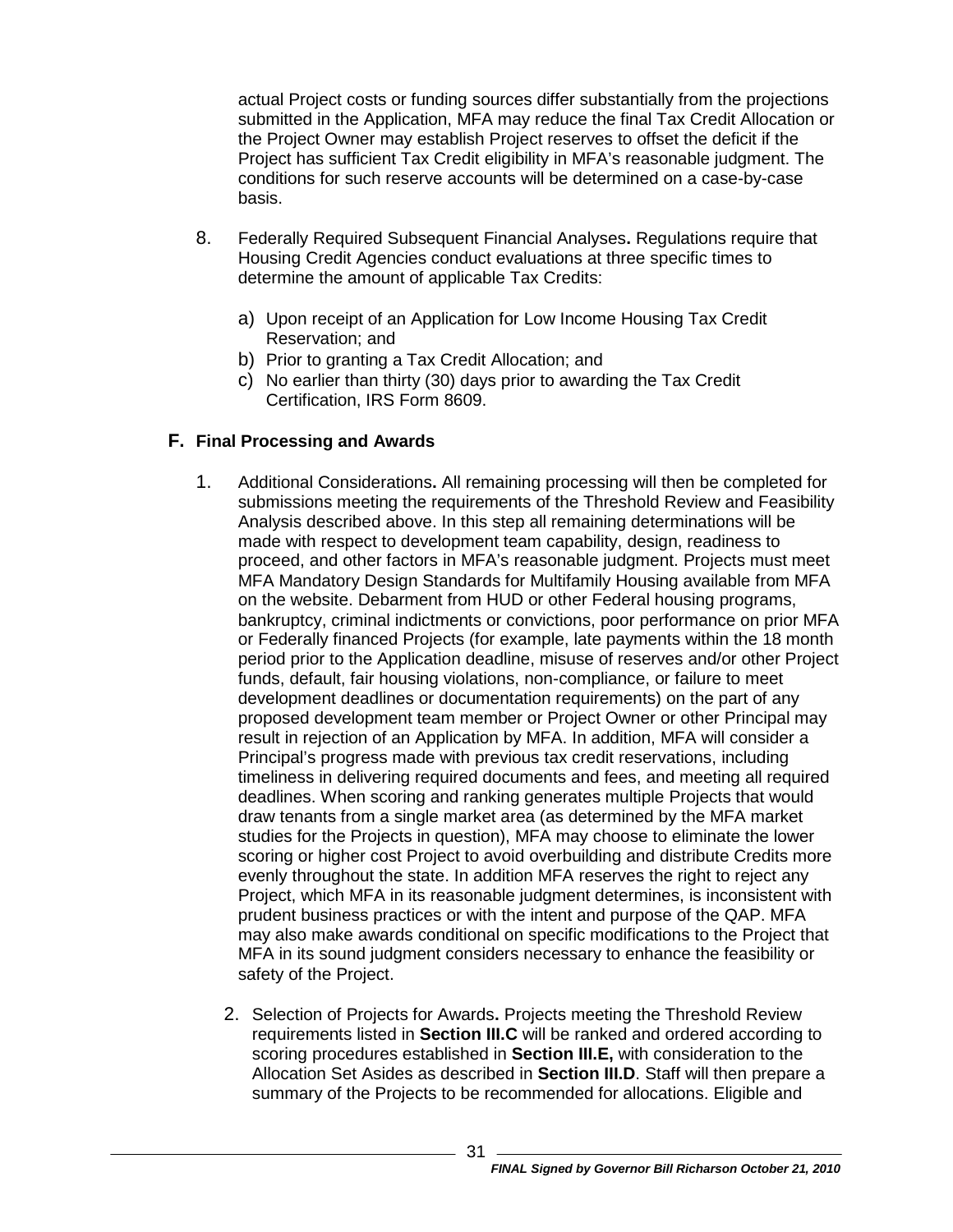actual Project costs or funding sources differ substantially from the projections submitted in the Application, MFA may reduce the final Tax Credit Allocation or the Project Owner may establish Project reserves to offset the deficit if the Project has sufficient Tax Credit eligibility in MFA's reasonable judgment. The conditions for such reserve accounts will be determined on a case-by-case basis.

8. Federally Required Subsequent Financial Analyses**.** Regulations require that Housing Credit Agencies conduct evaluations at three specific times to determine the amount of applicable Tax Credits:

   a) Upon receipt of an Application for Low Income Housing Tax Credit Reservation; and
   b) Prior to granting a Tax Credit Allocation; and
   c) No earlier than thirty (30) days prior to awarding the Tax Credit Certification, IRS Form 8609.

## F. Final Processing and Awards

1. Additional Considerations**.** All remaining processing will then be completed for submissions meeting the requirements of the Threshold Review and Feasibility Analysis described above. In this step all remaining determinations will be made with respect to development team capability, design, readiness to proceed, and other factors in MFA's reasonable judgment. Projects must meet MFA Mandatory Design Standards for Multifamily Housing available from MFA on the website. Debarment from HUD or other Federal housing programs, bankruptcy, criminal indictments or convictions, poor performance on prior MFA or Federally financed Projects (for example, late payments within the 18 month period prior to the Application deadline, misuse of reserves and/or other Project funds, default, fair housing violations, non-compliance, or failure to meet development deadlines or documentation requirements) on the part of any proposed development team member or Project Owner or other Principal may result in rejection of an Application by MFA. In addition, MFA will consider a Principal's progress made with previous tax credit reservations, including timeliness in delivering required documents and fees, and meeting all required deadlines. When scoring and ranking generates multiple Projects that would draw tenants from a single market area (as determined by the MFA market studies for the Projects in question), MFA may choose to eliminate the lower scoring or higher cost Project to avoid overbuilding and distribute Credits more evenly throughout the state. In addition MFA reserves the right to reject any Project, which MFA in its reasonable judgment determines, is inconsistent with prudent business practices or with the intent and purpose of the QAP. MFA may also make awards conditional on specific modifications to the Project that MFA in its sound judgment considers necessary to enhance the feasibility or safety of the Project.

2. Selection of Projects for Awards**.** Projects meeting the Threshold Review requirements listed in **Section III.C** will be ranked and ordered according to scoring procedures established in **Section III.E,** with consideration to the Allocation Set Asides as described in **Section III.D**. Staff will then prepare a summary of the Projects to be recommended for allocations. Eligible and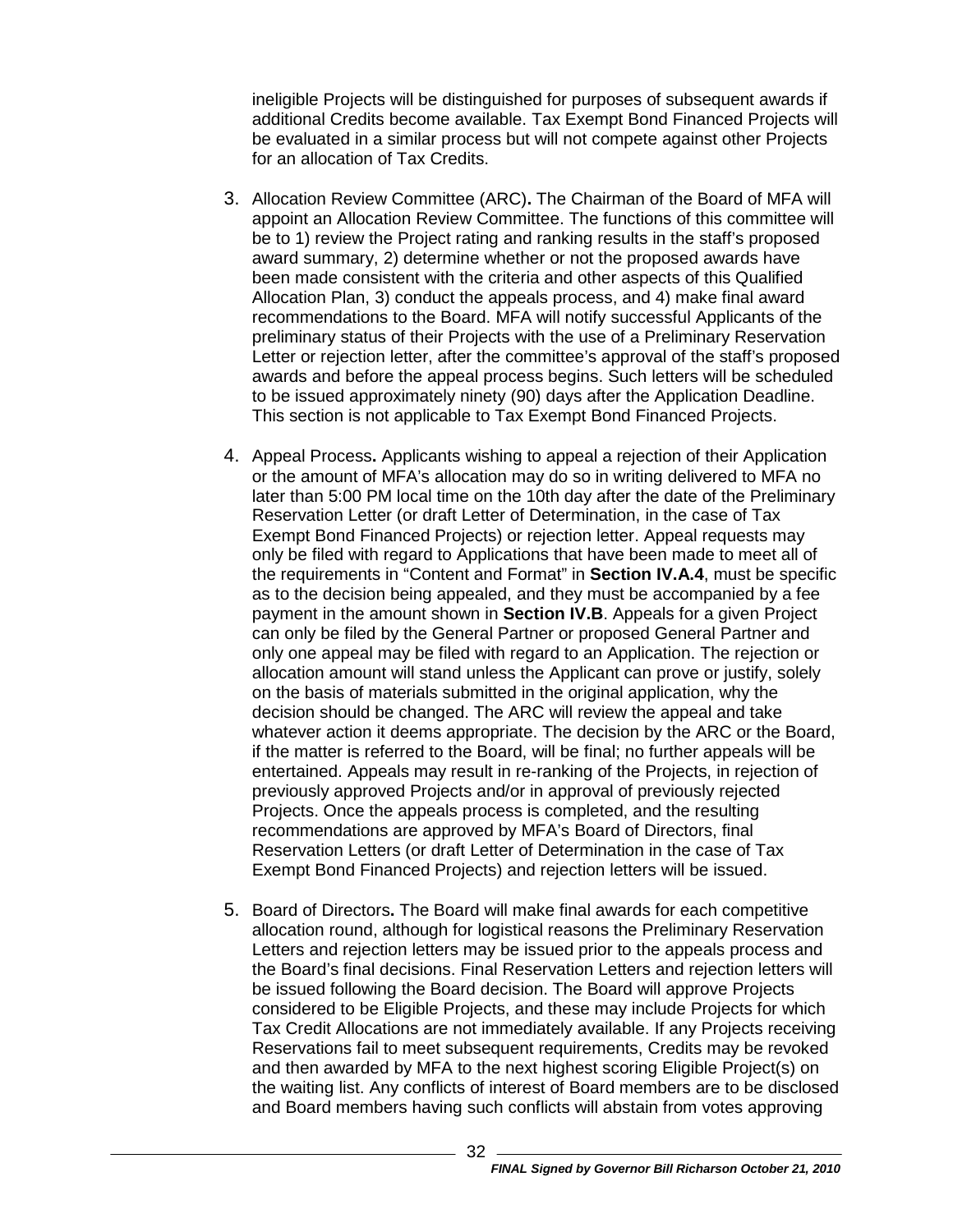ineligible Projects will be distinguished for purposes of subsequent awards if additional Credits become available. Tax Exempt Bond Financed Projects will be evaluated in a similar process but will not compete against other Projects for an allocation of Tax Credits.

3. Allocation Review Committee (ARC)**.** The Chairman of the Board of MFA will appoint an Allocation Review Committee. The functions of this committee will be to 1) review the Project rating and ranking results in the staff's proposed award summary, 2) determine whether or not the proposed awards have been made consistent with the criteria and other aspects of this Qualified Allocation Plan, 3) conduct the appeals process, and 4) make final award recommendations to the Board. MFA will notify successful Applicants of the preliminary status of their Projects with the use of a Preliminary Reservation Letter or rejection letter, after the committee's approval of the staff's proposed awards and before the appeal process begins. Such letters will be scheduled to be issued approximately ninety (90) days after the Application Deadline. This section is not applicable to Tax Exempt Bond Financed Projects.

4. Appeal Process**.** Applicants wishing to appeal a rejection of their Application or the amount of MFA's allocation may do so in writing delivered to MFA no later than 5:00 PM local time on the 10th day after the date of the Preliminary Reservation Letter (or draft Letter of Determination, in the case of Tax Exempt Bond Financed Projects) or rejection letter. Appeal requests may only be filed with regard to Applications that have been made to meet all of the requirements in "Content and Format" in **Section IV.A.4**, must be specific as to the decision being appealed, and they must be accompanied by a fee payment in the amount shown in **Section IV.B**. Appeals for a given Project can only be filed by the General Partner or proposed General Partner and only one appeal may be filed with regard to an Application. The rejection or allocation amount will stand unless the Applicant can prove or justify, solely on the basis of materials submitted in the original application, why the decision should be changed. The ARC will review the appeal and take whatever action it deems appropriate. The decision by the ARC or the Board, if the matter is referred to the Board, will be final; no further appeals will be entertained. Appeals may result in re-ranking of the Projects, in rejection of previously approved Projects and/or in approval of previously rejected Projects. Once the appeals process is completed, and the resulting recommendations are approved by MFA's Board of Directors, final Reservation Letters (or draft Letter of Determination in the case of Tax Exempt Bond Financed Projects) and rejection letters will be issued.

5. Board of Directors**.** The Board will make final awards for each competitive allocation round, although for logistical reasons the Preliminary Reservation Letters and rejection letters may be issued prior to the appeals process and the Board's final decisions. Final Reservation Letters and rejection letters will be issued following the Board decision. The Board will approve Projects considered to be Eligible Projects, and these may include Projects for which Tax Credit Allocations are not immediately available. If any Projects receiving Reservations fail to meet subsequent requirements, Credits may be revoked and then awarded by MFA to the next highest scoring Eligible Project(s) on the waiting list. Any conflicts of interest of Board members are to be disclosed and Board members having such conflicts will abstain from votes approving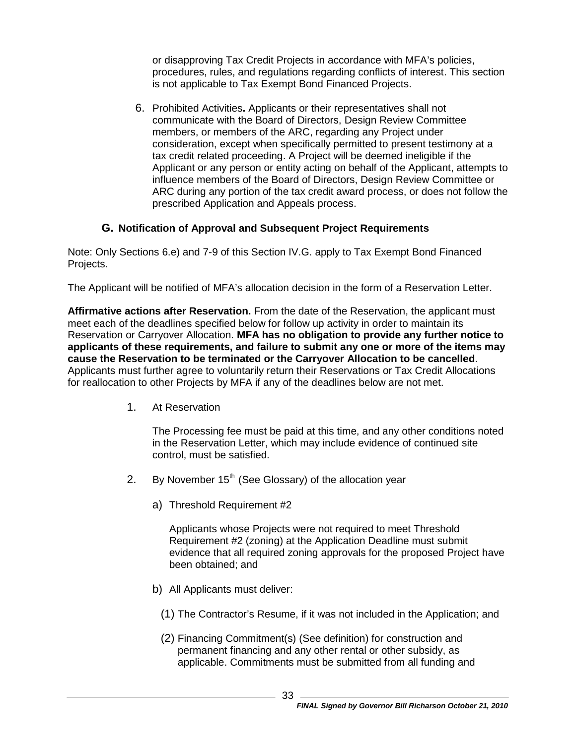or disapproving Tax Credit Projects in accordance with MFA's policies, procedures, rules, and regulations regarding conflicts of interest. This section is not applicable to Tax Exempt Bond Financed Projects.

6. Prohibited Activities**.** Applicants or their representatives shall not communicate with the Board of Directors, Design Review Committee members, or members of the ARC, regarding any Project under consideration, except when specifically permitted to present testimony at a tax credit related proceeding. A Project will be deemed ineligible if the Applicant or any person or entity acting on behalf of the Applicant, attempts to influence members of the Board of Directors, Design Review Committee or ARC during any portion of the tax credit award process, or does not follow the prescribed Application and Appeals process.

### G. Notification of Approval and Subsequent Project Requirements

Note: Only Sections 6.e) and 7-9 of this Section IV.G. apply to Tax Exempt Bond Financed Projects.

The Applicant will be notified of MFA's allocation decision in the form of a Reservation Letter.

**Affirmative actions after Reservation.** From the date of the Reservation, the applicant must meet each of the deadlines specified below for follow up activity in order to maintain its Reservation or Carryover Allocation. **MFA has no obligation to provide any further notice to applicants of these requirements, and failure to submit any one or more of the items may cause the Reservation to be terminated or the Carryover Allocation to be cancelled**. Applicants must further agree to voluntarily return their Reservations or Tax Credit Allocations for reallocation to other Projects by MFA if any of the deadlines below are not met.

1. At Reservation

   The Processing fee must be paid at this time, and any other conditions noted in the Reservation Letter, which may include evidence of continued site control, must be satisfied.

2. By November 15th (See Glossary) of the allocation year

   a) Threshold Requirement #2

      Applicants whose Projects were not required to meet Threshold Requirement #2 (zoning) at the Application Deadline must submit evidence that all required zoning approvals for the proposed Project have been obtained; and

   b) All Applicants must deliver:

      (1) The Contractor's Resume, if it was not included in the Application; and

      (2) Financing Commitment(s) (See definition) for construction and permanent financing and any other rental or other subsidy, as applicable. Commitments must be submitted from all funding and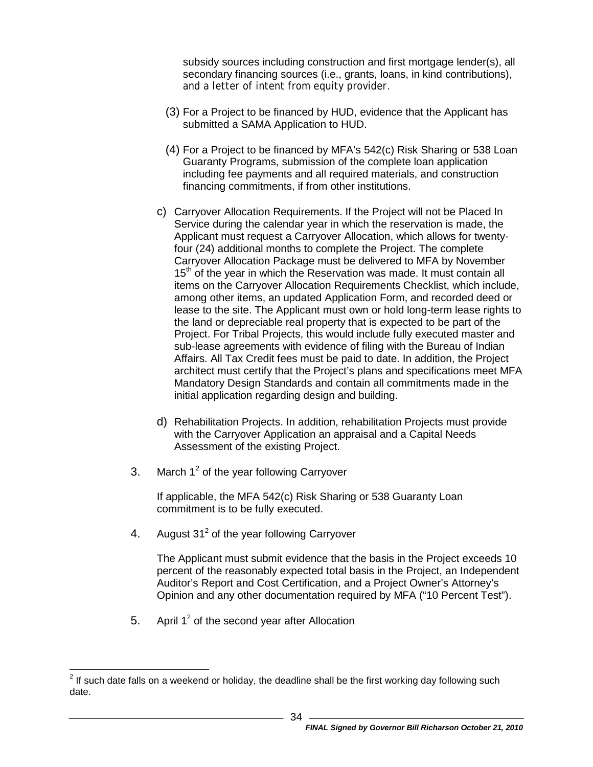subsidy sources including construction and first mortgage lender(s), all secondary financing sources (i.e., grants, loans, in kind contributions), and a letter of intent from equity provider.

(3) For a Project to be financed by HUD, evidence that the Applicant has submitted a SAMA Application to HUD.

(4) For a Project to be financed by MFA's 542(c) Risk Sharing or 538 Loan Guaranty Programs, submission of the complete loan application including fee payments and all required materials, and construction financing commitments, if from other institutions.

c) Carryover Allocation Requirements. If the Project will not be Placed In Service during the calendar year in which the reservation is made, the Applicant must request a Carryover Allocation, which allows for twenty-four (24) additional months to complete the Project. The complete Carryover Allocation Package must be delivered to MFA by November 15th of the year in which the Reservation was made. It must contain all items on the Carryover Allocation Requirements Checklist, which include, among other items, an updated Application Form, and recorded deed or lease to the site. The Applicant must own or hold long-term lease rights to the land or depreciable real property that is expected to be part of the Project. For Tribal Projects, this would include fully executed master and sub-lease agreements with evidence of filing with the Bureau of Indian Affairs. All Tax Credit fees must be paid to date. In addition, the Project architect must certify that the Project's plans and specifications meet MFA Mandatory Design Standards and contain all commitments made in the initial application regarding design and building.

d) Rehabilitation Projects. In addition, rehabilitation Projects must provide with the Carryover Application an appraisal and a Capital Needs Assessment of the existing Project.

3. March 1[2] of the year following Carryover

   If applicable, the MFA 542(c) Risk Sharing or 538 Guaranty Loan commitment is to be fully executed.

4. August 31[2] of the year following Carryover

   The Applicant must submit evidence that the basis in the Project exceeds 10 percent of the reasonably expected total basis in the Project, an Independent Auditor's Report and Cost Certification, and a Project Owner's Attorney's Opinion and any other documentation required by MFA ("10 Percent Test").

5. April 1[2] of the second year after Allocation

---

[2] If such date falls on a weekend or holiday, the deadline shall be the first working day following such date.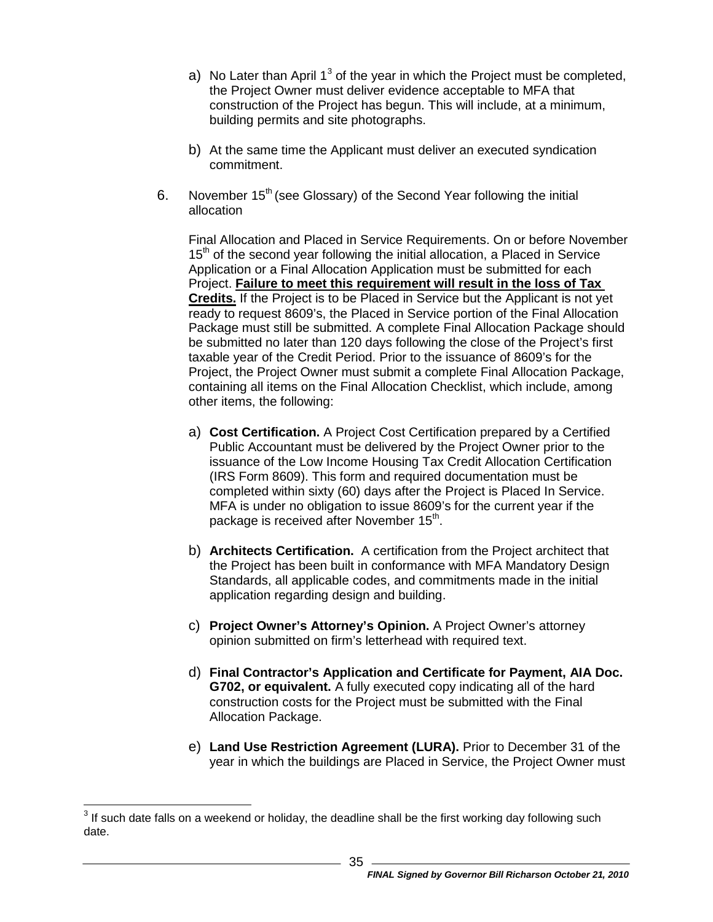a) No Later than April 1[3] of the year in which the Project must be completed, the Project Owner must deliver evidence acceptable to MFA that construction of the Project has begun. This will include, at a minimum, building permits and site photographs.

b) At the same time the Applicant must deliver an executed syndication commitment.

6. November 15th (see Glossary) of the Second Year following the initial allocation

Final Allocation and Placed in Service Requirements. On or before November 15th of the second year following the initial allocation, a Placed in Service Application or a Final Allocation Application must be submitted for each Project. **Failure to meet this requirement will result in the loss of Tax Credits.** If the Project is to be Placed in Service but the Applicant is not yet ready to request 8609's, the Placed in Service portion of the Final Allocation Package must still be submitted. A complete Final Allocation Package should be submitted no later than 120 days following the close of the Project's first taxable year of the Credit Period. Prior to the issuance of 8609's for the Project, the Project Owner must submit a complete Final Allocation Package, containing all items on the Final Allocation Checklist, which include, among other items, the following:

a) **Cost Certification.** A Project Cost Certification prepared by a Certified Public Accountant must be delivered by the Project Owner prior to the issuance of the Low Income Housing Tax Credit Allocation Certification (IRS Form 8609). This form and required documentation must be completed within sixty (60) days after the Project is Placed In Service. MFA is under no obligation to issue 8609's for the current year if the package is received after November 15th.

b) **Architects Certification.** A certification from the Project architect that the Project has been built in conformance with MFA Mandatory Design Standards, all applicable codes, and commitments made in the initial application regarding design and building.

c) **Project Owner's Attorney's Opinion.** A Project Owner's attorney opinion submitted on firm's letterhead with required text.

d) **Final Contractor's Application and Certificate for Payment, AIA Doc. G702, or equivalent.** A fully executed copy indicating all of the hard construction costs for the Project must be submitted with the Final Allocation Package.

e) **Land Use Restriction Agreement (LURA).** Prior to December 31 of the year in which the buildings are Placed in Service, the Project Owner must

[3] If such date falls on a weekend or holiday, the deadline shall be the first working day following such date.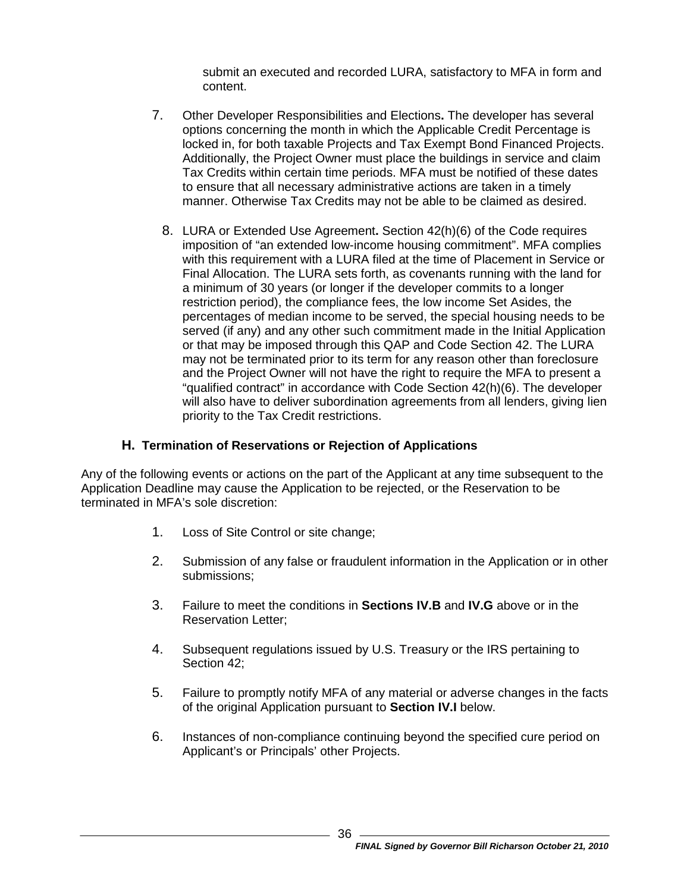submit an executed and recorded LURA, satisfactory to MFA in form and content.

7. Other Developer Responsibilities and Elections**.** The developer has several options concerning the month in which the Applicable Credit Percentage is locked in, for both taxable Projects and Tax Exempt Bond Financed Projects. Additionally, the Project Owner must place the buildings in service and claim Tax Credits within certain time periods. MFA must be notified of these dates to ensure that all necessary administrative actions are taken in a timely manner. Otherwise Tax Credits may not be able to be claimed as desired.

8. LURA or Extended Use Agreement**.** Section 42(h)(6) of the Code requires imposition of "an extended low-income housing commitment". MFA complies with this requirement with a LURA filed at the time of Placement in Service or Final Allocation. The LURA sets forth, as covenants running with the land for a minimum of 30 years (or longer if the developer commits to a longer restriction period), the compliance fees, the low income Set Asides, the percentages of median income to be served, the special housing needs to be served (if any) and any other such commitment made in the Initial Application or that may be imposed through this QAP and Code Section 42. The LURA may not be terminated prior to its term for any reason other than foreclosure and the Project Owner will not have the right to require the MFA to present a "qualified contract" in accordance with Code Section 42(h)(6). The developer will also have to deliver subordination agreements from all lenders, giving lien priority to the Tax Credit restrictions.

### H. Termination of Reservations or Rejection of Applications

Any of the following events or actions on the part of the Applicant at any time subsequent to the Application Deadline may cause the Application to be rejected, or the Reservation to be terminated in MFA's sole discretion:

1. Loss of Site Control or site change;

2. Submission of any false or fraudulent information in the Application or in other submissions;

3. Failure to meet the conditions in **Sections IV.B** and **IV.G** above or in the Reservation Letter;

4. Subsequent regulations issued by U.S. Treasury or the IRS pertaining to Section 42;

5. Failure to promptly notify MFA of any material or adverse changes in the facts of the original Application pursuant to **Section IV.I** below.

6. Instances of non-compliance continuing beyond the specified cure period on Applicant's or Principals' other Projects.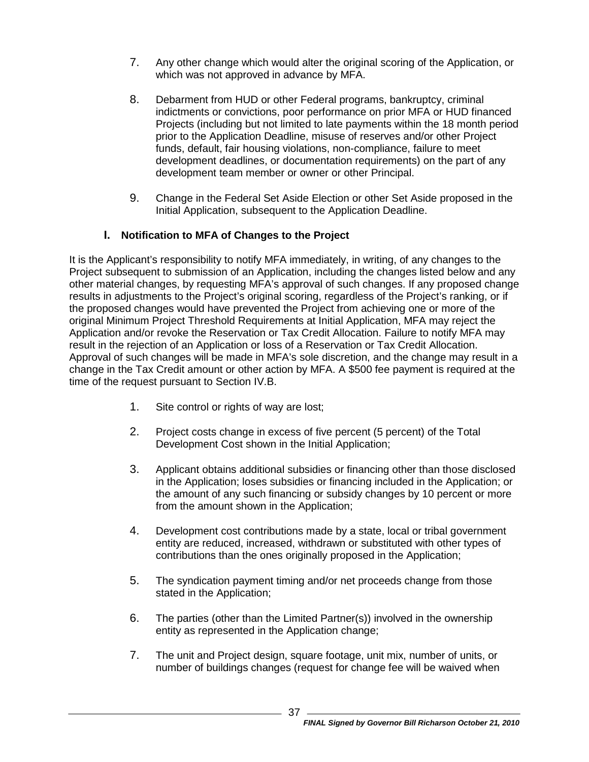7. Any other change which would alter the original scoring of the Application, or which was not approved in advance by MFA.

8. Debarment from HUD or other Federal programs, bankruptcy, criminal indictments or convictions, poor performance on prior MFA or HUD financed Projects (including but not limited to late payments within the 18 month period prior to the Application Deadline, misuse of reserves and/or other Project funds, default, fair housing violations, non-compliance, failure to meet development deadlines, or documentation requirements) on the part of any development team member or owner or other Principal.

9. Change in the Federal Set Aside Election or other Set Aside proposed in the Initial Application, subsequent to the Application Deadline.

### I. Notification to MFA of Changes to the Project

It is the Applicant's responsibility to notify MFA immediately, in writing, of any changes to the Project subsequent to submission of an Application, including the changes listed below and any other material changes, by requesting MFA's approval of such changes. If any proposed change results in adjustments to the Project's original scoring, regardless of the Project's ranking, or if the proposed changes would have prevented the Project from achieving one or more of the original Minimum Project Threshold Requirements at Initial Application, MFA may reject the Application and/or revoke the Reservation or Tax Credit Allocation. Failure to notify MFA may result in the rejection of an Application or loss of a Reservation or Tax Credit Allocation. Approval of such changes will be made in MFA's sole discretion, and the change may result in a change in the Tax Credit amount or other action by MFA. A $500 fee payment is required at the time of the request pursuant to Section IV.B.

1. Site control or rights of way are lost;

2. Project costs change in excess of five percent (5 percent) of the Total Development Cost shown in the Initial Application;

3. Applicant obtains additional subsidies or financing other than those disclosed in the Application; loses subsidies or financing included in the Application; or the amount of any such financing or subsidy changes by 10 percent or more from the amount shown in the Application;

4. Development cost contributions made by a state, local or tribal government entity are reduced, increased, withdrawn or substituted with other types of contributions than the ones originally proposed in the Application;

5. The syndication payment timing and/or net proceeds change from those stated in the Application;

6. The parties (other than the Limited Partner(s)) involved in the ownership entity as represented in the Application change;

7. The unit and Project design, square footage, unit mix, number of units, or number of buildings changes (request for change fee will be waived when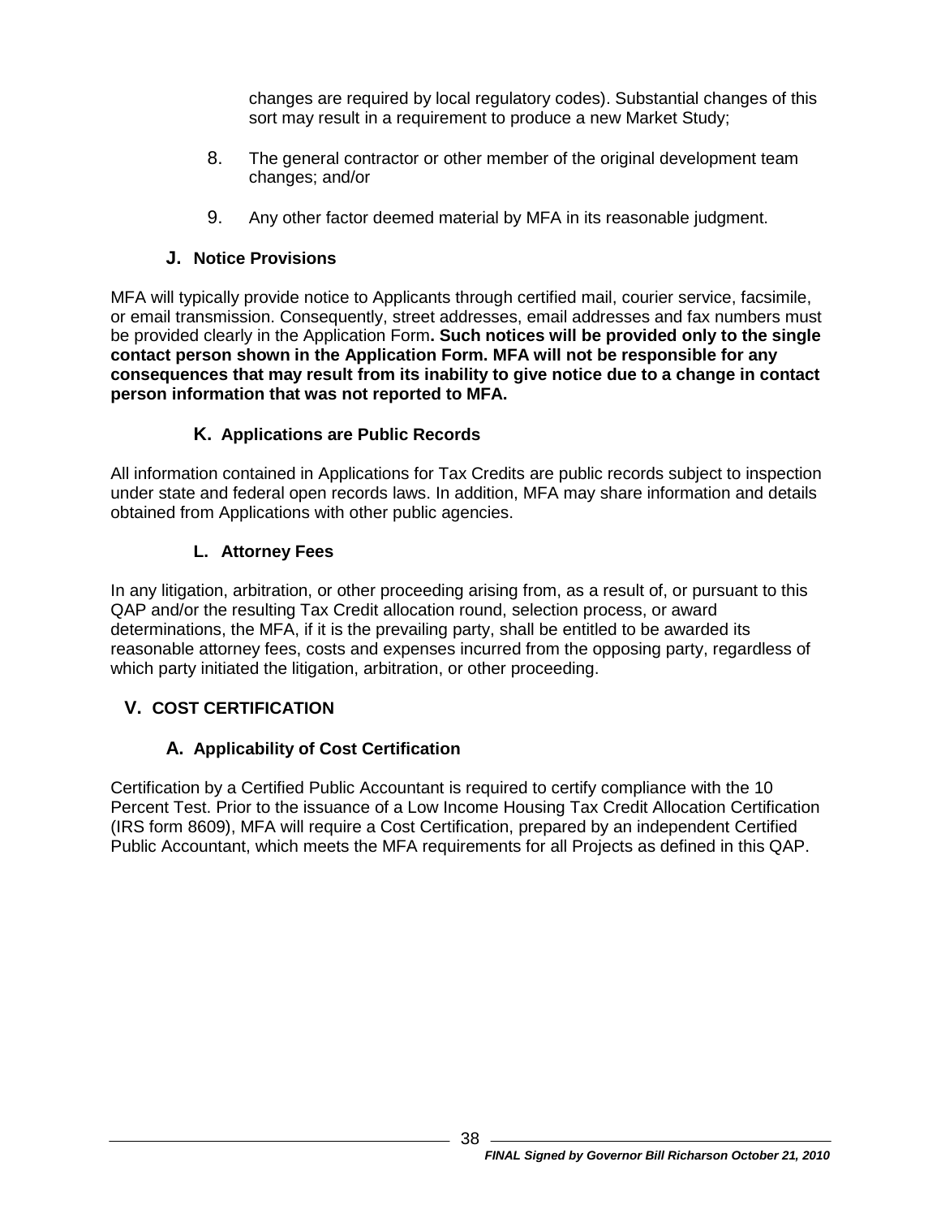changes are required by local regulatory codes). Substantial changes of this sort may result in a requirement to produce a new Market Study;

8. The general contractor or other member of the original development team changes; and/or

9. Any other factor deemed material by MFA in its reasonable judgment.

### J. Notice Provisions

MFA will typically provide notice to Applicants through certified mail, courier service, facsimile, or email transmission. Consequently, street addresses, email addresses and fax numbers must be provided clearly in the Application Form**. Such notices will be provided only to the single contact person shown in the Application Form. MFA will not be responsible for any consequences that may result from its inability to give notice due to a change in contact person information that was not reported to MFA.**

### K. Applications are Public Records

All information contained in Applications for Tax Credits are public records subject to inspection under state and federal open records laws. In addition, MFA may share information and details obtained from Applications with other public agencies.

### L. Attorney Fees

In any litigation, arbitration, or other proceeding arising from, as a result of, or pursuant to this QAP and/or the resulting Tax Credit allocation round, selection process, or award determinations, the MFA, if it is the prevailing party, shall be entitled to be awarded its reasonable attorney fees, costs and expenses incurred from the opposing party, regardless of which party initiated the litigation, arbitration, or other proceeding.

## V. COST CERTIFICATION

### A. Applicability of Cost Certification

Certification by a Certified Public Accountant is required to certify compliance with the 10 Percent Test. Prior to the issuance of a Low Income Housing Tax Credit Allocation Certification (IRS form 8609), MFA will require a Cost Certification, prepared by an independent Certified Public Accountant, which meets the MFA requirements for all Projects as defined in this QAP.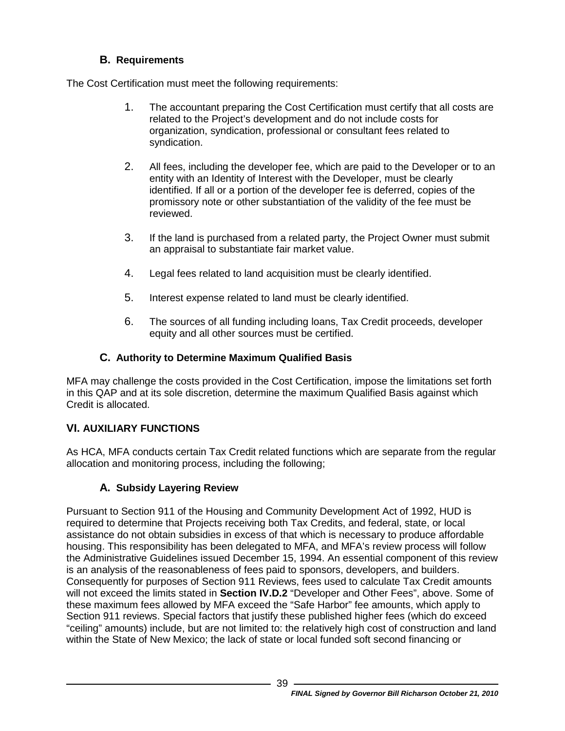### B. Requirements

The Cost Certification must meet the following requirements:

1. The accountant preparing the Cost Certification must certify that all costs are related to the Project's development and do not include costs for organization, syndication, professional or consultant fees related to syndication.

2. All fees, including the developer fee, which are paid to the Developer or to an entity with an Identity of Interest with the Developer, must be clearly identified. If all or a portion of the developer fee is deferred, copies of the promissory note or other substantiation of the validity of the fee must be reviewed.

3. If the land is purchased from a related party, the Project Owner must submit an appraisal to substantiate fair market value.

4. Legal fees related to land acquisition must be clearly identified.

5. Interest expense related to land must be clearly identified.

6. The sources of all funding including loans, Tax Credit proceeds, developer equity and all other sources must be certified.

### C. Authority to Determine Maximum Qualified Basis

MFA may challenge the costs provided in the Cost Certification, impose the limitations set forth in this QAP and at its sole discretion, determine the maximum Qualified Basis against which Credit is allocated.

## VI. AUXILIARY FUNCTIONS

As HCA, MFA conducts certain Tax Credit related functions which are separate from the regular allocation and monitoring process, including the following;

### A. Subsidy Layering Review

Pursuant to Section 911 of the Housing and Community Development Act of 1992, HUD is required to determine that Projects receiving both Tax Credits, and federal, state, or local assistance do not obtain subsidies in excess of that which is necessary to produce affordable housing. This responsibility has been delegated to MFA, and MFA's review process will follow the Administrative Guidelines issued December 15, 1994. An essential component of this review is an analysis of the reasonableness of fees paid to sponsors, developers, and builders. Consequently for purposes of Section 911 Reviews, fees used to calculate Tax Credit amounts will not exceed the limits stated in **Section IV.D.2** "Developer and Other Fees", above. Some of these maximum fees allowed by MFA exceed the "Safe Harbor" fee amounts, which apply to Section 911 reviews. Special factors that justify these published higher fees (which do exceed "ceiling" amounts) include, but are not limited to: the relatively high cost of construction and land within the State of New Mexico; the lack of state or local funded soft second financing or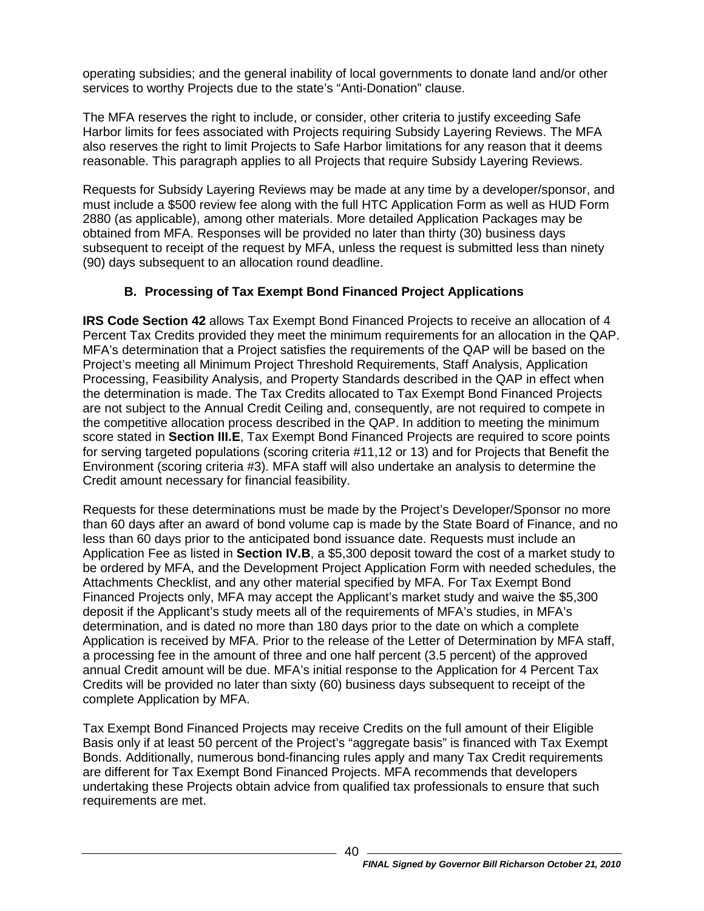operating subsidies; and the general inability of local governments to donate land and/or other services to worthy Projects due to the state's "Anti-Donation" clause.

The MFA reserves the right to include, or consider, other criteria to justify exceeding Safe Harbor limits for fees associated with Projects requiring Subsidy Layering Reviews. The MFA also reserves the right to limit Projects to Safe Harbor limitations for any reason that it deems reasonable. This paragraph applies to all Projects that require Subsidy Layering Reviews.

Requests for Subsidy Layering Reviews may be made at any time by a developer/sponsor, and must include a $500 review fee along with the full HTC Application Form as well as HUD Form 2880 (as applicable), among other materials. More detailed Application Packages may be obtained from MFA. Responses will be provided no later than thirty (30) business days subsequent to receipt of the request by MFA, unless the request is submitted less than ninety (90) days subsequent to an allocation round deadline.

### B. Processing of Tax Exempt Bond Financed Project Applications

**IRS Code Section 42** allows Tax Exempt Bond Financed Projects to receive an allocation of 4 Percent Tax Credits provided they meet the minimum requirements for an allocation in the QAP. MFA's determination that a Project satisfies the requirements of the QAP will be based on the Project's meeting all Minimum Project Threshold Requirements, Staff Analysis, Application Processing, Feasibility Analysis, and Property Standards described in the QAP in effect when the determination is made. The Tax Credits allocated to Tax Exempt Bond Financed Projects are not subject to the Annual Credit Ceiling and, consequently, are not required to compete in the competitive allocation process described in the QAP. In addition to meeting the minimum score stated in **Section III.E**, Tax Exempt Bond Financed Projects are required to score points for serving targeted populations (scoring criteria #11,12 or 13) and for Projects that Benefit the Environment (scoring criteria #3). MFA staff will also undertake an analysis to determine the Credit amount necessary for financial feasibility.

Requests for these determinations must be made by the Project's Developer/Sponsor no more than 60 days after an award of bond volume cap is made by the State Board of Finance, and no less than 60 days prior to the anticipated bond issuance date. Requests must include an Application Fee as listed in **Section IV.B**, a $5,300 deposit toward the cost of a market study to be ordered by MFA, and the Development Project Application Form with needed schedules, the Attachments Checklist, and any other material specified by MFA. For Tax Exempt Bond Financed Projects only, MFA may accept the Applicant's market study and waive the $5,300 deposit if the Applicant's study meets all of the requirements of MFA's studies, in MFA's determination, and is dated no more than 180 days prior to the date on which a complete Application is received by MFA. Prior to the release of the Letter of Determination by MFA staff, a processing fee in the amount of three and one half percent (3.5 percent) of the approved annual Credit amount will be due. MFA's initial response to the Application for 4 Percent Tax Credits will be provided no later than sixty (60) business days subsequent to receipt of the complete Application by MFA.

Tax Exempt Bond Financed Projects may receive Credits on the full amount of their Eligible Basis only if at least 50 percent of the Project's "aggregate basis" is financed with Tax Exempt Bonds. Additionally, numerous bond-financing rules apply and many Tax Credit requirements are different for Tax Exempt Bond Financed Projects. MFA recommends that developers undertaking these Projects obtain advice from qualified tax professionals to ensure that such requirements are met.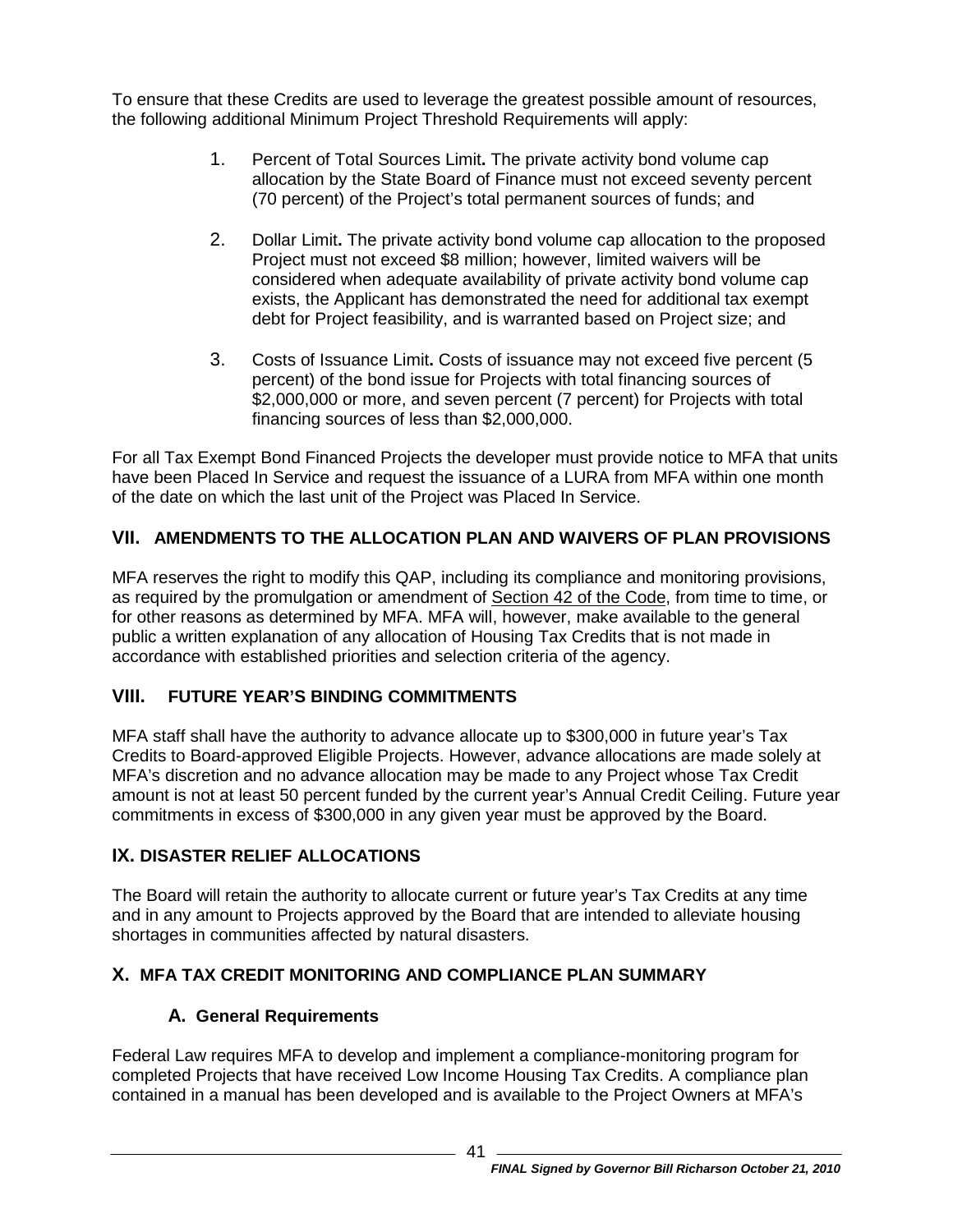To ensure that these Credits are used to leverage the greatest possible amount of resources, the following additional Minimum Project Threshold Requirements will apply:

1. Percent of Total Sources Limit**.** The private activity bond volume cap allocation by the State Board of Finance must not exceed seventy percent (70 percent) of the Project's total permanent sources of funds; and

2. Dollar Limit**.** The private activity bond volume cap allocation to the proposed Project must not exceed $8 million; however, limited waivers will be considered when adequate availability of private activity bond volume cap exists, the Applicant has demonstrated the need for additional tax exempt debt for Project feasibility, and is warranted based on Project size; and

3. Costs of Issuance Limit**.** Costs of issuance may not exceed five percent (5 percent) of the bond issue for Projects with total financing sources of $2,000,000 or more, and seven percent (7 percent) for Projects with total financing sources of less than $2,000,000.

For all Tax Exempt Bond Financed Projects the developer must provide notice to MFA that units have been Placed In Service and request the issuance of a LURA from MFA within one month of the date on which the last unit of the Project was Placed In Service.

## VII. AMENDMENTS TO THE ALLOCATION PLAN AND WAIVERS OF PLAN PROVISIONS

MFA reserves the right to modify this QAP, including its compliance and monitoring provisions, as required by the promulgation or amendment of Section 42 of the Code, from time to time, or for other reasons as determined by MFA. MFA will, however, make available to the general public a written explanation of any allocation of Housing Tax Credits that is not made in accordance with established priorities and selection criteria of the agency.

## VIII. FUTURE YEAR'S BINDING COMMITMENTS

MFA staff shall have the authority to advance allocate up to $300,000 in future year's Tax Credits to Board-approved Eligible Projects. However, advance allocations are made solely at MFA's discretion and no advance allocation may be made to any Project whose Tax Credit amount is not at least 50 percent funded by the current year's Annual Credit Ceiling. Future year commitments in excess of $300,000 in any given year must be approved by the Board.

## IX. DISASTER RELIEF ALLOCATIONS

The Board will retain the authority to allocate current or future year's Tax Credits at any time and in any amount to Projects approved by the Board that are intended to alleviate housing shortages in communities affected by natural disasters.

## X. MFA TAX CREDIT MONITORING AND COMPLIANCE PLAN SUMMARY

### A. General Requirements

Federal Law requires MFA to develop and implement a compliance-monitoring program for completed Projects that have received Low Income Housing Tax Credits. A compliance plan contained in a manual has been developed and is available to the Project Owners at MFA's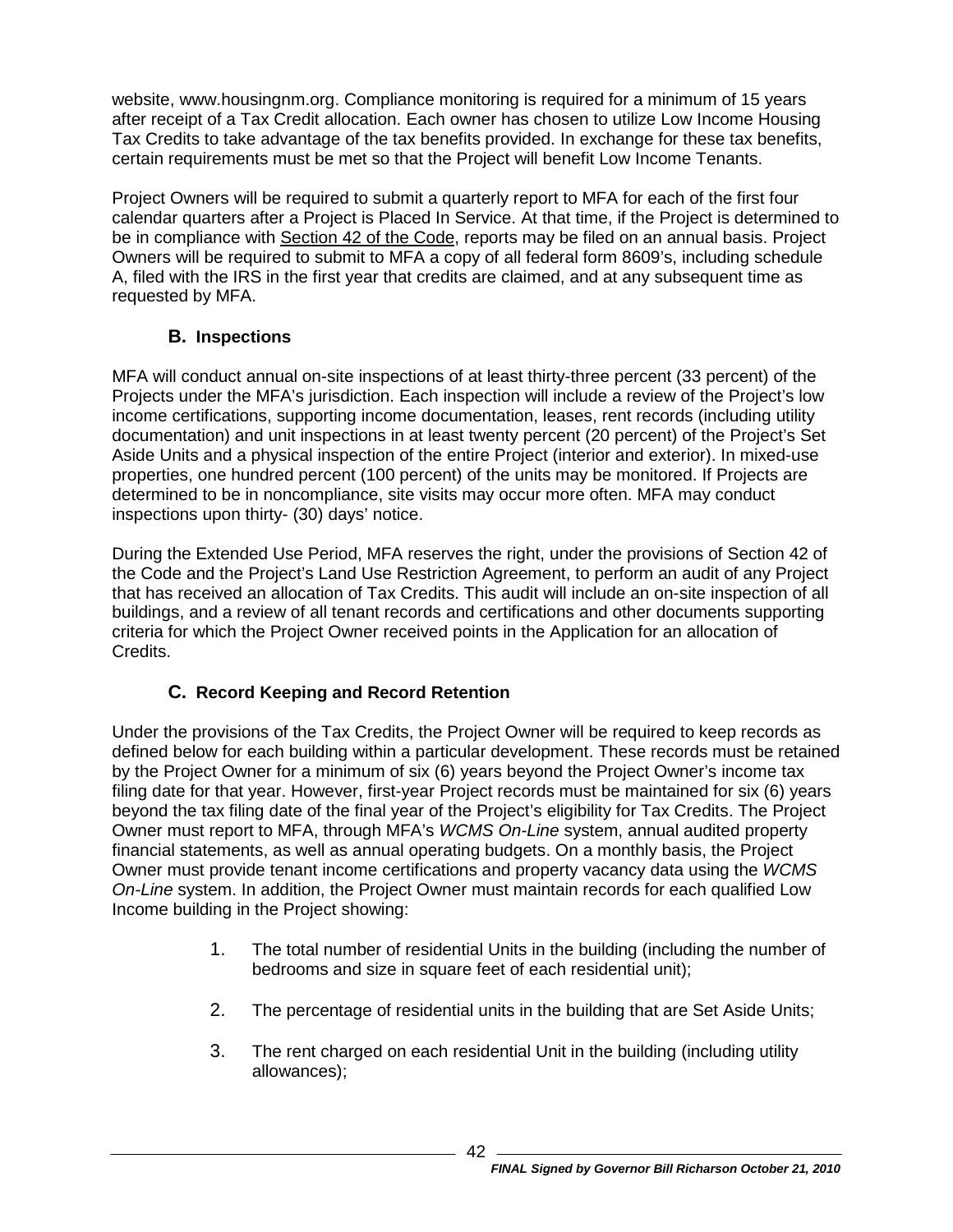website, www.housingnm.org. Compliance monitoring is required for a minimum of 15 years after receipt of a Tax Credit allocation. Each owner has chosen to utilize Low Income Housing Tax Credits to take advantage of the tax benefits provided. In exchange for these tax benefits, certain requirements must be met so that the Project will benefit Low Income Tenants.

Project Owners will be required to submit a quarterly report to MFA for each of the first four calendar quarters after a Project is Placed In Service. At that time, if the Project is determined to be in compliance with Section 42 of the Code, reports may be filed on an annual basis. Project Owners will be required to submit to MFA a copy of all federal form 8609's, including schedule A, filed with the IRS in the first year that credits are claimed, and at any subsequent time as requested by MFA.

### B. Inspections

MFA will conduct annual on-site inspections of at least thirty-three percent (33 percent) of the Projects under the MFA's jurisdiction. Each inspection will include a review of the Project's low income certifications, supporting income documentation, leases, rent records (including utility documentation) and unit inspections in at least twenty percent (20 percent) of the Project's Set Aside Units and a physical inspection of the entire Project (interior and exterior). In mixed-use properties, one hundred percent (100 percent) of the units may be monitored. If Projects are determined to be in noncompliance, site visits may occur more often. MFA may conduct inspections upon thirty- (30) days' notice.

During the Extended Use Period, MFA reserves the right, under the provisions of Section 42 of the Code and the Project's Land Use Restriction Agreement, to perform an audit of any Project that has received an allocation of Tax Credits. This audit will include an on-site inspection of all buildings, and a review of all tenant records and certifications and other documents supporting criteria for which the Project Owner received points in the Application for an allocation of Credits.

### C. Record Keeping and Record Retention

Under the provisions of the Tax Credits, the Project Owner will be required to keep records as defined below for each building within a particular development. These records must be retained by the Project Owner for a minimum of six (6) years beyond the Project Owner's income tax filing date for that year. However, first-year Project records must be maintained for six (6) years beyond the tax filing date of the final year of the Project's eligibility for Tax Credits. The Project Owner must report to MFA, through MFA's *WCMS On-Line* system, annual audited property financial statements, as well as annual operating budgets. On a monthly basis, the Project Owner must provide tenant income certifications and property vacancy data using the *WCMS On-Line* system. In addition, the Project Owner must maintain records for each qualified Low Income building in the Project showing:

1. The total number of residential Units in the building (including the number of bedrooms and size in square feet of each residential unit);
2. The percentage of residential units in the building that are Set Aside Units;
3. The rent charged on each residential Unit in the building (including utility allowances);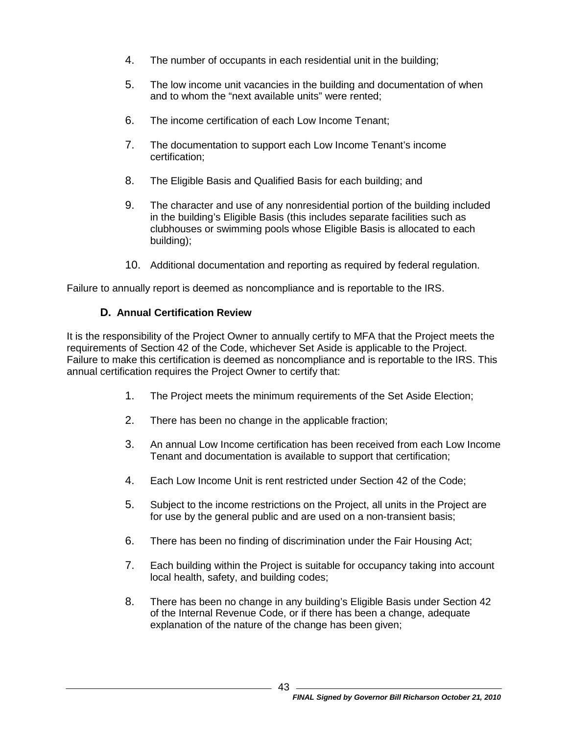4. The number of occupants in each residential unit in the building;

5. The low income unit vacancies in the building and documentation of when and to whom the "next available units" were rented;

6. The income certification of each Low Income Tenant;

7. The documentation to support each Low Income Tenant's income certification;

8. The Eligible Basis and Qualified Basis for each building; and

9. The character and use of any nonresidential portion of the building included in the building's Eligible Basis (this includes separate facilities such as clubhouses or swimming pools whose Eligible Basis is allocated to each building);

10. Additional documentation and reporting as required by federal regulation.

Failure to annually report is deemed as noncompliance and is reportable to the IRS.

### D. Annual Certification Review

It is the responsibility of the Project Owner to annually certify to MFA that the Project meets the requirements of Section 42 of the Code, whichever Set Aside is applicable to the Project. Failure to make this certification is deemed as noncompliance and is reportable to the IRS. This annual certification requires the Project Owner to certify that:

1. The Project meets the minimum requirements of the Set Aside Election;

2. There has been no change in the applicable fraction;

3. An annual Low Income certification has been received from each Low Income Tenant and documentation is available to support that certification;

4. Each Low Income Unit is rent restricted under Section 42 of the Code;

5. Subject to the income restrictions on the Project, all units in the Project are for use by the general public and are used on a non-transient basis;

6. There has been no finding of discrimination under the Fair Housing Act;

7. Each building within the Project is suitable for occupancy taking into account local health, safety, and building codes;

8. There has been no change in any building's Eligible Basis under Section 42 of the Internal Revenue Code, or if there has been a change, adequate explanation of the nature of the change has been given;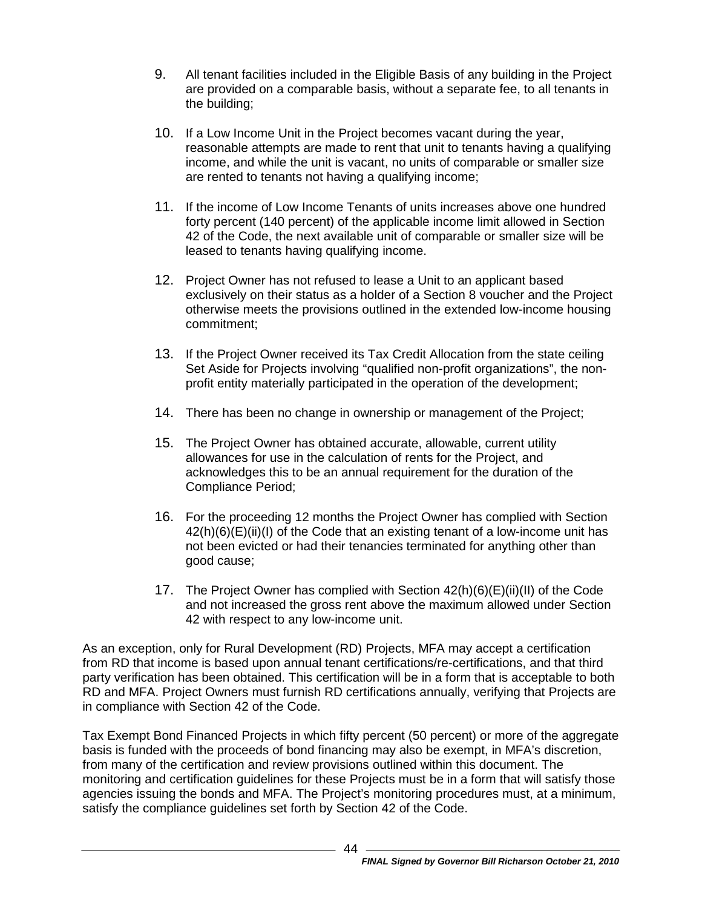9. All tenant facilities included in the Eligible Basis of any building in the Project are provided on a comparable basis, without a separate fee, to all tenants in the building;

10. If a Low Income Unit in the Project becomes vacant during the year, reasonable attempts are made to rent that unit to tenants having a qualifying income, and while the unit is vacant, no units of comparable or smaller size are rented to tenants not having a qualifying income;

11. If the income of Low Income Tenants of units increases above one hundred forty percent (140 percent) of the applicable income limit allowed in Section 42 of the Code, the next available unit of comparable or smaller size will be leased to tenants having qualifying income.

12. Project Owner has not refused to lease a Unit to an applicant based exclusively on their status as a holder of a Section 8 voucher and the Project otherwise meets the provisions outlined in the extended low-income housing commitment;

13. If the Project Owner received its Tax Credit Allocation from the state ceiling Set Aside for Projects involving "qualified non-profit organizations", the non-profit entity materially participated in the operation of the development;

14. There has been no change in ownership or management of the Project;

15. The Project Owner has obtained accurate, allowable, current utility allowances for use in the calculation of rents for the Project, and acknowledges this to be an annual requirement for the duration of the Compliance Period;

16. For the proceeding 12 months the Project Owner has complied with Section 42(h)(6)(E)(ii)(I) of the Code that an existing tenant of a low-income unit has not been evicted or had their tenancies terminated for anything other than good cause;

17. The Project Owner has complied with Section 42(h)(6)(E)(ii)(II) of the Code and not increased the gross rent above the maximum allowed under Section 42 with respect to any low-income unit.

As an exception, only for Rural Development (RD) Projects, MFA may accept a certification from RD that income is based upon annual tenant certifications/re-certifications, and that third party verification has been obtained. This certification will be in a form that is acceptable to both RD and MFA. Project Owners must furnish RD certifications annually, verifying that Projects are in compliance with Section 42 of the Code.

Tax Exempt Bond Financed Projects in which fifty percent (50 percent) or more of the aggregate basis is funded with the proceeds of bond financing may also be exempt, in MFA's discretion, from many of the certification and review provisions outlined within this document. The monitoring and certification guidelines for these Projects must be in a form that will satisfy those agencies issuing the bonds and MFA. The Project's monitoring procedures must, at a minimum, satisfy the compliance guidelines set forth by Section 42 of the Code.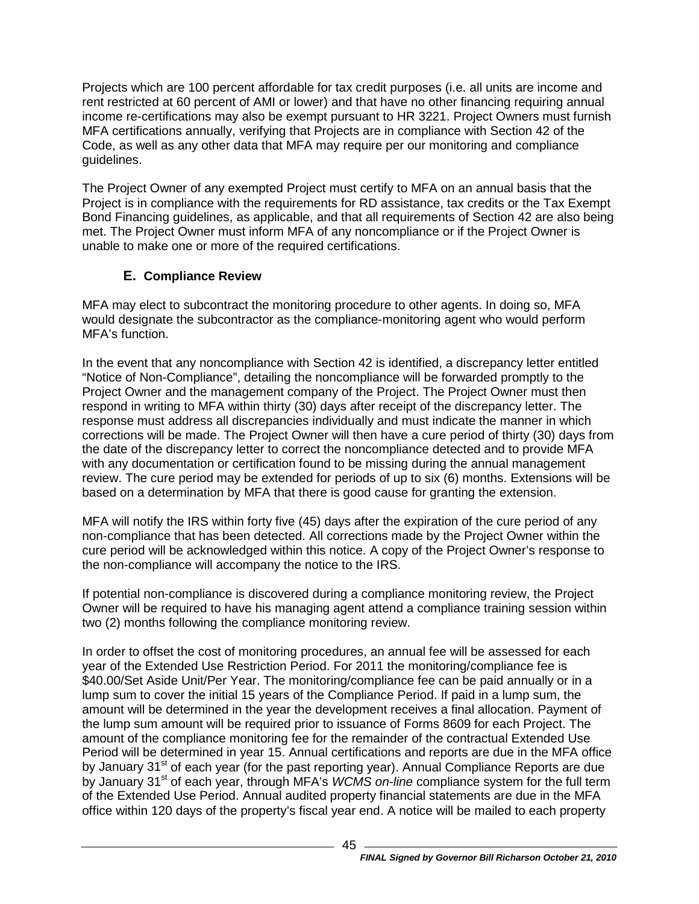Projects which are 100 percent affordable for tax credit purposes (i.e. all units are income and rent restricted at 60 percent of AMI or lower) and that have no other financing requiring annual income re-certifications may also be exempt pursuant to HR 3221. Project Owners must furnish MFA certifications annually, verifying that Projects are in compliance with Section 42 of the Code, as well as any other data that MFA may require per our monitoring and compliance guidelines.

The Project Owner of any exempted Project must certify to MFA on an annual basis that the Project is in compliance with the requirements for RD assistance, tax credits or the Tax Exempt Bond Financing guidelines, as applicable, and that all requirements of Section 42 are also being met. The Project Owner must inform MFA of any noncompliance or if the Project Owner is unable to make one or more of the required certifications.

### E. Compliance Review

MFA may elect to subcontract the monitoring procedure to other agents. In doing so, MFA would designate the subcontractor as the compliance-monitoring agent who would perform MFA's function.

In the event that any noncompliance with Section 42 is identified, a discrepancy letter entitled "Notice of Non-Compliance", detailing the noncompliance will be forwarded promptly to the Project Owner and the management company of the Project. The Project Owner must then respond in writing to MFA within thirty (30) days after receipt of the discrepancy letter. The response must address all discrepancies individually and must indicate the manner in which corrections will be made. The Project Owner will then have a cure period of thirty (30) days from the date of the discrepancy letter to correct the noncompliance detected and to provide MFA with any documentation or certification found to be missing during the annual management review. The cure period may be extended for periods of up to six (6) months. Extensions will be based on a determination by MFA that there is good cause for granting the extension.

MFA will notify the IRS within forty five (45) days after the expiration of the cure period of any non-compliance that has been detected. All corrections made by the Project Owner within the cure period will be acknowledged within this notice. A copy of the Project Owner's response to the non-compliance will accompany the notice to the IRS.

If potential non-compliance is discovered during a compliance monitoring review, the Project Owner will be required to have his managing agent attend a compliance training session within two (2) months following the compliance monitoring review.

In order to offset the cost of monitoring procedures, an annual fee will be assessed for each year of the Extended Use Restriction Period. For 2011 the monitoring/compliance fee is $40.00/Set Aside Unit/Per Year. The monitoring/compliance fee can be paid annually or in a lump sum to cover the initial 15 years of the Compliance Period. If paid in a lump sum, the amount will be determined in the year the development receives a final allocation. Payment of the lump sum amount will be required prior to issuance of Forms 8609 for each Project. The amount of the compliance monitoring fee for the remainder of the contractual Extended Use Period will be determined in year 15. Annual certifications and reports are due in the MFA office by January 31st of each year (for the past reporting year). Annual Compliance Reports are due by January 31st of each year, through MFA's *WCMS on-line* compliance system for the full term of the Extended Use Period. Annual audited property financial statements are due in the MFA office within 120 days of the property's fiscal year end. A notice will be mailed to each property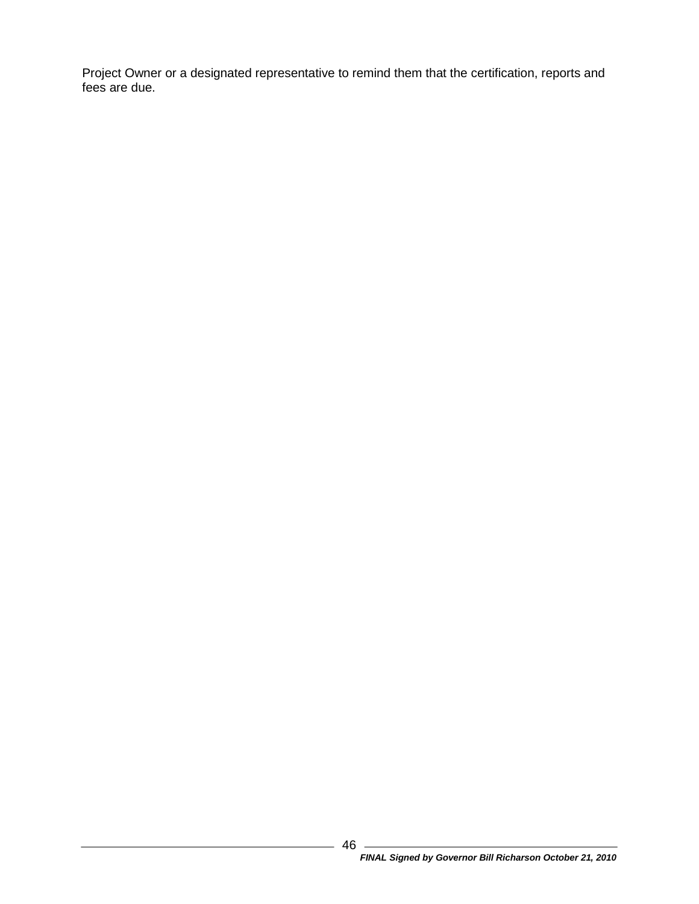Project Owner or a designated representative to remind them that the certification, reports and fees are due.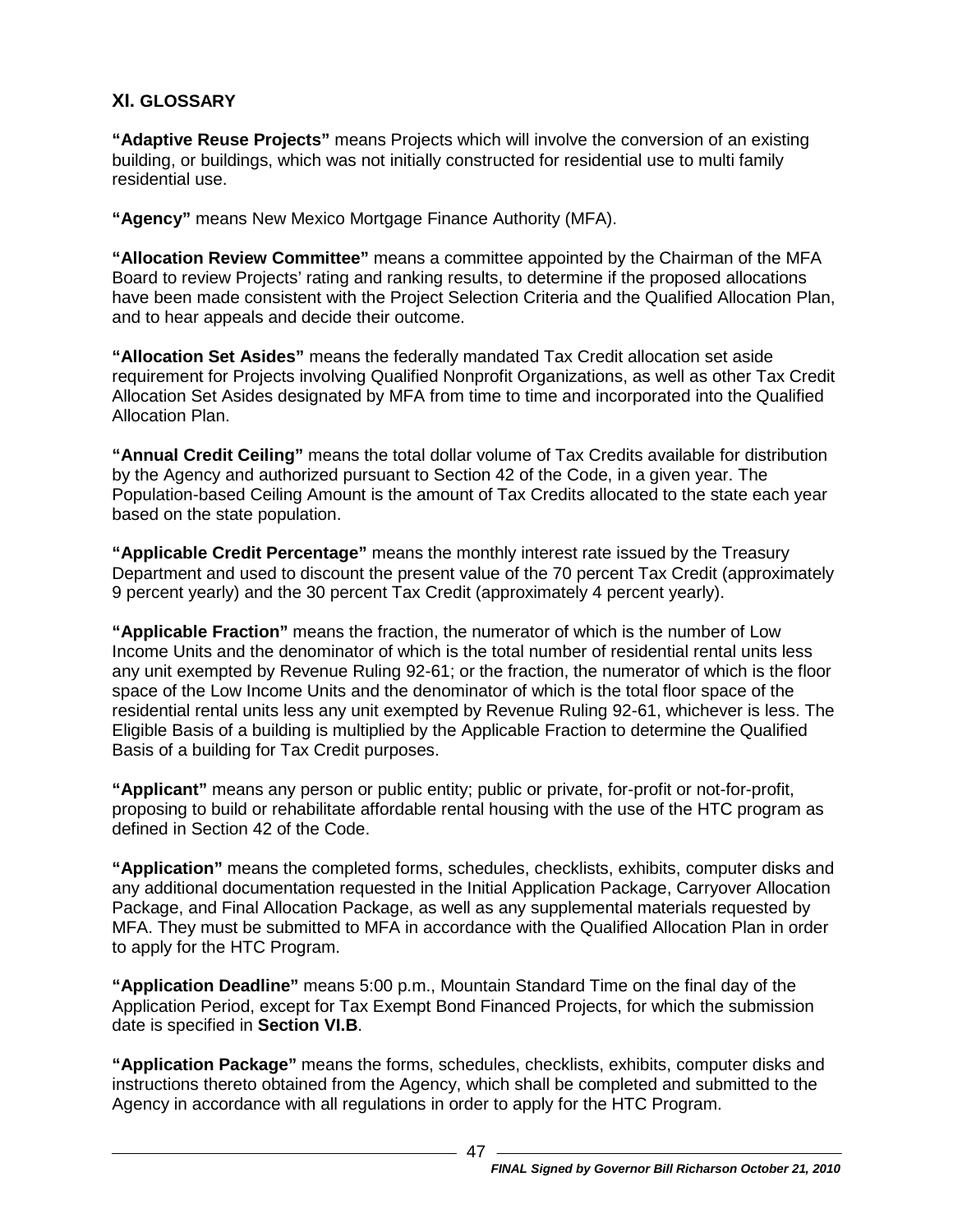## XI. GLOSSARY

**"Adaptive Reuse Projects"** means Projects which will involve the conversion of an existing building, or buildings, which was not initially constructed for residential use to multi family residential use.

**"Agency"** means New Mexico Mortgage Finance Authority (MFA).

**"Allocation Review Committee"** means a committee appointed by the Chairman of the MFA Board to review Projects' rating and ranking results, to determine if the proposed allocations have been made consistent with the Project Selection Criteria and the Qualified Allocation Plan, and to hear appeals and decide their outcome.

**"Allocation Set Asides"** means the federally mandated Tax Credit allocation set aside requirement for Projects involving Qualified Nonprofit Organizations, as well as other Tax Credit Allocation Set Asides designated by MFA from time to time and incorporated into the Qualified Allocation Plan.

**"Annual Credit Ceiling"** means the total dollar volume of Tax Credits available for distribution by the Agency and authorized pursuant to Section 42 of the Code, in a given year. The Population-based Ceiling Amount is the amount of Tax Credits allocated to the state each year based on the state population.

**"Applicable Credit Percentage"** means the monthly interest rate issued by the Treasury Department and used to discount the present value of the 70 percent Tax Credit (approximately 9 percent yearly) and the 30 percent Tax Credit (approximately 4 percent yearly).

**"Applicable Fraction"** means the fraction, the numerator of which is the number of Low Income Units and the denominator of which is the total number of residential rental units less any unit exempted by Revenue Ruling 92-61; or the fraction, the numerator of which is the floor space of the Low Income Units and the denominator of which is the total floor space of the residential rental units less any unit exempted by Revenue Ruling 92-61, whichever is less. The Eligible Basis of a building is multiplied by the Applicable Fraction to determine the Qualified Basis of a building for Tax Credit purposes.

**"Applicant"** means any person or public entity; public or private, for-profit or not-for-profit, proposing to build or rehabilitate affordable rental housing with the use of the HTC program as defined in Section 42 of the Code.

**"Application"** means the completed forms, schedules, checklists, exhibits, computer disks and any additional documentation requested in the Initial Application Package, Carryover Allocation Package, and Final Allocation Package, as well as any supplemental materials requested by MFA. They must be submitted to MFA in accordance with the Qualified Allocation Plan in order to apply for the HTC Program.

**"Application Deadline"** means 5:00 p.m., Mountain Standard Time on the final day of the Application Period, except for Tax Exempt Bond Financed Projects, for which the submission date is specified in **Section VI.B**.

**"Application Package"** means the forms, schedules, checklists, exhibits, computer disks and instructions thereto obtained from the Agency, which shall be completed and submitted to the Agency in accordance with all regulations in order to apply for the HTC Program.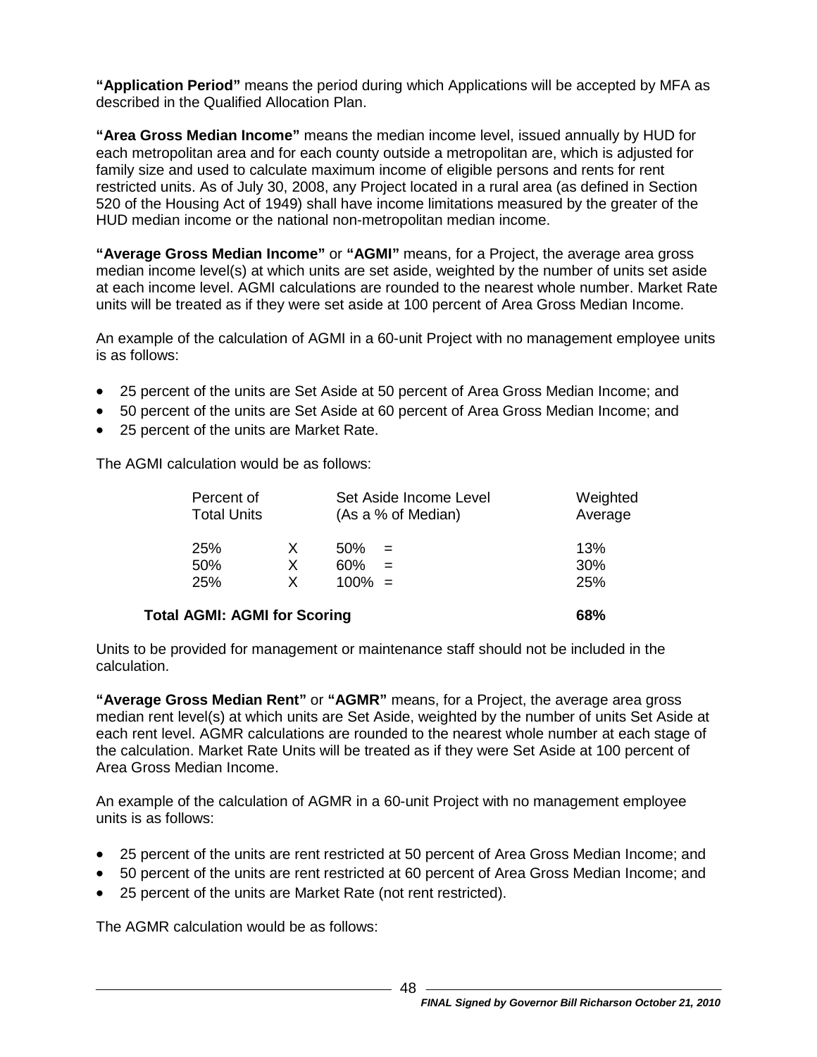**"Application Period"** means the period during which Applications will be accepted by MFA as described in the Qualified Allocation Plan.

**"Area Gross Median Income"** means the median income level, issued annually by HUD for each metropolitan area and for each county outside a metropolitan are, which is adjusted for family size and used to calculate maximum income of eligible persons and rents for rent restricted units. As of July 30, 2008, any Project located in a rural area (as defined in Section 520 of the Housing Act of 1949) shall have income limitations measured by the greater of the HUD median income or the national non-metropolitan median income.

**"Average Gross Median Income"** or **"AGMI"** means, for a Project, the average area gross median income level(s) at which units are set aside, weighted by the number of units set aside at each income level. AGMI calculations are rounded to the nearest whole number. Market Rate units will be treated as if they were set aside at 100 percent of Area Gross Median Income.

An example of the calculation of AGMI in a 60-unit Project with no management employee units is as follows:

- 25 percent of the units are Set Aside at 50 percent of Area Gross Median Income; and
- 50 percent of the units are Set Aside at 60 percent of Area Gross Median Income; and
- 25 percent of the units are Market Rate.

The AGMI calculation would be as follows:

| Percent of Total Units | | Set Aside Income Level (As a % of Median) | Weighted Average |
|---|---|---|---|
| 25% | X | 50% = | 13% |
| 50% | X | 60% = | 30% |
| 25% | X | 100% = | 25% |
| **Total AGMI: AGMI for Scoring** | | | **68%** |

Units to be provided for management or maintenance staff should not be included in the calculation.

**"Average Gross Median Rent"** or **"AGMR"** means, for a Project, the average area gross median rent level(s) at which units are Set Aside, weighted by the number of units Set Aside at each rent level. AGMR calculations are rounded to the nearest whole number at each stage of the calculation. Market Rate Units will be treated as if they were Set Aside at 100 percent of Area Gross Median Income.

An example of the calculation of AGMR in a 60-unit Project with no management employee units is as follows:

- 25 percent of the units are rent restricted at 50 percent of Area Gross Median Income; and
- 50 percent of the units are rent restricted at 60 percent of Area Gross Median Income; and
- 25 percent of the units are Market Rate (not rent restricted).

The AGMR calculation would be as follows: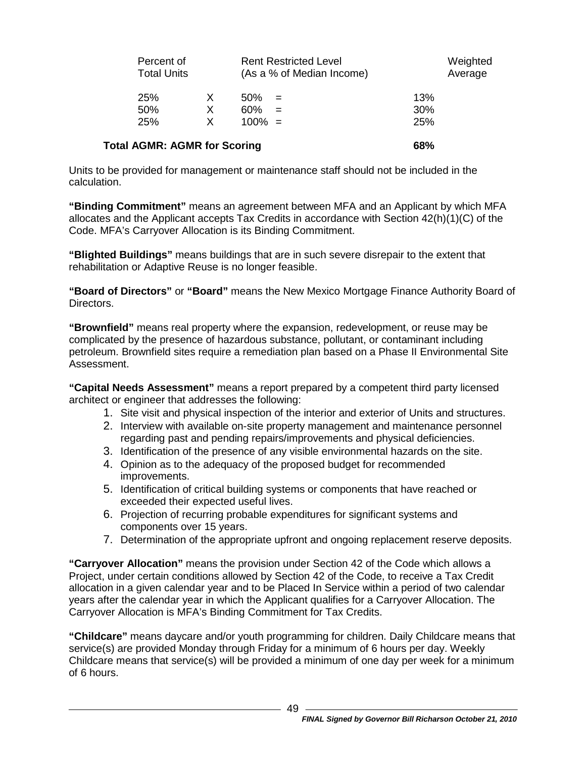| Percent of Total Units | | Rent Restricted Level (As a % of Median Income) | | Weighted Average |
|---|---|---|---|---|
| 25% | X | 50% | = | 13% |
| 50% | X | 60% | = | 30% |
| 25% | X | 100% | = | 25% |
| **Total AGMR: AGMR for Scoring** | | | | **68%** |

Units to be provided for management or maintenance staff should not be included in the calculation.

**"Binding Commitment"** means an agreement between MFA and an Applicant by which MFA allocates and the Applicant accepts Tax Credits in accordance with Section 42(h)(1)(C) of the Code. MFA's Carryover Allocation is its Binding Commitment.

**"Blighted Buildings"** means buildings that are in such severe disrepair to the extent that rehabilitation or Adaptive Reuse is no longer feasible.

**"Board of Directors"** or **"Board"** means the New Mexico Mortgage Finance Authority Board of Directors.

**"Brownfield"** means real property where the expansion, redevelopment, or reuse may be complicated by the presence of hazardous substance, pollutant, or contaminant including petroleum. Brownfield sites require a remediation plan based on a Phase II Environmental Site Assessment.

**"Capital Needs Assessment"** means a report prepared by a competent third party licensed architect or engineer that addresses the following:

1. Site visit and physical inspection of the interior and exterior of Units and structures.
2. Interview with available on-site property management and maintenance personnel regarding past and pending repairs/improvements and physical deficiencies.
3. Identification of the presence of any visible environmental hazards on the site.
4. Opinion as to the adequacy of the proposed budget for recommended improvements.
5. Identification of critical building systems or components that have reached or exceeded their expected useful lives.
6. Projection of recurring probable expenditures for significant systems and components over 15 years.
7. Determination of the appropriate upfront and ongoing replacement reserve deposits.

**"Carryover Allocation"** means the provision under Section 42 of the Code which allows a Project, under certain conditions allowed by Section 42 of the Code, to receive a Tax Credit allocation in a given calendar year and to be Placed In Service within a period of two calendar years after the calendar year in which the Applicant qualifies for a Carryover Allocation. The Carryover Allocation is MFA's Binding Commitment for Tax Credits.

**"Childcare"** means daycare and/or youth programming for children. Daily Childcare means that service(s) are provided Monday through Friday for a minimum of 6 hours per day. Weekly Childcare means that service(s) will be provided a minimum of one day per week for a minimum of 6 hours.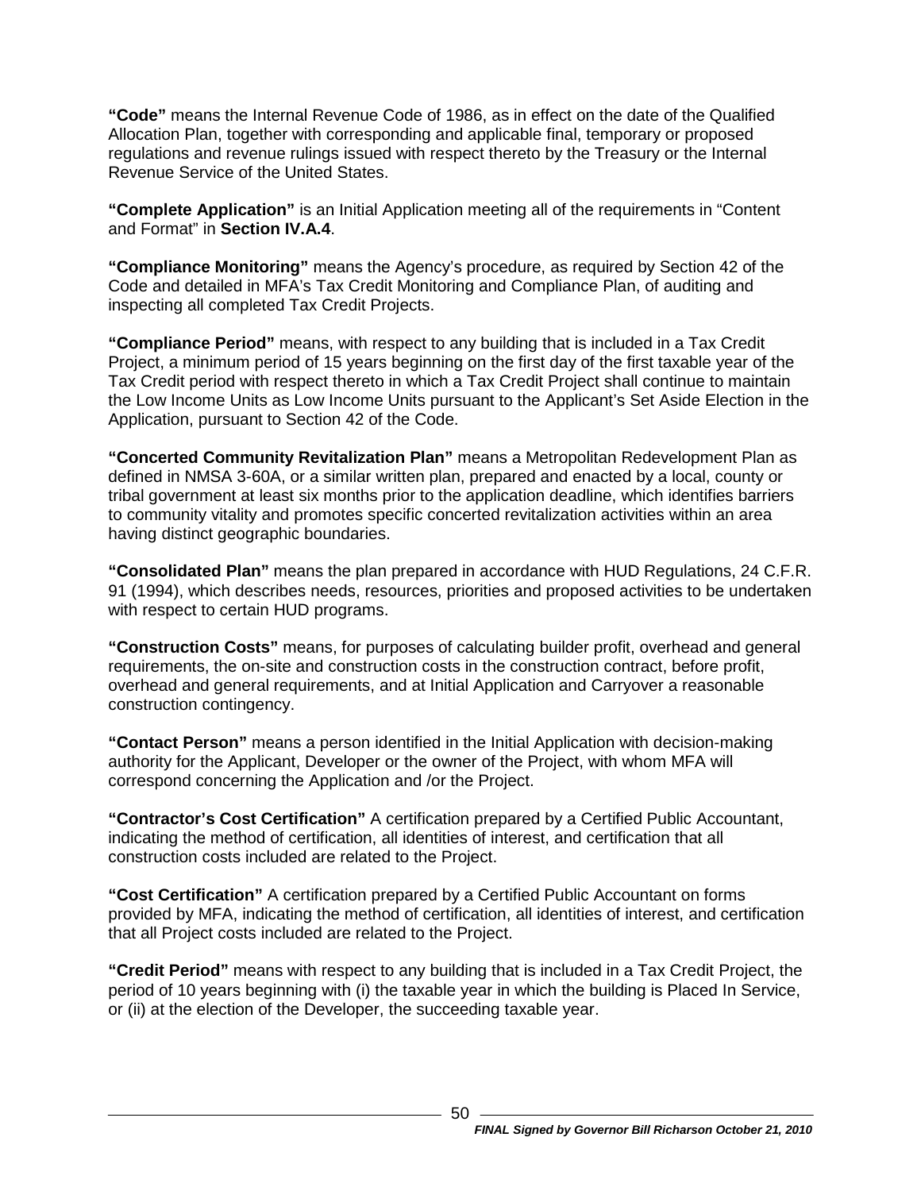**"Code"** means the Internal Revenue Code of 1986, as in effect on the date of the Qualified Allocation Plan, together with corresponding and applicable final, temporary or proposed regulations and revenue rulings issued with respect thereto by the Treasury or the Internal Revenue Service of the United States.

**"Complete Application"** is an Initial Application meeting all of the requirements in "Content and Format" in **Section IV.A.4**.

**"Compliance Monitoring"** means the Agency's procedure, as required by Section 42 of the Code and detailed in MFA's Tax Credit Monitoring and Compliance Plan, of auditing and inspecting all completed Tax Credit Projects.

**"Compliance Period"** means, with respect to any building that is included in a Tax Credit Project, a minimum period of 15 years beginning on the first day of the first taxable year of the Tax Credit period with respect thereto in which a Tax Credit Project shall continue to maintain the Low Income Units as Low Income Units pursuant to the Applicant's Set Aside Election in the Application, pursuant to Section 42 of the Code.

**"Concerted Community Revitalization Plan"** means a Metropolitan Redevelopment Plan as defined in NMSA 3-60A, or a similar written plan, prepared and enacted by a local, county or tribal government at least six months prior to the application deadline, which identifies barriers to community vitality and promotes specific concerted revitalization activities within an area having distinct geographic boundaries.

**"Consolidated Plan"** means the plan prepared in accordance with HUD Regulations, 24 C.F.R. 91 (1994), which describes needs, resources, priorities and proposed activities to be undertaken with respect to certain HUD programs.

**"Construction Costs"** means, for purposes of calculating builder profit, overhead and general requirements, the on-site and construction costs in the construction contract, before profit, overhead and general requirements, and at Initial Application and Carryover a reasonable construction contingency.

**"Contact Person"** means a person identified in the Initial Application with decision-making authority for the Applicant, Developer or the owner of the Project, with whom MFA will correspond concerning the Application and /or the Project.

**"Contractor's Cost Certification"** A certification prepared by a Certified Public Accountant, indicating the method of certification, all identities of interest, and certification that all construction costs included are related to the Project.

**"Cost Certification"** A certification prepared by a Certified Public Accountant on forms provided by MFA, indicating the method of certification, all identities of interest, and certification that all Project costs included are related to the Project.

**"Credit Period"** means with respect to any building that is included in a Tax Credit Project, the period of 10 years beginning with (i) the taxable year in which the building is Placed In Service, or (ii) at the election of the Developer, the succeeding taxable year.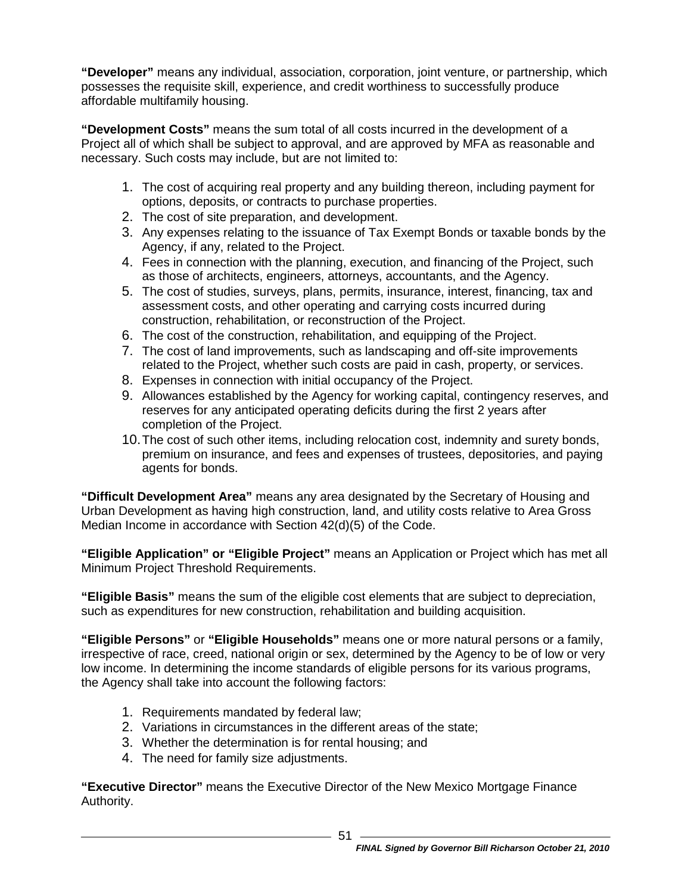**"Developer"** means any individual, association, corporation, joint venture, or partnership, which possesses the requisite skill, experience, and credit worthiness to successfully produce affordable multifamily housing.

**"Development Costs"** means the sum total of all costs incurred in the development of a Project all of which shall be subject to approval, and are approved by MFA as reasonable and necessary. Such costs may include, but are not limited to:

1. The cost of acquiring real property and any building thereon, including payment for options, deposits, or contracts to purchase properties.
2. The cost of site preparation, and development.
3. Any expenses relating to the issuance of Tax Exempt Bonds or taxable bonds by the Agency, if any, related to the Project.
4. Fees in connection with the planning, execution, and financing of the Project, such as those of architects, engineers, attorneys, accountants, and the Agency.
5. The cost of studies, surveys, plans, permits, insurance, interest, financing, tax and assessment costs, and other operating and carrying costs incurred during construction, rehabilitation, or reconstruction of the Project.
6. The cost of the construction, rehabilitation, and equipping of the Project.
7. The cost of land improvements, such as landscaping and off-site improvements related to the Project, whether such costs are paid in cash, property, or services.
8. Expenses in connection with initial occupancy of the Project.
9. Allowances established by the Agency for working capital, contingency reserves, and reserves for any anticipated operating deficits during the first 2 years after completion of the Project.
10. The cost of such other items, including relocation cost, indemnity and surety bonds, premium on insurance, and fees and expenses of trustees, depositories, and paying agents for bonds.

**"Difficult Development Area"** means any area designated by the Secretary of Housing and Urban Development as having high construction, land, and utility costs relative to Area Gross Median Income in accordance with Section 42(d)(5) of the Code.

**"Eligible Application" or "Eligible Project"** means an Application or Project which has met all Minimum Project Threshold Requirements.

**"Eligible Basis"** means the sum of the eligible cost elements that are subject to depreciation, such as expenditures for new construction, rehabilitation and building acquisition.

**"Eligible Persons"** or **"Eligible Households"** means one or more natural persons or a family, irrespective of race, creed, national origin or sex, determined by the Agency to be of low or very low income. In determining the income standards of eligible persons for its various programs, the Agency shall take into account the following factors:

1. Requirements mandated by federal law;
2. Variations in circumstances in the different areas of the state;
3. Whether the determination is for rental housing; and
4. The need for family size adjustments.

**"Executive Director"** means the Executive Director of the New Mexico Mortgage Finance Authority.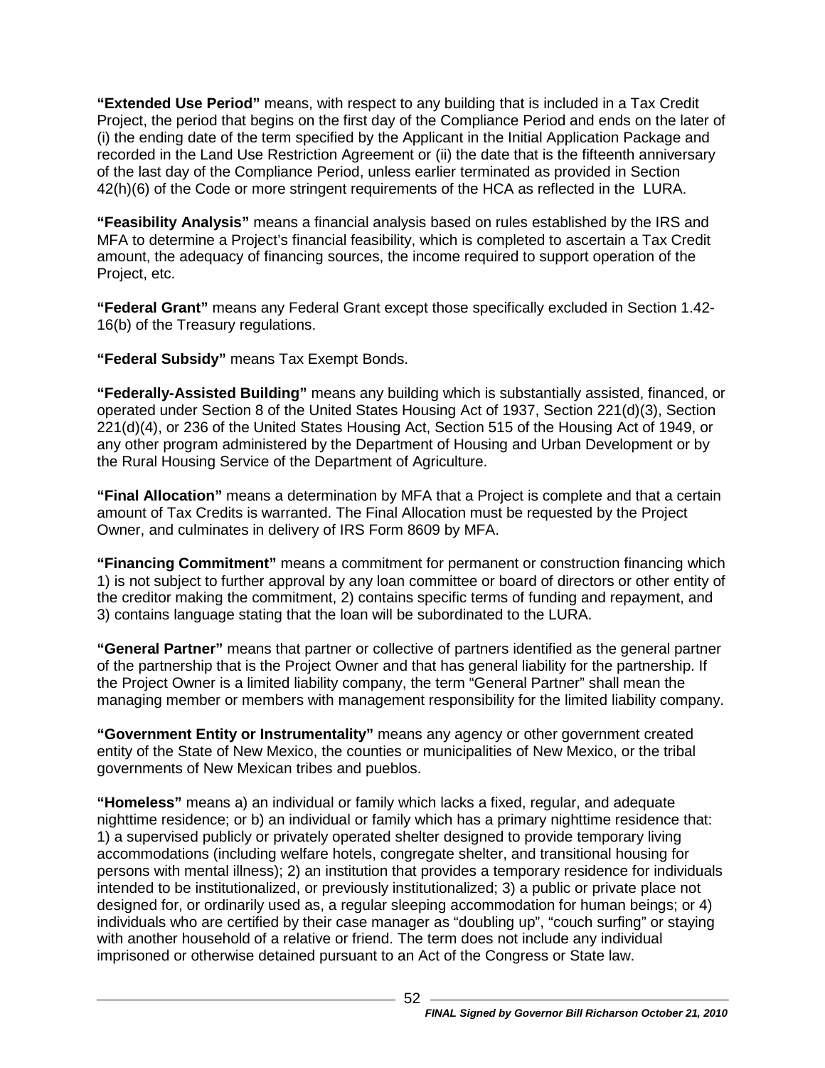**"Extended Use Period"** means, with respect to any building that is included in a Tax Credit Project, the period that begins on the first day of the Compliance Period and ends on the later of (i) the ending date of the term specified by the Applicant in the Initial Application Package and recorded in the Land Use Restriction Agreement or (ii) the date that is the fifteenth anniversary of the last day of the Compliance Period, unless earlier terminated as provided in Section 42(h)(6) of the Code or more stringent requirements of the HCA as reflected in the LURA.

**"Feasibility Analysis"** means a financial analysis based on rules established by the IRS and MFA to determine a Project's financial feasibility, which is completed to ascertain a Tax Credit amount, the adequacy of financing sources, the income required to support operation of the Project, etc.

**"Federal Grant"** means any Federal Grant except those specifically excluded in Section 1.42-16(b) of the Treasury regulations.

**"Federal Subsidy"** means Tax Exempt Bonds.

**"Federally-Assisted Building"** means any building which is substantially assisted, financed, or operated under Section 8 of the United States Housing Act of 1937, Section 221(d)(3), Section 221(d)(4), or 236 of the United States Housing Act, Section 515 of the Housing Act of 1949, or any other program administered by the Department of Housing and Urban Development or by the Rural Housing Service of the Department of Agriculture.

**"Final Allocation"** means a determination by MFA that a Project is complete and that a certain amount of Tax Credits is warranted. The Final Allocation must be requested by the Project Owner, and culminates in delivery of IRS Form 8609 by MFA.

**"Financing Commitment"** means a commitment for permanent or construction financing which 1) is not subject to further approval by any loan committee or board of directors or other entity of the creditor making the commitment, 2) contains specific terms of funding and repayment, and 3) contains language stating that the loan will be subordinated to the LURA.

**"General Partner"** means that partner or collective of partners identified as the general partner of the partnership that is the Project Owner and that has general liability for the partnership. If the Project Owner is a limited liability company, the term "General Partner" shall mean the managing member or members with management responsibility for the limited liability company.

**"Government Entity or Instrumentality"** means any agency or other government created entity of the State of New Mexico, the counties or municipalities of New Mexico, or the tribal governments of New Mexican tribes and pueblos.

**"Homeless"** means a) an individual or family which lacks a fixed, regular, and adequate nighttime residence; or b) an individual or family which has a primary nighttime residence that: 1) a supervised publicly or privately operated shelter designed to provide temporary living accommodations (including welfare hotels, congregate shelter, and transitional housing for persons with mental illness); 2) an institution that provides a temporary residence for individuals intended to be institutionalized, or previously institutionalized; 3) a public or private place not designed for, or ordinarily used as, a regular sleeping accommodation for human beings; or 4) individuals who are certified by their case manager as "doubling up", "couch surfing" or staying with another household of a relative or friend. The term does not include any individual imprisoned or otherwise detained pursuant to an Act of the Congress or State law.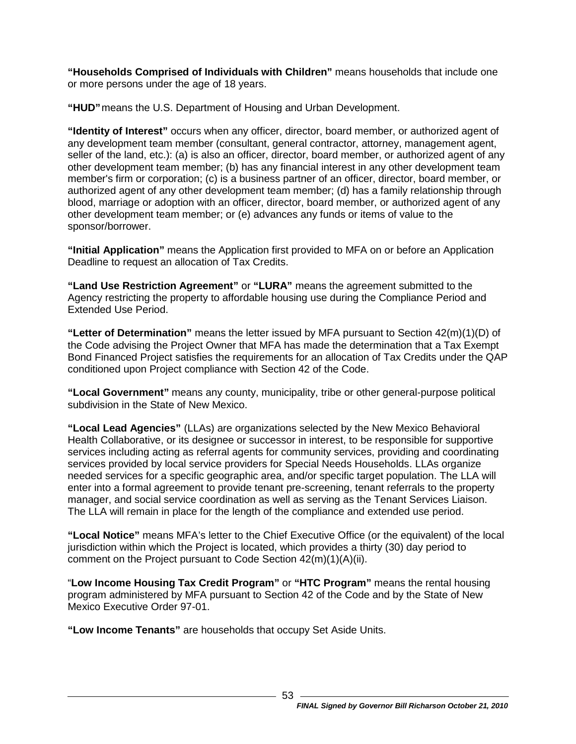**"Households Comprised of Individuals with Children"** means households that include one or more persons under the age of 18 years.

**"HUD"** means the U.S. Department of Housing and Urban Development.

**"Identity of Interest"** occurs when any officer, director, board member, or authorized agent of any development team member (consultant, general contractor, attorney, management agent, seller of the land, etc.): (a) is also an officer, director, board member, or authorized agent of any other development team member; (b) has any financial interest in any other development team member's firm or corporation; (c) is a business partner of an officer, director, board member, or authorized agent of any other development team member; (d) has a family relationship through blood, marriage or adoption with an officer, director, board member, or authorized agent of any other development team member; or (e) advances any funds or items of value to the sponsor/borrower.

**"Initial Application"** means the Application first provided to MFA on or before an Application Deadline to request an allocation of Tax Credits.

**"Land Use Restriction Agreement"** or **"LURA"** means the agreement submitted to the Agency restricting the property to affordable housing use during the Compliance Period and Extended Use Period.

**"Letter of Determination"** means the letter issued by MFA pursuant to Section 42(m)(1)(D) of the Code advising the Project Owner that MFA has made the determination that a Tax Exempt Bond Financed Project satisfies the requirements for an allocation of Tax Credits under the QAP conditioned upon Project compliance with Section 42 of the Code.

**"Local Government"** means any county, municipality, tribe or other general-purpose political subdivision in the State of New Mexico.

**"Local Lead Agencies"** (LLAs) are organizations selected by the New Mexico Behavioral Health Collaborative, or its designee or successor in interest, to be responsible for supportive services including acting as referral agents for community services, providing and coordinating services provided by local service providers for Special Needs Households. LLAs organize needed services for a specific geographic area, and/or specific target population. The LLA will enter into a formal agreement to provide tenant pre-screening, tenant referrals to the property manager, and social service coordination as well as serving as the Tenant Services Liaison. The LLA will remain in place for the length of the compliance and extended use period.

**"Local Notice"** means MFA's letter to the Chief Executive Office (or the equivalent) of the local jurisdiction within which the Project is located, which provides a thirty (30) day period to comment on the Project pursuant to Code Section 42(m)(1)(A)(ii).

"**Low Income Housing Tax Credit Program"** or **"HTC Program"** means the rental housing program administered by MFA pursuant to Section 42 of the Code and by the State of New Mexico Executive Order 97-01.

**"Low Income Tenants"** are households that occupy Set Aside Units.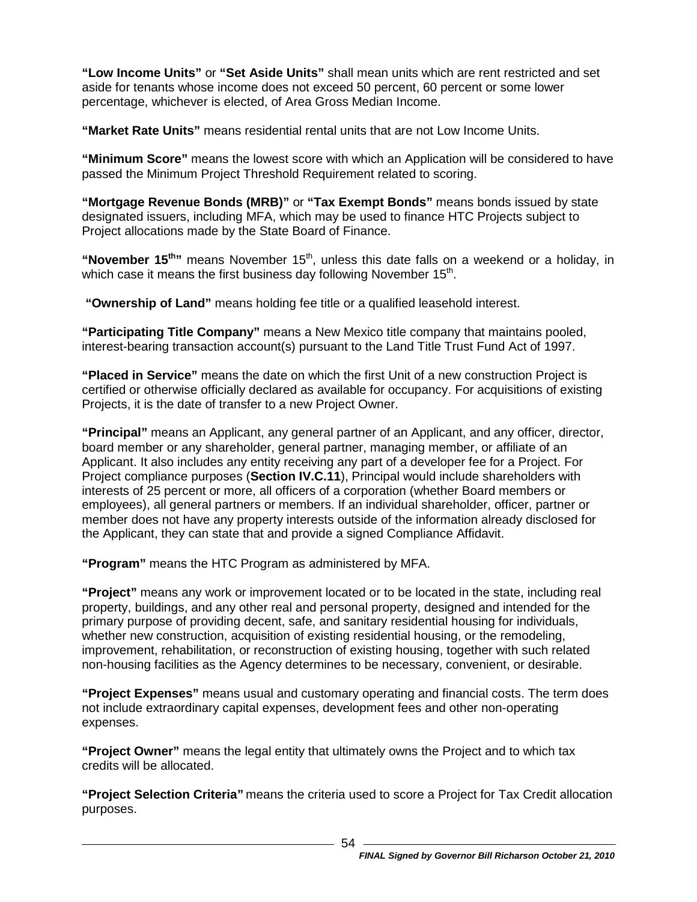**"Low Income Units"** or **"Set Aside Units"** shall mean units which are rent restricted and set aside for tenants whose income does not exceed 50 percent, 60 percent or some lower percentage, whichever is elected, of Area Gross Median Income.

**"Market Rate Units"** means residential rental units that are not Low Income Units.

**"Minimum Score"** means the lowest score with which an Application will be considered to have passed the Minimum Project Threshold Requirement related to scoring.

**"Mortgage Revenue Bonds (MRB)"** or **"Tax Exempt Bonds"** means bonds issued by state designated issuers, including MFA, which may be used to finance HTC Projects subject to Project allocations made by the State Board of Finance.

**"November 15th"** means November 15th, unless this date falls on a weekend or a holiday, in which case it means the first business day following November 15th.

**"Ownership of Land"** means holding fee title or a qualified leasehold interest.

**"Participating Title Company"** means a New Mexico title company that maintains pooled, interest-bearing transaction account(s) pursuant to the Land Title Trust Fund Act of 1997.

**"Placed in Service"** means the date on which the first Unit of a new construction Project is certified or otherwise officially declared as available for occupancy. For acquisitions of existing Projects, it is the date of transfer to a new Project Owner.

**"Principal"** means an Applicant, any general partner of an Applicant, and any officer, director, board member or any shareholder, general partner, managing member, or affiliate of an Applicant. It also includes any entity receiving any part of a developer fee for a Project. For Project compliance purposes (**Section IV.C.11**), Principal would include shareholders with interests of 25 percent or more, all officers of a corporation (whether Board members or employees), all general partners or members. If an individual shareholder, officer, partner or member does not have any property interests outside of the information already disclosed for the Applicant, they can state that and provide a signed Compliance Affidavit.

**"Program"** means the HTC Program as administered by MFA.

**"Project"** means any work or improvement located or to be located in the state, including real property, buildings, and any other real and personal property, designed and intended for the primary purpose of providing decent, safe, and sanitary residential housing for individuals, whether new construction, acquisition of existing residential housing, or the remodeling, improvement, rehabilitation, or reconstruction of existing housing, together with such related non-housing facilities as the Agency determines to be necessary, convenient, or desirable.

**"Project Expenses"** means usual and customary operating and financial costs. The term does not include extraordinary capital expenses, development fees and other non-operating expenses.

**"Project Owner"** means the legal entity that ultimately owns the Project and to which tax credits will be allocated.

**"Project Selection Criteria"** means the criteria used to score a Project for Tax Credit allocation purposes.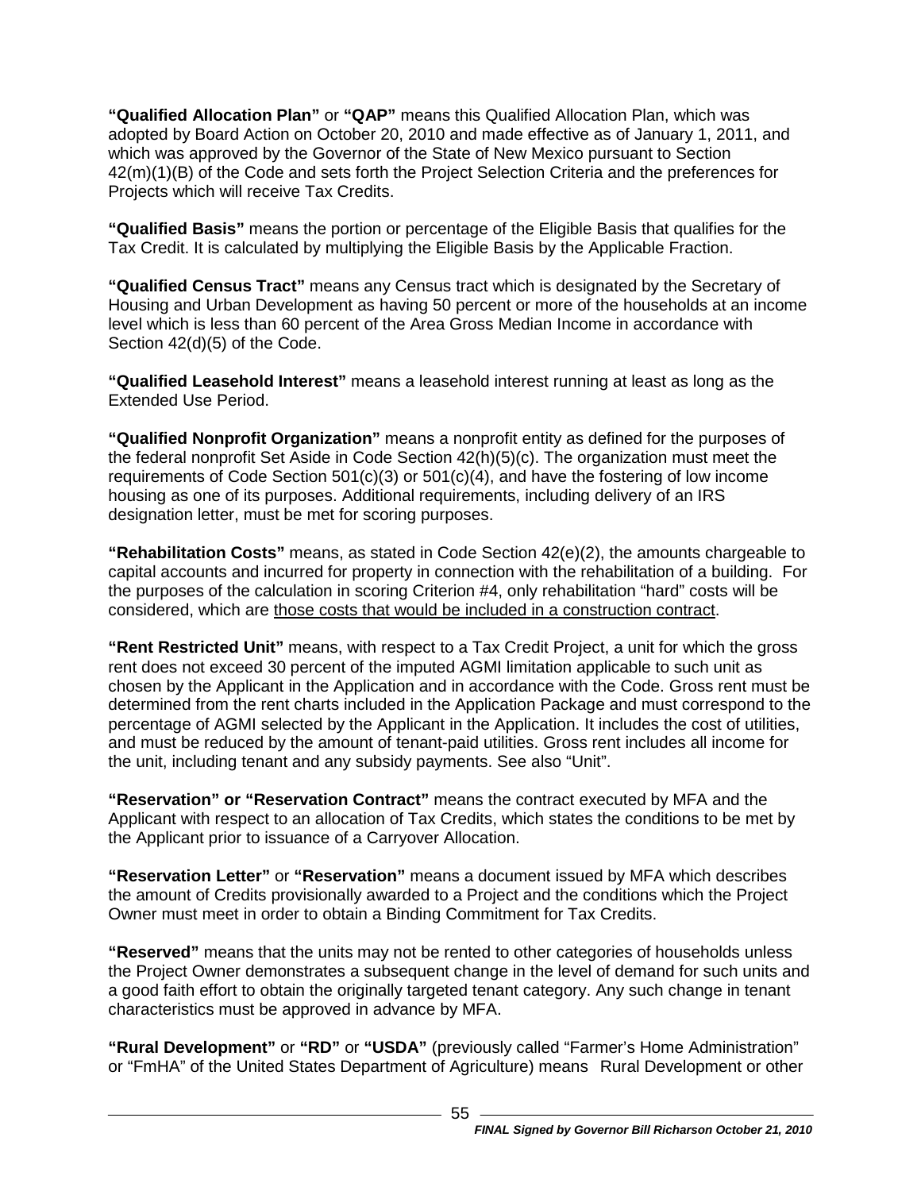**"Qualified Allocation Plan"** or **"QAP"** means this Qualified Allocation Plan, which was adopted by Board Action on October 20, 2010 and made effective as of January 1, 2011, and which was approved by the Governor of the State of New Mexico pursuant to Section 42(m)(1)(B) of the Code and sets forth the Project Selection Criteria and the preferences for Projects which will receive Tax Credits.

**"Qualified Basis"** means the portion or percentage of the Eligible Basis that qualifies for the Tax Credit. It is calculated by multiplying the Eligible Basis by the Applicable Fraction.

**"Qualified Census Tract"** means any Census tract which is designated by the Secretary of Housing and Urban Development as having 50 percent or more of the households at an income level which is less than 60 percent of the Area Gross Median Income in accordance with Section 42(d)(5) of the Code.

**"Qualified Leasehold Interest"** means a leasehold interest running at least as long as the Extended Use Period.

**"Qualified Nonprofit Organization"** means a nonprofit entity as defined for the purposes of the federal nonprofit Set Aside in Code Section 42(h)(5)(c). The organization must meet the requirements of Code Section 501(c)(3) or 501(c)(4), and have the fostering of low income housing as one of its purposes. Additional requirements, including delivery of an IRS designation letter, must be met for scoring purposes.

**"Rehabilitation Costs"** means, as stated in Code Section 42(e)(2), the amounts chargeable to capital accounts and incurred for property in connection with the rehabilitation of a building. For the purposes of the calculation in scoring Criterion #4, only rehabilitation "hard" costs will be considered, which are <u>those costs that would be included in a construction contract</u>.

**"Rent Restricted Unit"** means, with respect to a Tax Credit Project, a unit for which the gross rent does not exceed 30 percent of the imputed AGMI limitation applicable to such unit as chosen by the Applicant in the Application and in accordance with the Code. Gross rent must be determined from the rent charts included in the Application Package and must correspond to the percentage of AGMI selected by the Applicant in the Application. It includes the cost of utilities, and must be reduced by the amount of tenant-paid utilities. Gross rent includes all income for the unit, including tenant and any subsidy payments. See also "Unit".

**"Reservation" or "Reservation Contract"** means the contract executed by MFA and the Applicant with respect to an allocation of Tax Credits, which states the conditions to be met by the Applicant prior to issuance of a Carryover Allocation.

**"Reservation Letter"** or **"Reservation"** means a document issued by MFA which describes the amount of Credits provisionally awarded to a Project and the conditions which the Project Owner must meet in order to obtain a Binding Commitment for Tax Credits.

**"Reserved"** means that the units may not be rented to other categories of households unless the Project Owner demonstrates a subsequent change in the level of demand for such units and a good faith effort to obtain the originally targeted tenant category. Any such change in tenant characteristics must be approved in advance by MFA.

**"Rural Development"** or **"RD"** or **"USDA"** (previously called "Farmer's Home Administration" or "FmHA" of the United States Department of Agriculture) means Rural Development or other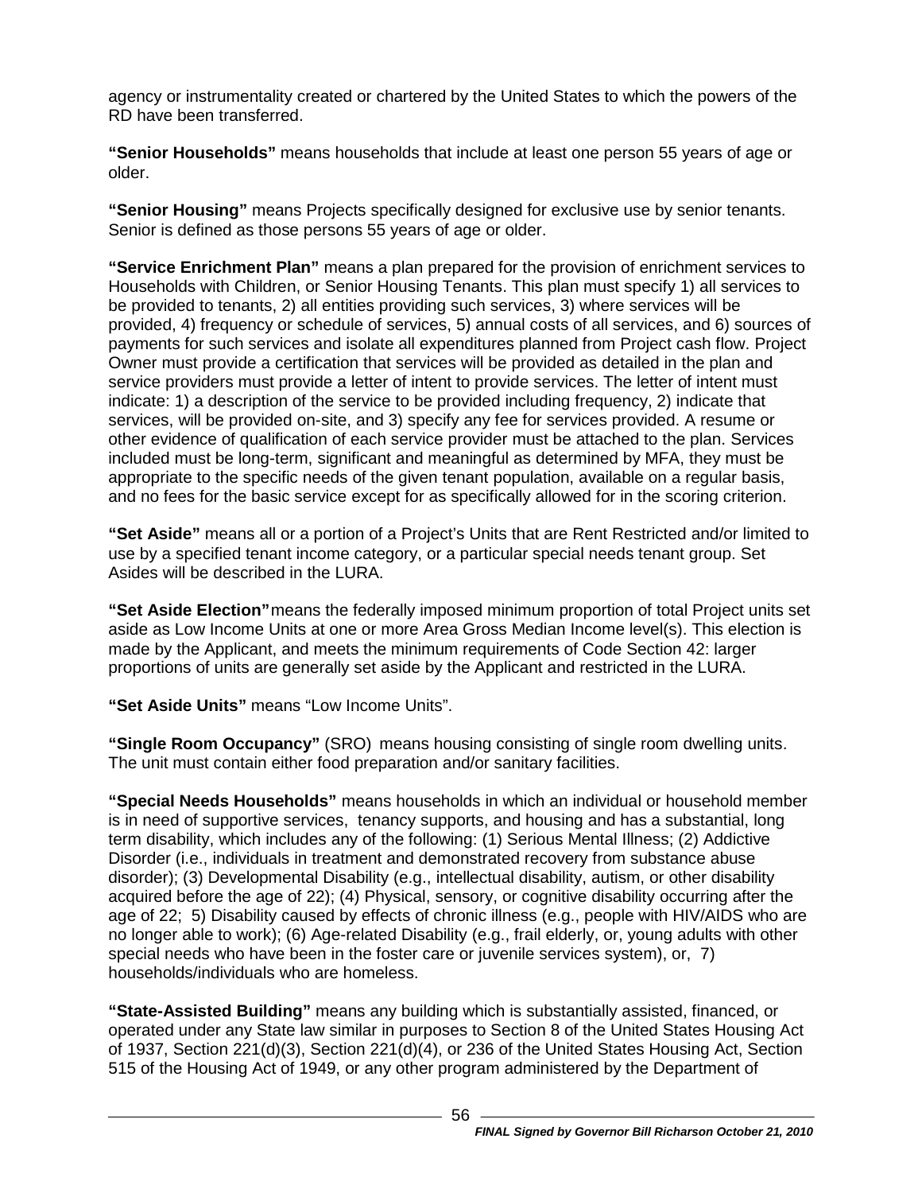agency or instrumentality created or chartered by the United States to which the powers of the RD have been transferred.

**"Senior Households"** means households that include at least one person 55 years of age or older.

**"Senior Housing"** means Projects specifically designed for exclusive use by senior tenants. Senior is defined as those persons 55 years of age or older.

**"Service Enrichment Plan"** means a plan prepared for the provision of enrichment services to Households with Children, or Senior Housing Tenants. This plan must specify 1) all services to be provided to tenants, 2) all entities providing such services, 3) where services will be provided, 4) frequency or schedule of services, 5) annual costs of all services, and 6) sources of payments for such services and isolate all expenditures planned from Project cash flow. Project Owner must provide a certification that services will be provided as detailed in the plan and service providers must provide a letter of intent to provide services. The letter of intent must indicate: 1) a description of the service to be provided including frequency, 2) indicate that services, will be provided on-site, and 3) specify any fee for services provided. A resume or other evidence of qualification of each service provider must be attached to the plan. Services included must be long-term, significant and meaningful as determined by MFA, they must be appropriate to the specific needs of the given tenant population, available on a regular basis, and no fees for the basic service except for as specifically allowed for in the scoring criterion.

**"Set Aside"** means all or a portion of a Project's Units that are Rent Restricted and/or limited to use by a specified tenant income category, or a particular special needs tenant group. Set Asides will be described in the LURA.

**"Set Aside Election"** means the federally imposed minimum proportion of total Project units set aside as Low Income Units at one or more Area Gross Median Income level(s). This election is made by the Applicant, and meets the minimum requirements of Code Section 42: larger proportions of units are generally set aside by the Applicant and restricted in the LURA.

**"Set Aside Units"** means "Low Income Units".

**"Single Room Occupancy"** (SRO) means housing consisting of single room dwelling units. The unit must contain either food preparation and/or sanitary facilities.

**"Special Needs Households"** means households in which an individual or household member is in need of supportive services, tenancy supports, and housing and has a substantial, long term disability, which includes any of the following: (1) Serious Mental Illness; (2) Addictive Disorder (i.e., individuals in treatment and demonstrated recovery from substance abuse disorder); (3) Developmental Disability (e.g., intellectual disability, autism, or other disability acquired before the age of 22); (4) Physical, sensory, or cognitive disability occurring after the age of 22; 5) Disability caused by effects of chronic illness (e.g., people with HIV/AIDS who are no longer able to work); (6) Age-related Disability (e.g., frail elderly, or, young adults with other special needs who have been in the foster care or juvenile services system), or, 7) households/individuals who are homeless.

**"State-Assisted Building"** means any building which is substantially assisted, financed, or operated under any State law similar in purposes to Section 8 of the United States Housing Act of 1937, Section 221(d)(3), Section 221(d)(4), or 236 of the United States Housing Act, Section 515 of the Housing Act of 1949, or any other program administered by the Department of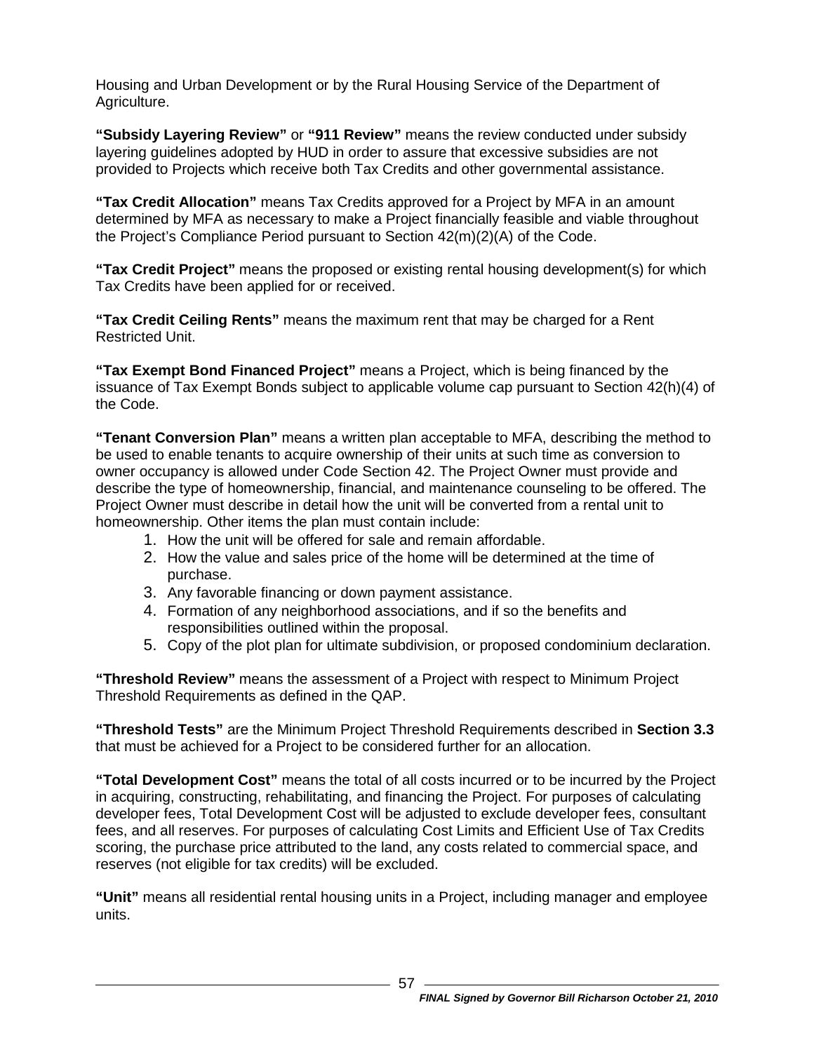Housing and Urban Development or by the Rural Housing Service of the Department of Agriculture.

**"Subsidy Layering Review"** or **"911 Review"** means the review conducted under subsidy layering guidelines adopted by HUD in order to assure that excessive subsidies are not provided to Projects which receive both Tax Credits and other governmental assistance.

**"Tax Credit Allocation"** means Tax Credits approved for a Project by MFA in an amount determined by MFA as necessary to make a Project financially feasible and viable throughout the Project's Compliance Period pursuant to Section 42(m)(2)(A) of the Code.

**"Tax Credit Project"** means the proposed or existing rental housing development(s) for which Tax Credits have been applied for or received.

**"Tax Credit Ceiling Rents"** means the maximum rent that may be charged for a Rent Restricted Unit.

**"Tax Exempt Bond Financed Project"** means a Project, which is being financed by the issuance of Tax Exempt Bonds subject to applicable volume cap pursuant to Section 42(h)(4) of the Code.

**"Tenant Conversion Plan"** means a written plan acceptable to MFA, describing the method to be used to enable tenants to acquire ownership of their units at such time as conversion to owner occupancy is allowed under Code Section 42. The Project Owner must provide and describe the type of homeownership, financial, and maintenance counseling to be offered. The Project Owner must describe in detail how the unit will be converted from a rental unit to homeownership. Other items the plan must contain include:

1. How the unit will be offered for sale and remain affordable.
2. How the value and sales price of the home will be determined at the time of purchase.
3. Any favorable financing or down payment assistance.
4. Formation of any neighborhood associations, and if so the benefits and responsibilities outlined within the proposal.
5. Copy of the plot plan for ultimate subdivision, or proposed condominium declaration.

**"Threshold Review"** means the assessment of a Project with respect to Minimum Project Threshold Requirements as defined in the QAP.

**"Threshold Tests"** are the Minimum Project Threshold Requirements described in **Section 3.3** that must be achieved for a Project to be considered further for an allocation.

**"Total Development Cost"** means the total of all costs incurred or to be incurred by the Project in acquiring, constructing, rehabilitating, and financing the Project. For purposes of calculating developer fees, Total Development Cost will be adjusted to exclude developer fees, consultant fees, and all reserves. For purposes of calculating Cost Limits and Efficient Use of Tax Credits scoring, the purchase price attributed to the land, any costs related to commercial space, and reserves (not eligible for tax credits) will be excluded.

**"Unit"** means all residential rental housing units in a Project, including manager and employee units.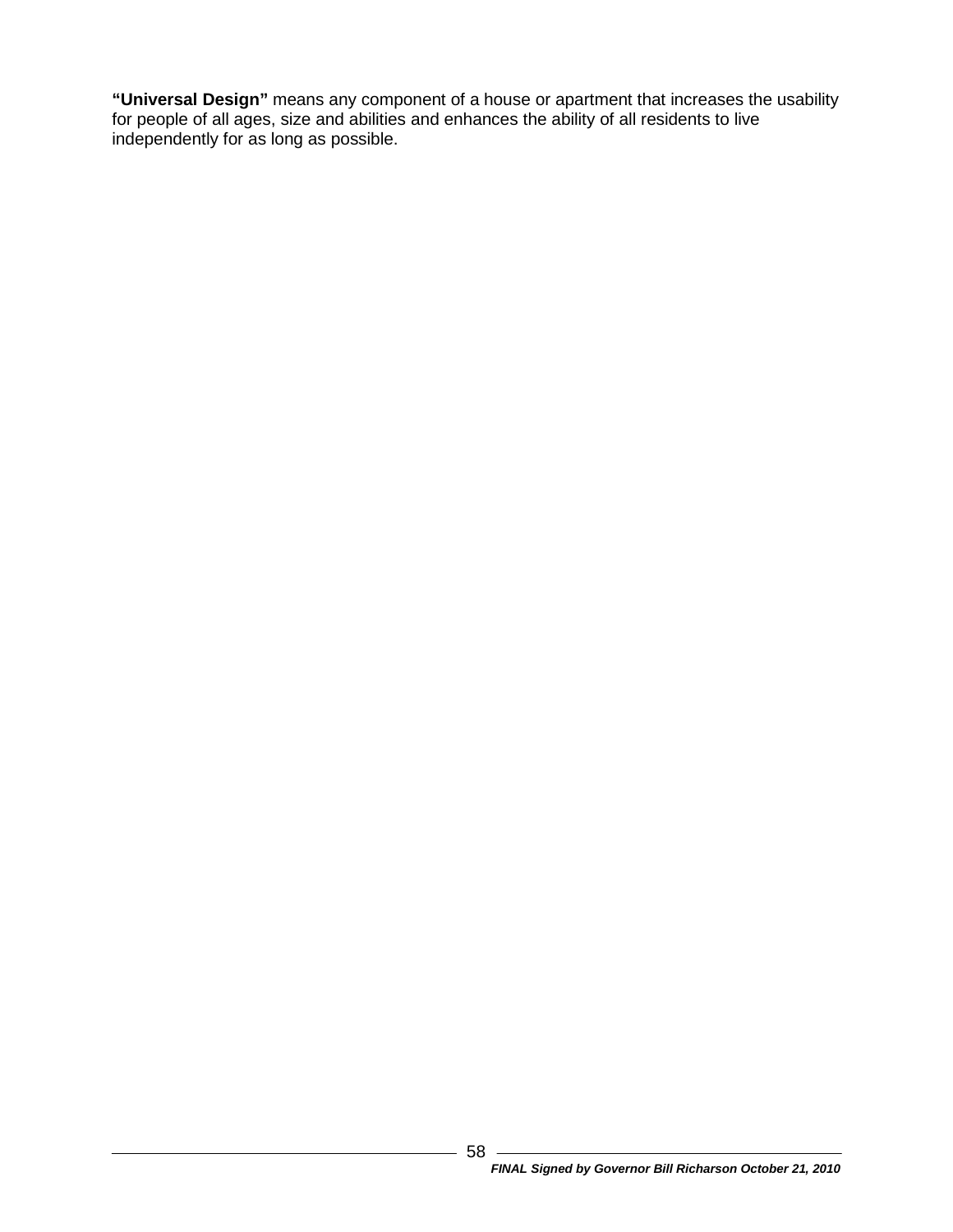**"Universal Design"** means any component of a house or apartment that increases the usability for people of all ages, size and abilities and enhances the ability of all residents to live independently for as long as possible.